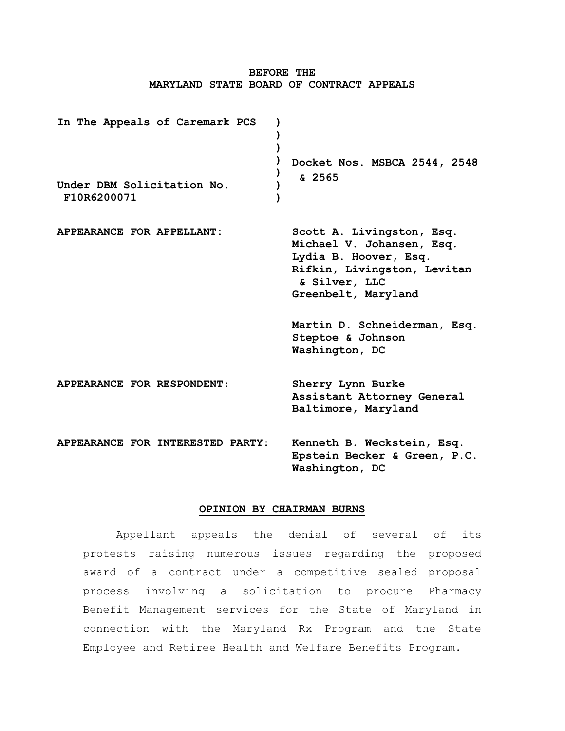**BEFORE THE**
**MARYLAND STATE BOARD OF CONTRACT APPEALS**

| | |
|---|---|
| **In The Appeals of Caremark PCS** | |
| | **Docket Nos. MSBCA 2544, 2548 & 2565** |
| **Under DBM Solicitation No. F10R6200071** | |

**APPEARANCE FOR APPELLANT:**

**Scott A. Livingston, Esq.**
**Michael V. Johansen, Esq.**
**Lydia B. Hoover, Esq.**
**Rifkin, Livingston, Levitan & Silver, LLC**
**Greenbelt, Maryland**

**Martin D. Schneiderman, Esq.**
**Steptoe & Johnson**
**Washington, DC**

**APPEARANCE FOR RESPONDENT:**

**Sherry Lynn Burke**
**Assistant Attorney General**
**Baltimore, Maryland**

**APPEARANCE FOR INTERESTED PARTY:**

**Kenneth B. Weckstein, Esq.**
**Epstein Becker & Green, P.C.**
**Washington, DC**

**OPINION BY CHAIRMAN BURNS**

Appellant appeals the denial of several of its protests raising numerous issues regarding the proposed award of a contract under a competitive sealed proposal process involving a solicitation to procure Pharmacy Benefit Management services for the State of Maryland in connection with the Maryland Rx Program and the State Employee and Retiree Health and Welfare Benefits Program.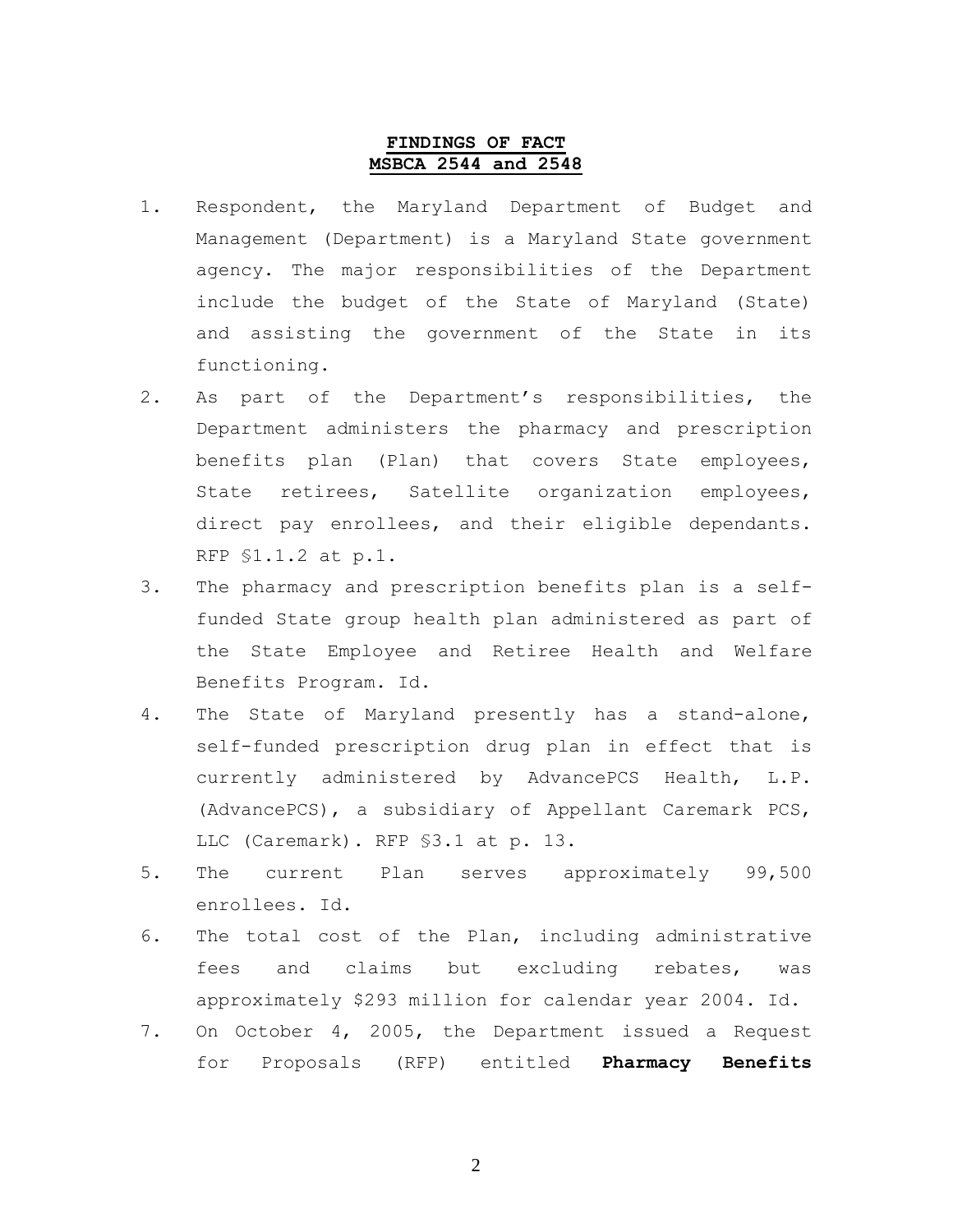**FINDINGS OF FACT**
**MSBCA 2544 and 2548**

1. Respondent, the Maryland Department of Budget and Management (Department) is a Maryland State government agency. The major responsibilities of the Department include the budget of the State of Maryland (State) and assisting the government of the State in its functioning.
2. As part of the Department's responsibilities, the Department administers the pharmacy and prescription benefits plan (Plan) that covers State employees, State retirees, Satellite organization employees, direct pay enrollees, and their eligible dependants. RFP §1.1.2 at p.1.
3. The pharmacy and prescription benefits plan is a self-funded State group health plan administered as part of the State Employee and Retiree Health and Welfare Benefits Program. Id.
4. The State of Maryland presently has a stand-alone, self-funded prescription drug plan in effect that is currently administered by AdvancePCS Health, L.P. (AdvancePCS), a subsidiary of Appellant Caremark PCS, LLC (Caremark). RFP §3.1 at p. 13.
5. The current Plan serves approximately 99,500 enrollees. Id.
6. The total cost of the Plan, including administrative fees and claims but excluding rebates, was approximately $293 million for calendar year 2004. Id.
7. On October 4, 2005, the Department issued a Request for Proposals (RFP) entitled **Pharmacy Benefits**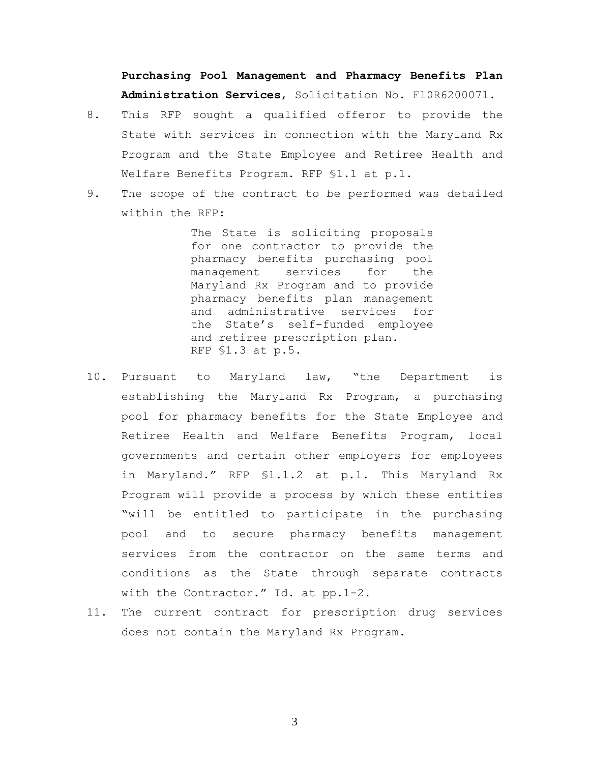**Purchasing Pool Management and Pharmacy Benefits Plan Administration Services**, Solicitation No. F10R6200071.

8. This RFP sought a qualified offeror to provide the State with services in connection with the Maryland Rx Program and the State Employee and Retiree Health and Welfare Benefits Program. RFP §1.1 at p.1.

9. The scope of the contract to be performed was detailed within the RFP:

   > The State is soliciting proposals for one contractor to provide the pharmacy benefits purchasing pool management services for the Maryland Rx Program and to provide pharmacy benefits plan management and administrative services for the State's self-funded employee and retiree prescription plan. RFP §1.3 at p.5.

10. Pursuant to Maryland law, "the Department is establishing the Maryland Rx Program, a purchasing pool for pharmacy benefits for the State Employee and Retiree Health and Welfare Benefits Program, local governments and certain other employers for employees in Maryland." RFP §1.1.2 at p.1. This Maryland Rx Program will provide a process by which these entities "will be entitled to participate in the purchasing pool and to secure pharmacy benefits management services from the contractor on the same terms and conditions as the State through separate contracts with the Contractor." Id. at pp.1-2.

11. The current contract for prescription drug services does not contain the Maryland Rx Program.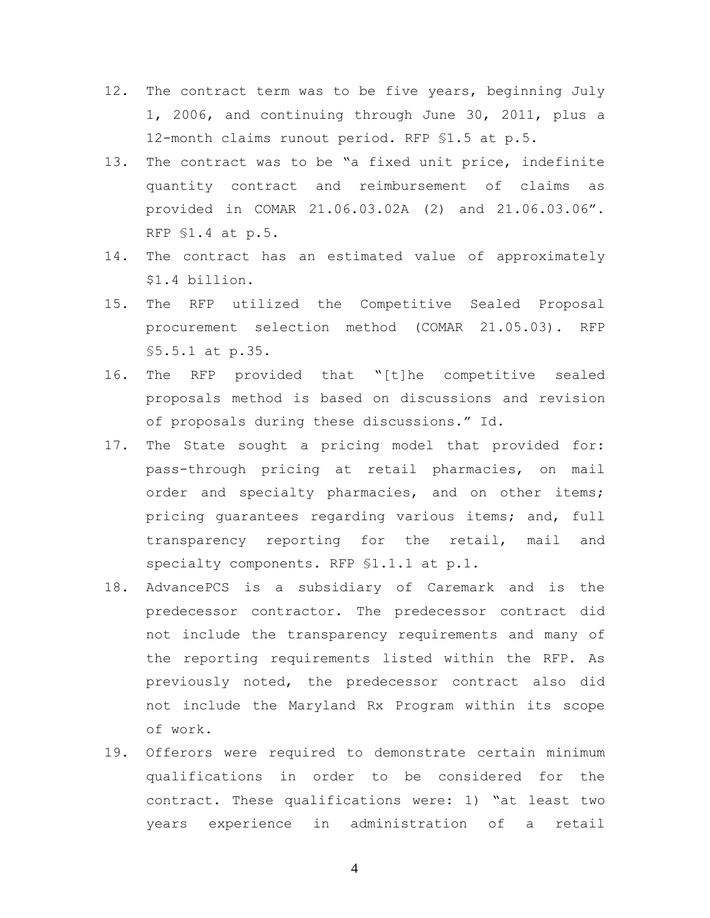12. The contract term was to be five years, beginning July 1, 2006, and continuing through June 30, 2011, plus a 12-month claims runout period. RFP §1.5 at p.5.
13. The contract was to be "a fixed unit price, indefinite quantity contract and reimbursement of claims as provided in COMAR 21.06.03.02A (2) and 21.06.03.06". RFP §1.4 at p.5.
14. The contract has an estimated value of approximately $1.4 billion.
15. The RFP utilized the Competitive Sealed Proposal procurement selection method (COMAR 21.05.03). RFP §5.5.1 at p.35.
16. The RFP provided that "[t]he competitive sealed proposals method is based on discussions and revision of proposals during these discussions." Id.
17. The State sought a pricing model that provided for: pass-through pricing at retail pharmacies, on mail order and specialty pharmacies, and on other items; pricing guarantees regarding various items; and, full transparency reporting for the retail, mail and specialty components. RFP §1.1.1 at p.1.
18. AdvancePCS is a subsidiary of Caremark and is the predecessor contractor. The predecessor contract did not include the transparency requirements and many of the reporting requirements listed within the RFP. As previously noted, the predecessor contract also did not include the Maryland Rx Program within its scope of work.
19. Offerors were required to demonstrate certain minimum qualifications in order to be considered for the contract. These qualifications were: 1) "at least two years experience in administration of a retail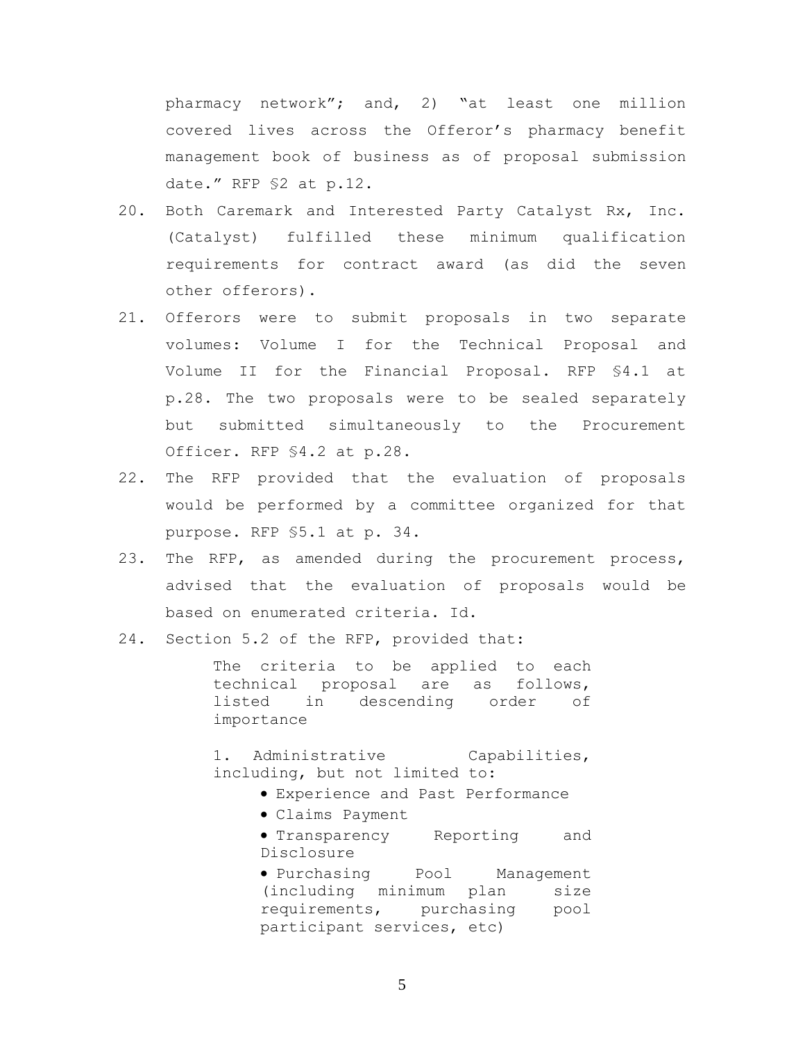pharmacy network"; and, 2) "at least one million covered lives across the Offeror's pharmacy benefit management book of business as of proposal submission date." RFP §2 at p.12.

20. Both Caremark and Interested Party Catalyst Rx, Inc. (Catalyst) fulfilled these minimum qualification requirements for contract award (as did the seven other offerors).

21. Offerors were to submit proposals in two separate volumes: Volume I for the Technical Proposal and Volume II for the Financial Proposal. RFP §4.1 at p.28. The two proposals were to be sealed separately but submitted simultaneously to the Procurement Officer. RFP §4.2 at p.28.

22. The RFP provided that the evaluation of proposals would be performed by a committee organized for that purpose. RFP §5.1 at p. 34.

23. The RFP, as amended during the procurement process, advised that the evaluation of proposals would be based on enumerated criteria. Id.

24. Section 5.2 of the RFP, provided that:

> The criteria to be applied to each technical proposal are as follows, listed in descending order of importance
>
> 1. Administrative Capabilities, including, but not limited to:
>     - Experience and Past Performance
>     - Claims Payment
>     - Transparency Reporting and Disclosure
>     - Purchasing Pool Management (including minimum plan size requirements, purchasing pool participant services, etc)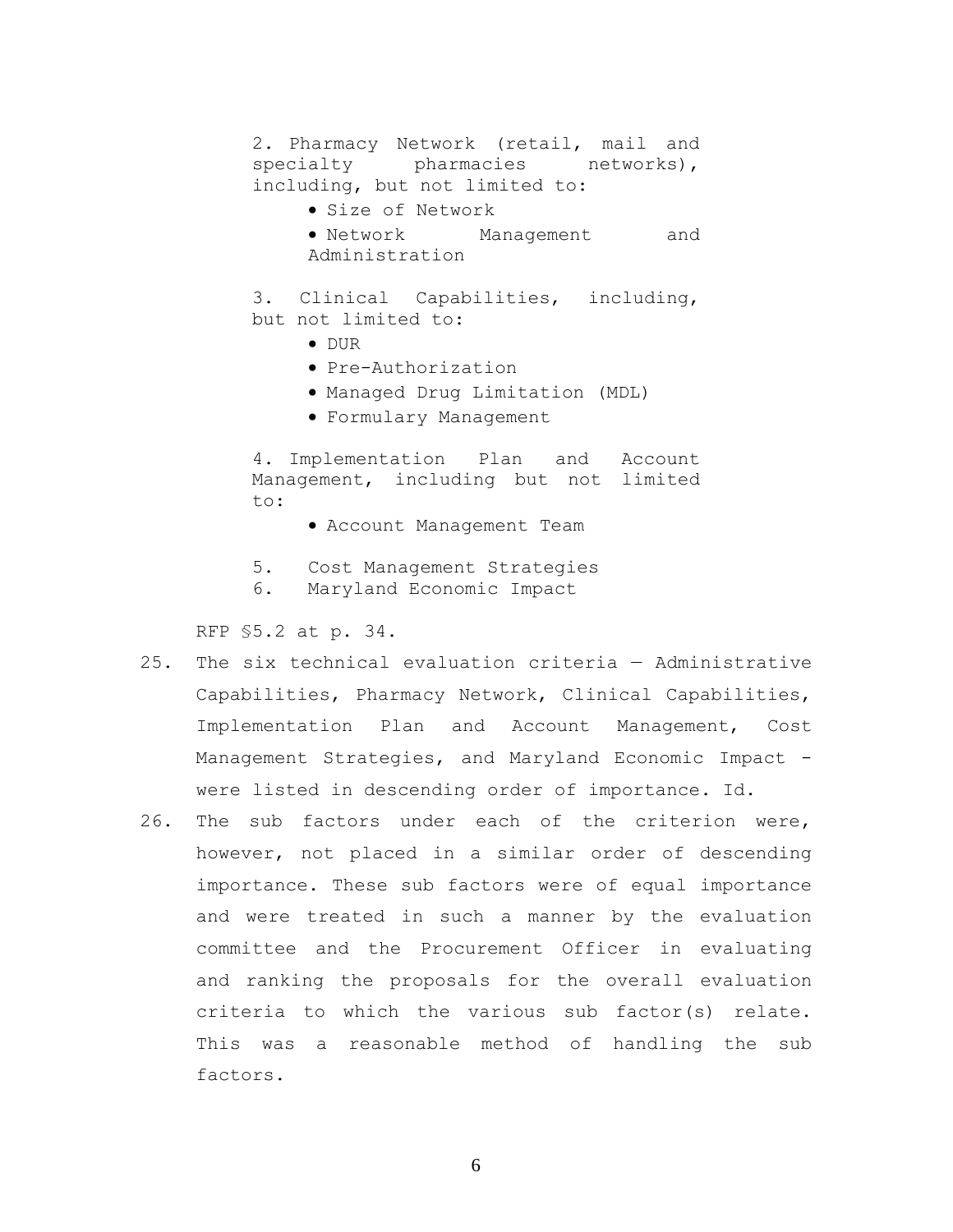2. Pharmacy Network (retail, mail and specialty pharmacies networks), including, but not limited to:

- Size of Network
- Network Management and Administration

3. Clinical Capabilities, including, but not limited to:

- DUR
- Pre-Authorization
- Managed Drug Limitation (MDL)
- Formulary Management

4. Implementation Plan and Account Management, including but not limited to:

- Account Management Team

5. Cost Management Strategies
6. Maryland Economic Impact

RFP §5.2 at p. 34.

25. The six technical evaluation criteria — Administrative Capabilities, Pharmacy Network, Clinical Capabilities, Implementation Plan and Account Management, Cost Management Strategies, and Maryland Economic Impact - were listed in descending order of importance. Id.

26. The sub factors under each of the criterion were, however, not placed in a similar order of descending importance. These sub factors were of equal importance and were treated in such a manner by the evaluation committee and the Procurement Officer in evaluating and ranking the proposals for the overall evaluation criteria to which the various sub factor(s) relate. This was a reasonable method of handling the sub factors.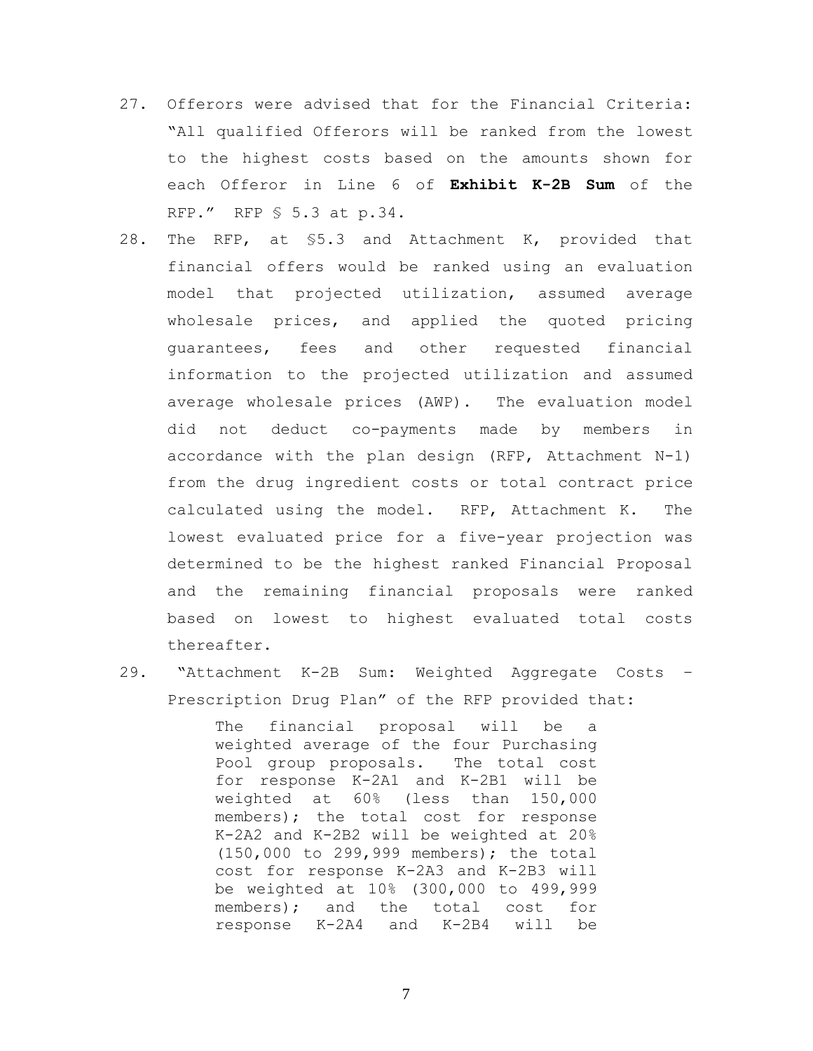27. Offerors were advised that for the Financial Criteria: "All qualified Offerors will be ranked from the lowest to the highest costs based on the amounts shown for each Offeror in Line 6 of **Exhibit K-2B Sum** of the RFP." RFP § 5.3 at p.34.

28. The RFP, at §5.3 and Attachment K, provided that financial offers would be ranked using an evaluation model that projected utilization, assumed average wholesale prices, and applied the quoted pricing guarantees, fees and other requested financial information to the projected utilization and assumed average wholesale prices (AWP). The evaluation model did not deduct co-payments made by members in accordance with the plan design (RFP, Attachment N-1) from the drug ingredient costs or total contract price calculated using the model. RFP, Attachment K. The lowest evaluated price for a five-year projection was determined to be the highest ranked Financial Proposal and the remaining financial proposals were ranked based on lowest to highest evaluated total costs thereafter.

29. "Attachment K-2B Sum: Weighted Aggregate Costs – Prescription Drug Plan" of the RFP provided that:

> The financial proposal will be a weighted average of the four Purchasing Pool group proposals. The total cost for response K-2A1 and K-2B1 will be weighted at 60% (less than 150,000 members); the total cost for response K-2A2 and K-2B2 will be weighted at 20% (150,000 to 299,999 members); the total cost for response K-2A3 and K-2B3 will be weighted at 10% (300,000 to 499,999 members); and the total cost for response K-2A4 and K-2B4 will be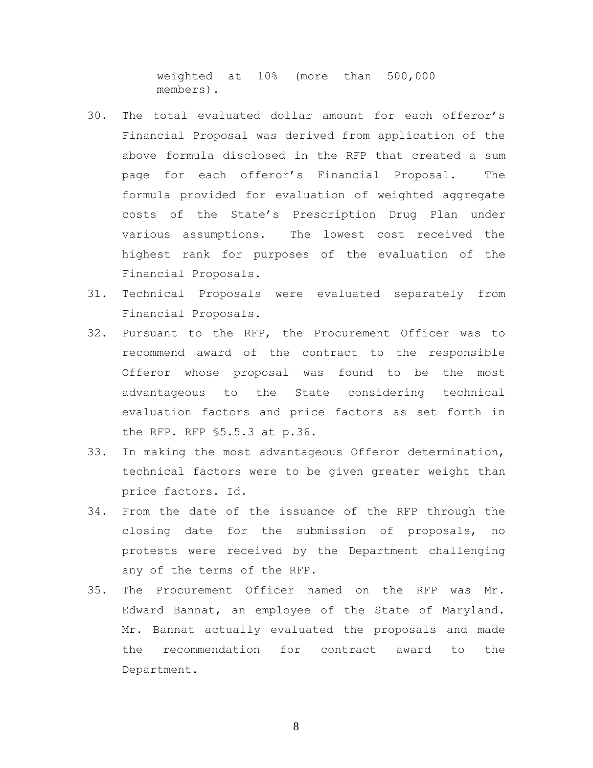weighted at 10% (more than 500,000 members).

30. The total evaluated dollar amount for each offeror's Financial Proposal was derived from application of the above formula disclosed in the RFP that created a sum page for each offeror's Financial Proposal. The formula provided for evaluation of weighted aggregate costs of the State's Prescription Drug Plan under various assumptions. The lowest cost received the highest rank for purposes of the evaluation of the Financial Proposals.
31. Technical Proposals were evaluated separately from Financial Proposals.
32. Pursuant to the RFP, the Procurement Officer was to recommend award of the contract to the responsible Offeror whose proposal was found to be the most advantageous to the State considering technical evaluation factors and price factors as set forth in the RFP. RFP §5.5.3 at p.36.
33. In making the most advantageous Offeror determination, technical factors were to be given greater weight than price factors. Id.
34. From the date of the issuance of the RFP through the closing date for the submission of proposals, no protests were received by the Department challenging any of the terms of the RFP.
35. The Procurement Officer named on the RFP was Mr. Edward Bannat, an employee of the State of Maryland. Mr. Bannat actually evaluated the proposals and made the recommendation for contract award to the Department.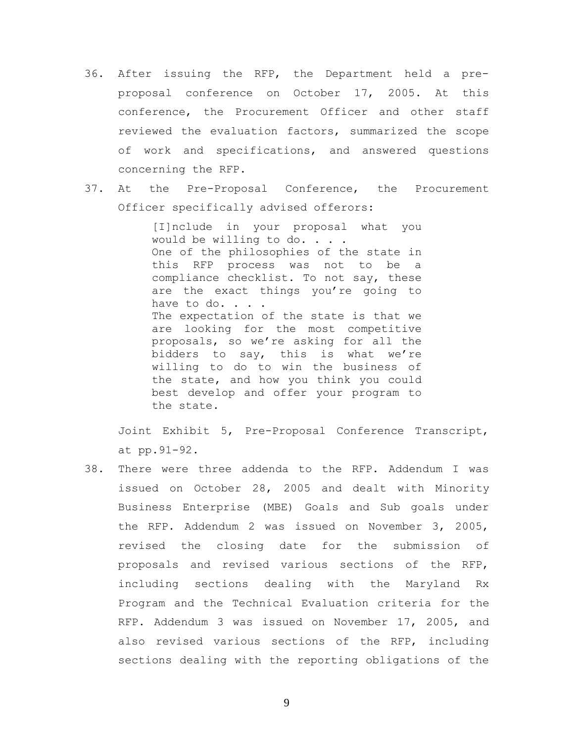36. After issuing the RFP, the Department held a pre-proposal conference on October 17, 2005. At this conference, the Procurement Officer and other staff reviewed the evaluation factors, summarized the scope of work and specifications, and answered questions concerning the RFP.

37. At the Pre-Proposal Conference, the Procurement Officer specifically advised offerors:

    > [I]nclude in your proposal what you would be willing to do. . . .
    > One of the philosophies of the state in this RFP process was not to be a compliance checklist. To not say, these are the exact things you're going to have to do. . . .
    > The expectation of the state is that we are looking for the most competitive proposals, so we're asking for all the bidders to say, this is what we're willing to do to win the business of the state, and how you think you could best develop and offer your program to the state.

    Joint Exhibit 5, Pre-Proposal Conference Transcript, at pp.91-92.

38. There were three addenda to the RFP. Addendum I was issued on October 28, 2005 and dealt with Minority Business Enterprise (MBE) Goals and Sub goals under the RFP. Addendum 2 was issued on November 3, 2005, revised the closing date for the submission of proposals and revised various sections of the RFP, including sections dealing with the Maryland Rx Program and the Technical Evaluation criteria for the RFP. Addendum 3 was issued on November 17, 2005, and also revised various sections of the RFP, including sections dealing with the reporting obligations of the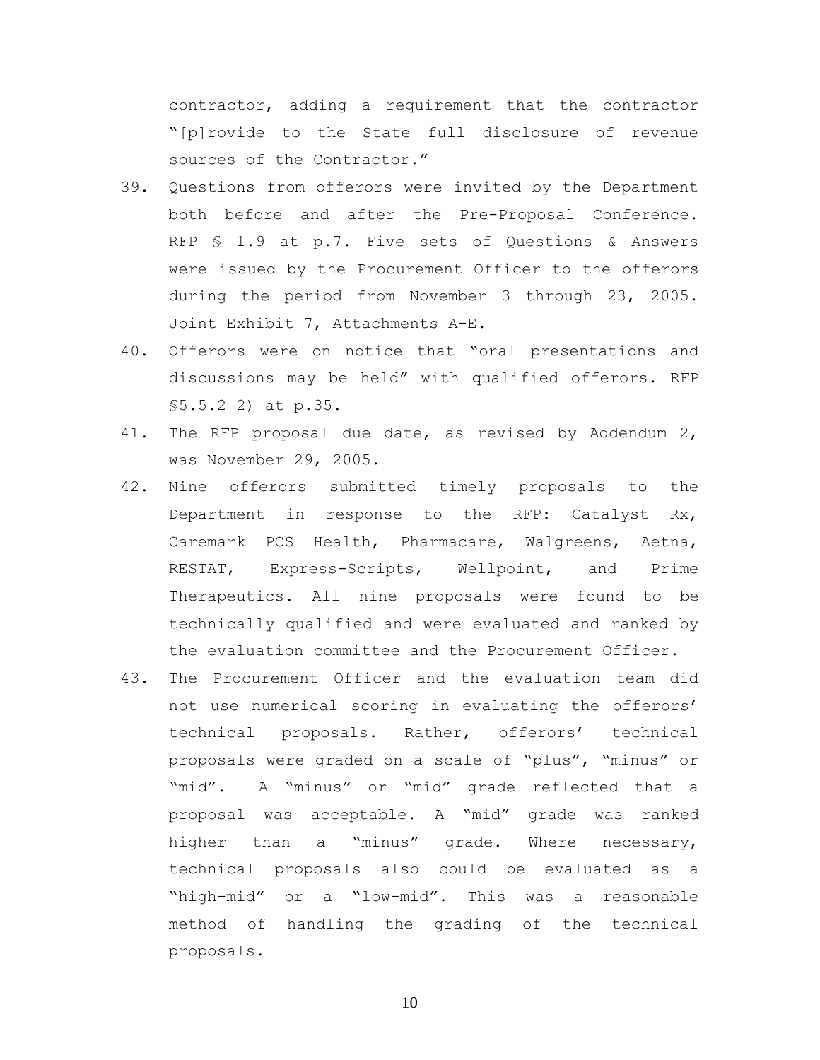contractor, adding a requirement that the contractor "[p]rovide to the State full disclosure of revenue sources of the Contractor."

39. Questions from offerors were invited by the Department both before and after the Pre-Proposal Conference. RFP § 1.9 at p.7. Five sets of Questions & Answers were issued by the Procurement Officer to the offerors during the period from November 3 through 23, 2005. Joint Exhibit 7, Attachments A-E.
40. Offerors were on notice that "oral presentations and discussions may be held" with qualified offerors. RFP §5.5.2 2) at p.35.
41. The RFP proposal due date, as revised by Addendum 2, was November 29, 2005.
42. Nine offerors submitted timely proposals to the Department in response to the RFP: Catalyst Rx, Caremark PCS Health, Pharmacare, Walgreens, Aetna, RESTAT, Express-Scripts, Wellpoint, and Prime Therapeutics. All nine proposals were found to be technically qualified and were evaluated and ranked by the evaluation committee and the Procurement Officer.
43. The Procurement Officer and the evaluation team did not use numerical scoring in evaluating the offerors' technical proposals. Rather, offerors' technical proposals were graded on a scale of "plus", "minus" or "mid". A "minus" or "mid" grade reflected that a proposal was acceptable. A "mid" grade was ranked higher than a "minus" grade. Where necessary, technical proposals also could be evaluated as a "high-mid" or a "low-mid". This was a reasonable method of handling the grading of the technical proposals.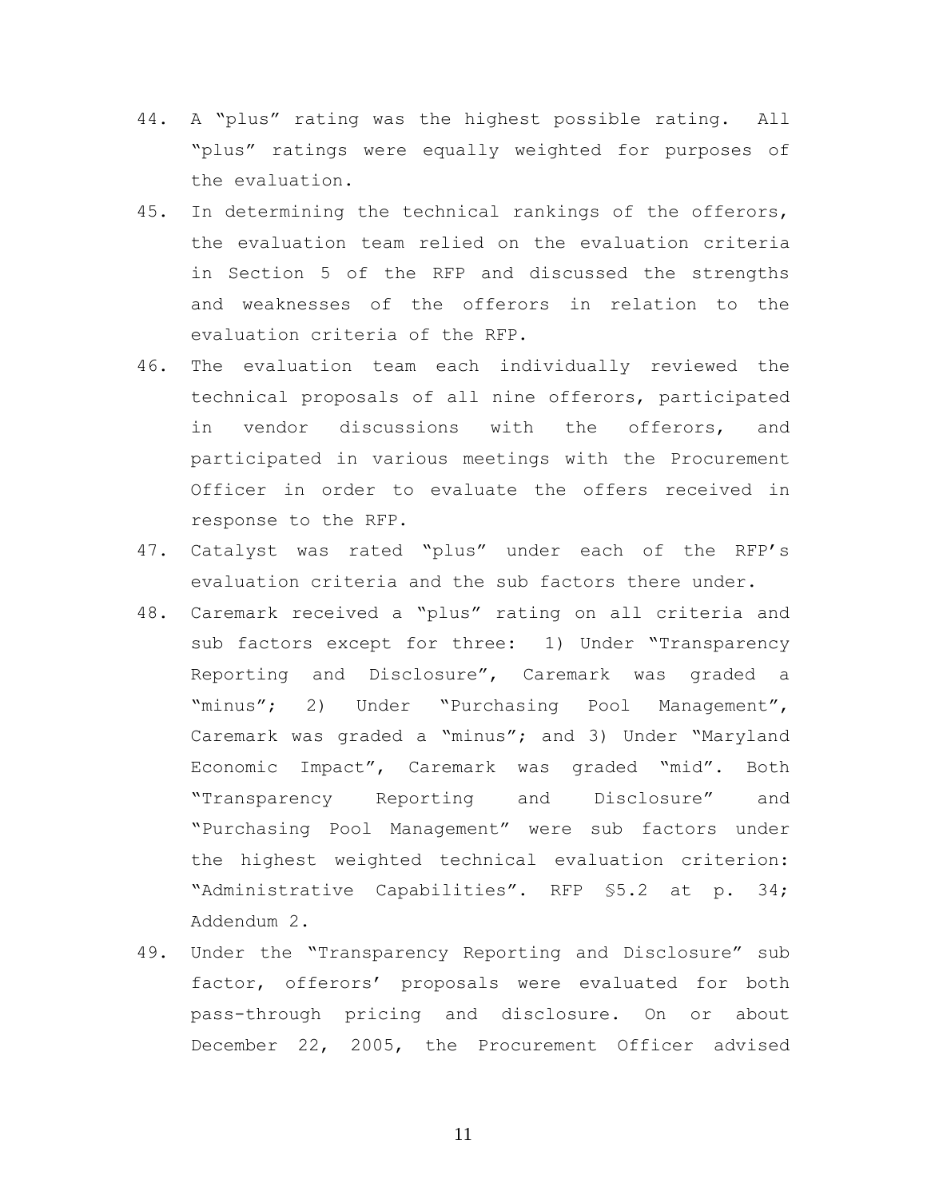44. A "plus" rating was the highest possible rating. All "plus" ratings were equally weighted for purposes of the evaluation.
45. In determining the technical rankings of the offerors, the evaluation team relied on the evaluation criteria in Section 5 of the RFP and discussed the strengths and weaknesses of the offerors in relation to the evaluation criteria of the RFP.
46. The evaluation team each individually reviewed the technical proposals of all nine offerors, participated in vendor discussions with the offerors, and participated in various meetings with the Procurement Officer in order to evaluate the offers received in response to the RFP.
47. Catalyst was rated "plus" under each of the RFP's evaluation criteria and the sub factors there under.
48. Caremark received a "plus" rating on all criteria and sub factors except for three: 1) Under "Transparency Reporting and Disclosure", Caremark was graded a "minus"; 2) Under "Purchasing Pool Management", Caremark was graded a "minus"; and 3) Under "Maryland Economic Impact", Caremark was graded "mid". Both "Transparency Reporting and Disclosure" and "Purchasing Pool Management" were sub factors under the highest weighted technical evaluation criterion: "Administrative Capabilities". RFP §5.2 at p. 34; Addendum 2.
49. Under the "Transparency Reporting and Disclosure" sub factor, offerors' proposals were evaluated for both pass-through pricing and disclosure. On or about December 22, 2005, the Procurement Officer advised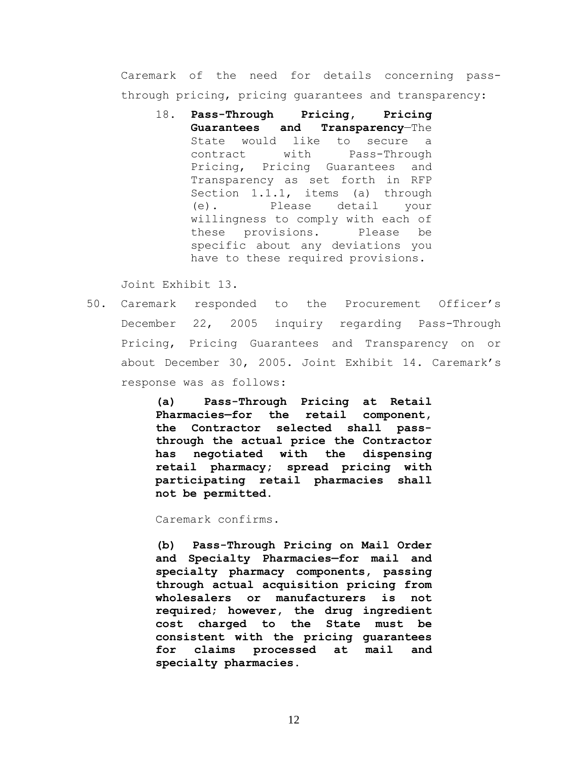Caremark of the need for details concerning pass-through pricing, pricing guarantees and transparency:

> 18. **Pass-Through Pricing, Pricing Guarantees and Transparency**—The State would like to secure a contract with Pass-Through Pricing, Pricing Guarantees and Transparency as set forth in RFP Section 1.1.1, items (a) through (e). Please detail your willingness to comply with each of these provisions. Please be specific about any deviations you have to these required provisions.

Joint Exhibit 13.

50. Caremark responded to the Procurement Officer's December 22, 2005 inquiry regarding Pass-Through Pricing, Pricing Guarantees and Transparency on or about December 30, 2005. Joint Exhibit 14. Caremark's response was as follows:

> **(a) Pass-Through Pricing at Retail Pharmacies—for the retail component, the Contractor selected shall pass-through the actual price the Contractor has negotiated with the dispensing retail pharmacy; spread pricing with participating retail pharmacies shall not be permitted.**
>
> Caremark confirms.
>
> **(b) Pass-Through Pricing on Mail Order and Specialty Pharmacies—for mail and specialty pharmacy components, passing through actual acquisition pricing from wholesalers or manufacturers is not required; however, the drug ingredient cost charged to the State must be consistent with the pricing guarantees for claims processed at mail and specialty pharmacies.**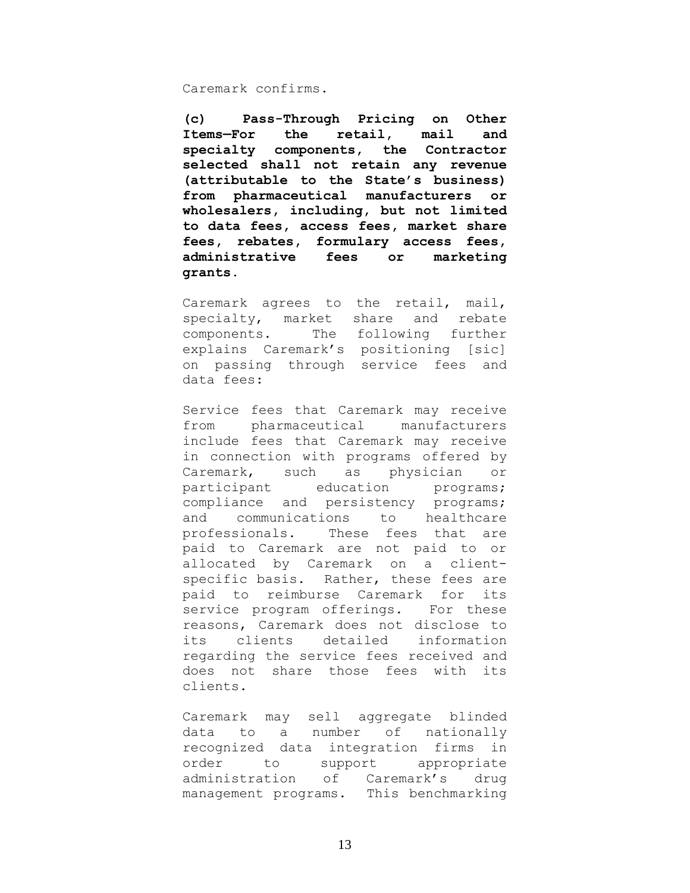Caremark confirms.

**(c) Pass-Through Pricing on Other Items—For the retail, mail and specialty components, the Contractor selected shall not retain any revenue (attributable to the State's business) from pharmaceutical manufacturers or wholesalers, including, but not limited to data fees, access fees, market share fees, rebates, formulary access fees, administrative fees or marketing grants.**

Caremark agrees to the retail, mail, specialty, market share and rebate components. The following further explains Caremark's positioning [sic] on passing through service fees and data fees:

Service fees that Caremark may receive from pharmaceutical manufacturers include fees that Caremark may receive in connection with programs offered by Caremark, such as physician or participant education programs; compliance and persistency programs; and communications to healthcare professionals. These fees that are paid to Caremark are not paid to or allocated by Caremark on a client-specific basis. Rather, these fees are paid to reimburse Caremark for its service program offerings. For these reasons, Caremark does not disclose to its clients detailed information regarding the service fees received and does not share those fees with its clients.

Caremark may sell aggregate blinded data to a number of nationally recognized data integration firms in order to support appropriate administration of Caremark's drug management programs. This benchmarking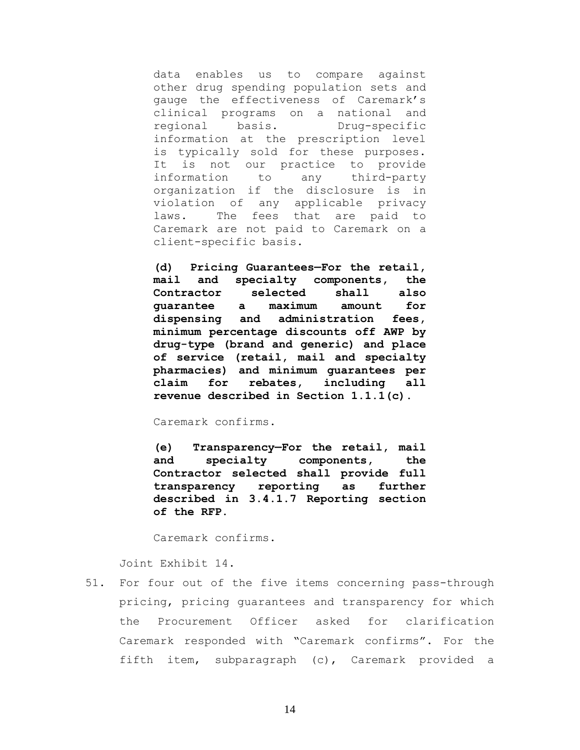data enables us to compare against other drug spending population sets and gauge the effectiveness of Caremark's clinical programs on a national and regional basis. Drug-specific information at the prescription level is typically sold for these purposes. It is not our practice to provide information to any third-party organization if the disclosure is in violation of any applicable privacy laws. The fees that are paid to Caremark are not paid to Caremark on a client-specific basis.

**(d) Pricing Guarantees—For the retail, mail and specialty components, the Contractor selected shall also guarantee a maximum amount for dispensing and administration fees, minimum percentage discounts off AWP by drug-type (brand and generic) and place of service (retail, mail and specialty pharmacies) and minimum guarantees per claim for rebates, including all revenue described in Section 1.1.1(c).**

Caremark confirms.

**(e) Transparency—For the retail, mail and specialty components, the Contractor selected shall provide full transparency reporting as further described in 3.4.1.7 Reporting section of the RFP.**

Caremark confirms.

Joint Exhibit 14.

51. For four out of the five items concerning pass-through pricing, pricing guarantees and transparency for which the Procurement Officer asked for clarification Caremark responded with "Caremark confirms". For the fifth item, subparagraph (c), Caremark provided a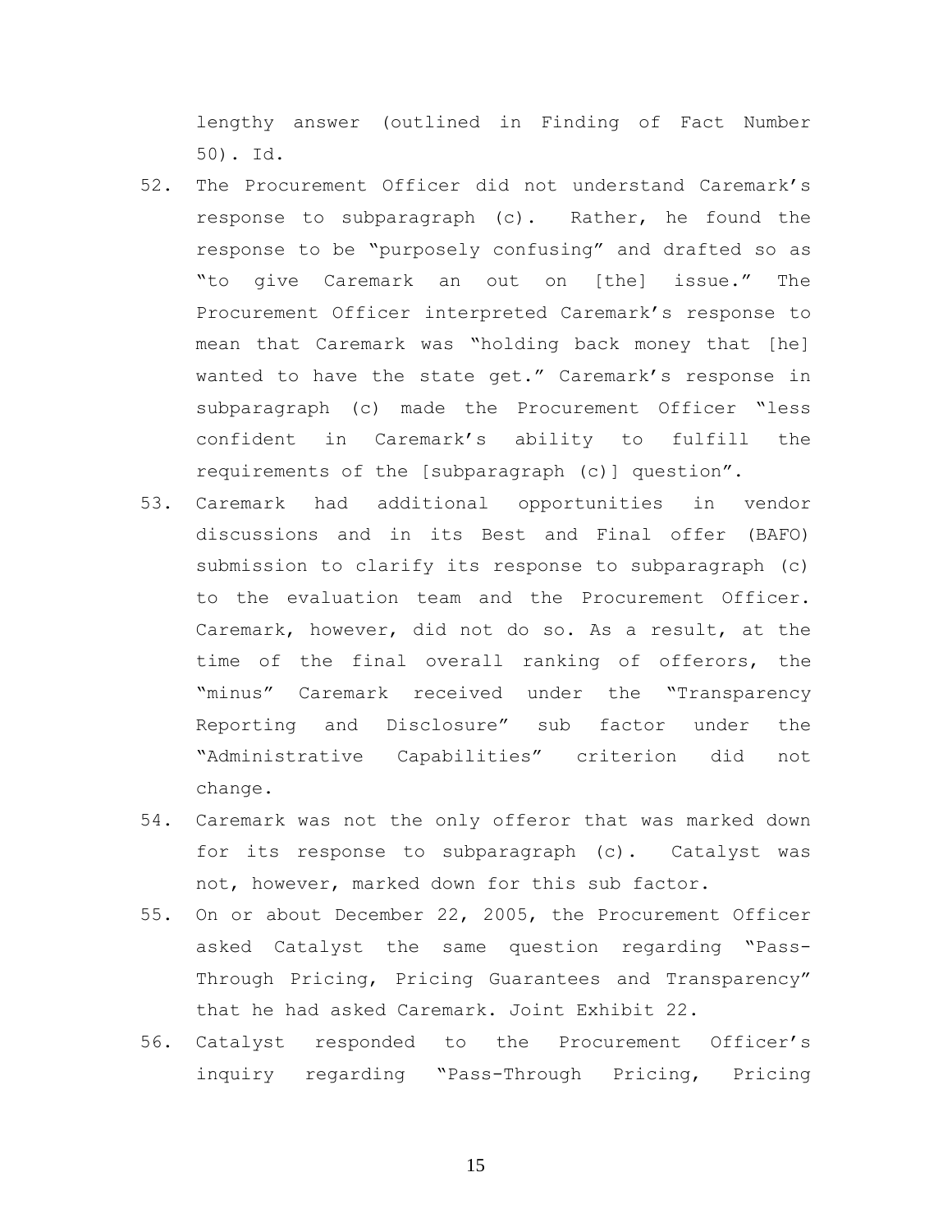lengthy answer (outlined in Finding of Fact Number 50). Id.

52. The Procurement Officer did not understand Caremark's response to subparagraph (c). Rather, he found the response to be "purposely confusing" and drafted so as "to give Caremark an out on [the] issue." The Procurement Officer interpreted Caremark's response to mean that Caremark was "holding back money that [he] wanted to have the state get." Caremark's response in subparagraph (c) made the Procurement Officer "less confident in Caremark's ability to fulfill the requirements of the [subparagraph (c)] question".

53. Caremark had additional opportunities in vendor discussions and in its Best and Final offer (BAFO) submission to clarify its response to subparagraph (c) to the evaluation team and the Procurement Officer. Caremark, however, did not do so. As a result, at the time of the final overall ranking of offerors, the "minus" Caremark received under the "Transparency Reporting and Disclosure" sub factor under the "Administrative Capabilities" criterion did not change.

54. Caremark was not the only offeror that was marked down for its response to subparagraph (c). Catalyst was not, however, marked down for this sub factor.

55. On or about December 22, 2005, the Procurement Officer asked Catalyst the same question regarding "Pass-Through Pricing, Pricing Guarantees and Transparency" that he had asked Caremark. Joint Exhibit 22.

56. Catalyst responded to the Procurement Officer's inquiry regarding "Pass-Through Pricing, Pricing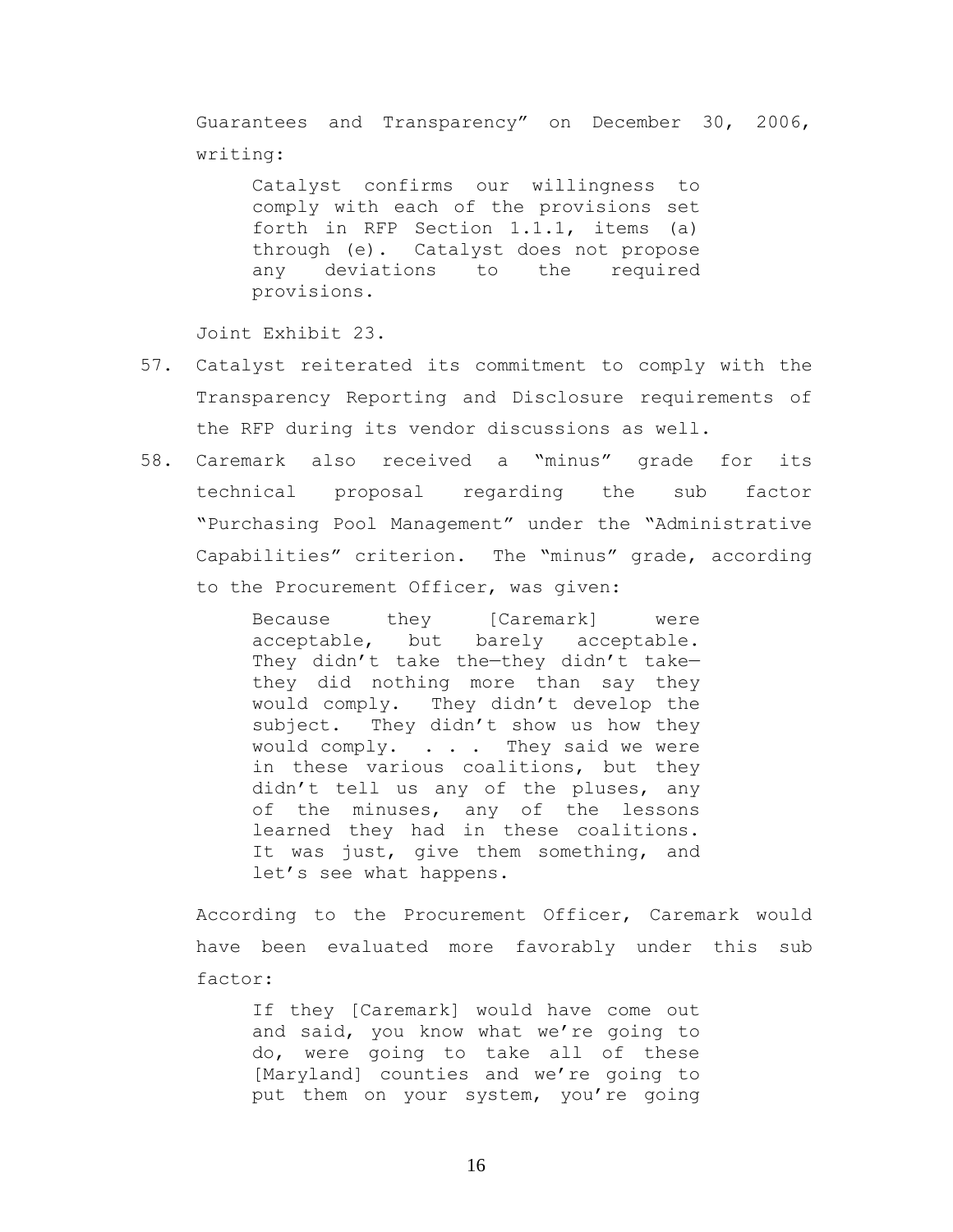Guarantees and Transparency" on December 30, 2006, writing:

> Catalyst confirms our willingness to comply with each of the provisions set forth in RFP Section 1.1.1, items (a) through (e). Catalyst does not propose any deviations to the required provisions.

Joint Exhibit 23.

57. Catalyst reiterated its commitment to comply with the Transparency Reporting and Disclosure requirements of the RFP during its vendor discussions as well.

58. Caremark also received a "minus" grade for its technical proposal regarding the sub factor "Purchasing Pool Management" under the "Administrative Capabilities" criterion. The "minus" grade, according to the Procurement Officer, was given:

> Because they [Caremark] were acceptable, but barely acceptable. They didn't take the—they didn't take—they did nothing more than say they would comply. They didn't develop the subject. They didn't show us how they would comply. . . . They said we were in these various coalitions, but they didn't tell us any of the pluses, any of the minuses, any of the lessons learned they had in these coalitions. It was just, give them something, and let's see what happens.

According to the Procurement Officer, Caremark would have been evaluated more favorably under this sub factor:

> If they [Caremark] would have come out and said, you know what we're going to do, were going to take all of these [Maryland] counties and we're going to put them on your system, you're going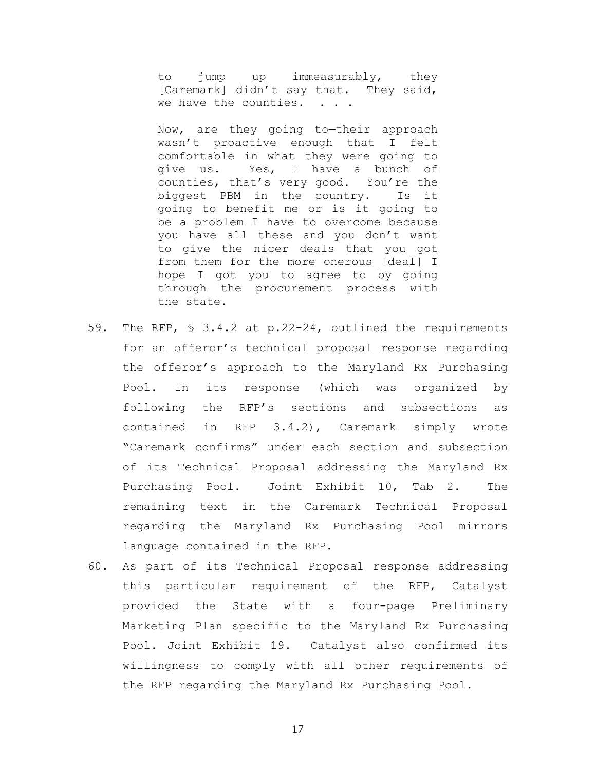> to jump up immeasurably, they [Caremark] didn't say that. They said, we have the counties. . . .
>
> Now, are they going to—their approach wasn't proactive enough that I felt comfortable in what they were going to give us. Yes, I have a bunch of counties, that's very good. You're the biggest PBM in the country. Is it going to benefit me or is it going to be a problem I have to overcome because you have all these and you don't want to give the nicer deals that you got from them for the more onerous [deal] I hope I got you to agree to by going through the procurement process with the state.

59. The RFP, § 3.4.2 at p.22-24, outlined the requirements for an offeror's technical proposal response regarding the offeror's approach to the Maryland Rx Purchasing Pool. In its response (which was organized by following the RFP's sections and subsections as contained in RFP 3.4.2), Caremark simply wrote "Caremark confirms" under each section and subsection of its Technical Proposal addressing the Maryland Rx Purchasing Pool. Joint Exhibit 10, Tab 2. The remaining text in the Caremark Technical Proposal regarding the Maryland Rx Purchasing Pool mirrors language contained in the RFP.

60. As part of its Technical Proposal response addressing this particular requirement of the RFP, Catalyst provided the State with a four-page Preliminary Marketing Plan specific to the Maryland Rx Purchasing Pool. Joint Exhibit 19. Catalyst also confirmed its willingness to comply with all other requirements of the RFP regarding the Maryland Rx Purchasing Pool.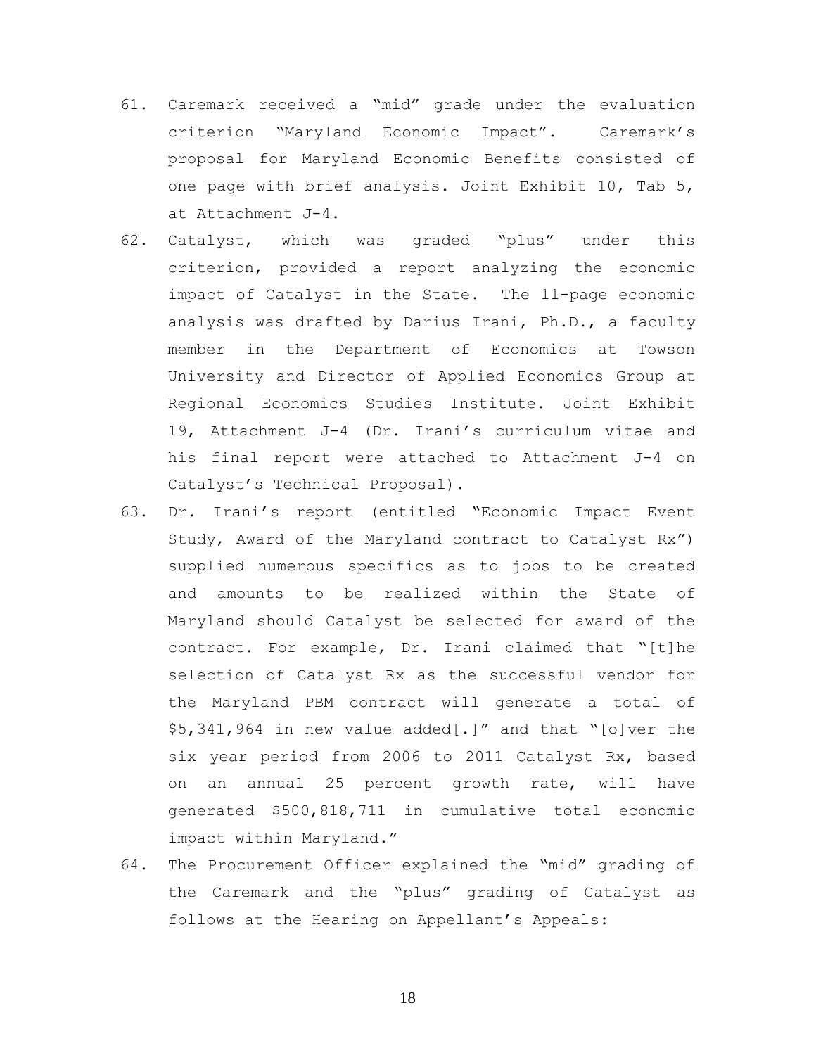61. Caremark received a "mid" grade under the evaluation criterion "Maryland Economic Impact". Caremark's proposal for Maryland Economic Benefits consisted of one page with brief analysis. Joint Exhibit 10, Tab 5, at Attachment J-4.
62. Catalyst, which was graded "plus" under this criterion, provided a report analyzing the economic impact of Catalyst in the State. The 11-page economic analysis was drafted by Darius Irani, Ph.D., a faculty member in the Department of Economics at Towson University and Director of Applied Economics Group at Regional Economics Studies Institute. Joint Exhibit 19, Attachment J-4 (Dr. Irani's curriculum vitae and his final report were attached to Attachment J-4 on Catalyst's Technical Proposal).
63. Dr. Irani's report (entitled "Economic Impact Event Study, Award of the Maryland contract to Catalyst Rx") supplied numerous specifics as to jobs to be created and amounts to be realized within the State of Maryland should Catalyst be selected for award of the contract. For example, Dr. Irani claimed that "[t]he selection of Catalyst Rx as the successful vendor for the Maryland PBM contract will generate a total of $5,341,964 in new value added[.]" and that "[o]ver the six year period from 2006 to 2011 Catalyst Rx, based on an annual 25 percent growth rate, will have generated $500,818,711 in cumulative total economic impact within Maryland."
64. The Procurement Officer explained the "mid" grading of the Caremark and the "plus" grading of Catalyst as follows at the Hearing on Appellant's Appeals: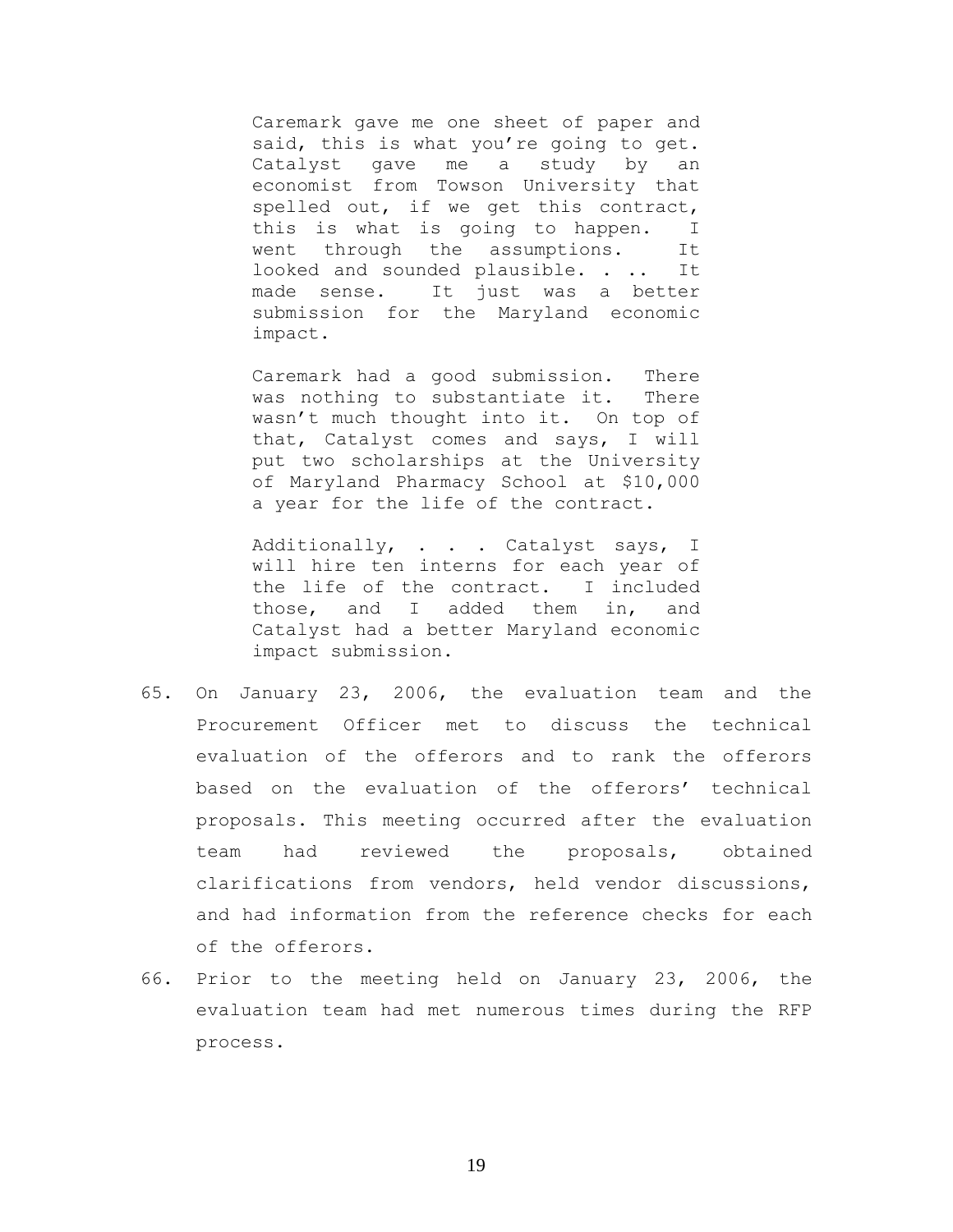> Caremark gave me one sheet of paper and said, this is what you're going to get. Catalyst gave me a study by an economist from Towson University that spelled out, if we get this contract, this is what is going to happen. I went through the assumptions. It looked and sounded plausible. . .. It made sense. It just was a better submission for the Maryland economic impact.
>
> Caremark had a good submission. There was nothing to substantiate it. There wasn't much thought into it. On top of that, Catalyst comes and says, I will put two scholarships at the University of Maryland Pharmacy School at $10,000 a year for the life of the contract.
>
> Additionally, . . . Catalyst says, I will hire ten interns for each year of the life of the contract. I included those, and I added them in, and Catalyst had a better Maryland economic impact submission.

65. On January 23, 2006, the evaluation team and the Procurement Officer met to discuss the technical evaluation of the offerors and to rank the offerors based on the evaluation of the offerors' technical proposals. This meeting occurred after the evaluation team had reviewed the proposals, obtained clarifications from vendors, held vendor discussions, and had information from the reference checks for each of the offerors.

66. Prior to the meeting held on January 23, 2006, the evaluation team had met numerous times during the RFP process.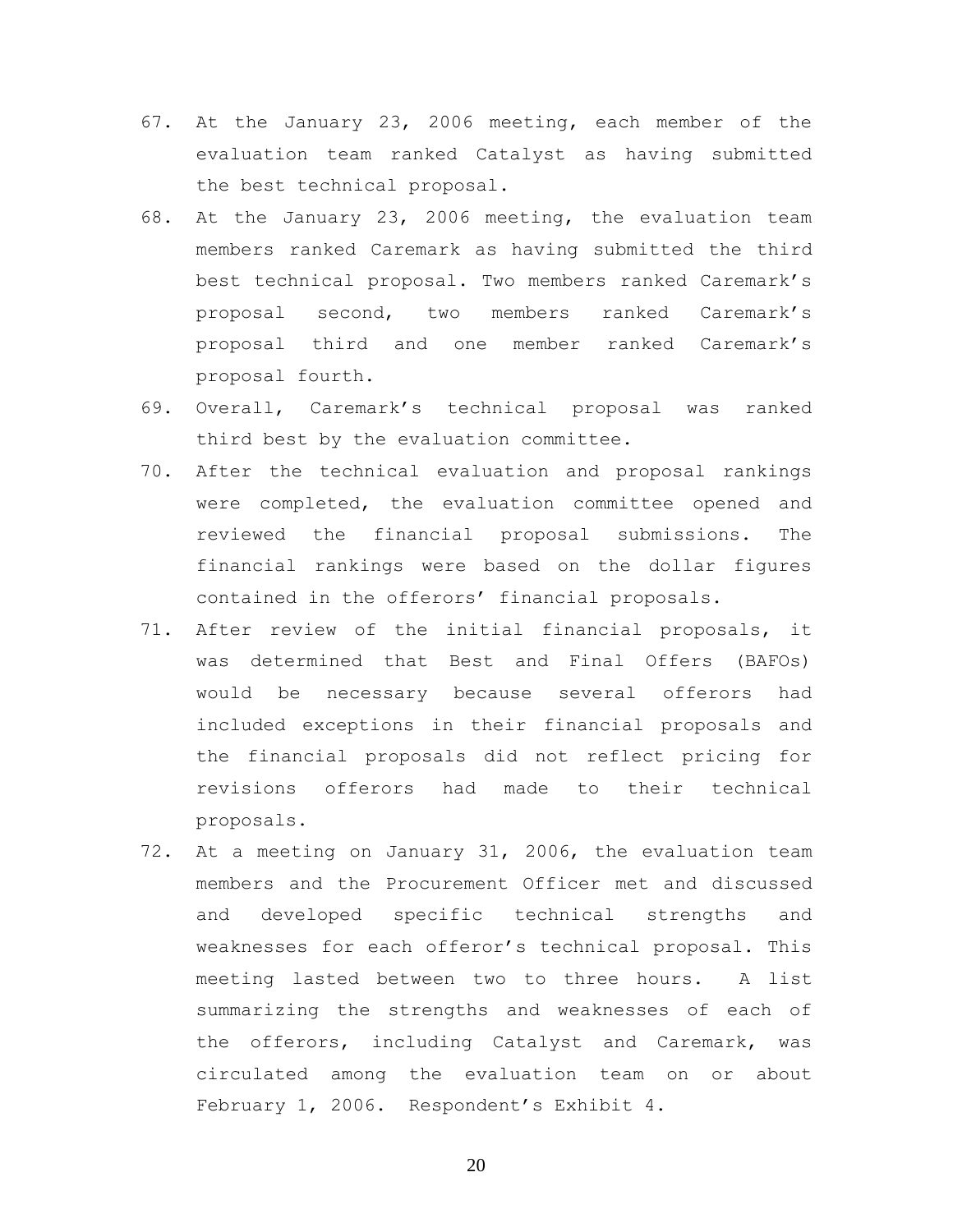67. At the January 23, 2006 meeting, each member of the evaluation team ranked Catalyst as having submitted the best technical proposal.
68. At the January 23, 2006 meeting, the evaluation team members ranked Caremark as having submitted the third best technical proposal. Two members ranked Caremark's proposal second, two members ranked Caremark's proposal third and one member ranked Caremark's proposal fourth.
69. Overall, Caremark's technical proposal was ranked third best by the evaluation committee.
70. After the technical evaluation and proposal rankings were completed, the evaluation committee opened and reviewed the financial proposal submissions. The financial rankings were based on the dollar figures contained in the offerors' financial proposals.
71. After review of the initial financial proposals, it was determined that Best and Final Offers (BAFOs) would be necessary because several offerors had included exceptions in their financial proposals and the financial proposals did not reflect pricing for revisions offerors had made to their technical proposals.
72. At a meeting on January 31, 2006, the evaluation team members and the Procurement Officer met and discussed and developed specific technical strengths and weaknesses for each offeror's technical proposal. This meeting lasted between two to three hours. A list summarizing the strengths and weaknesses of each of the offerors, including Catalyst and Caremark, was circulated among the evaluation team on or about February 1, 2006. Respondent's Exhibit 4.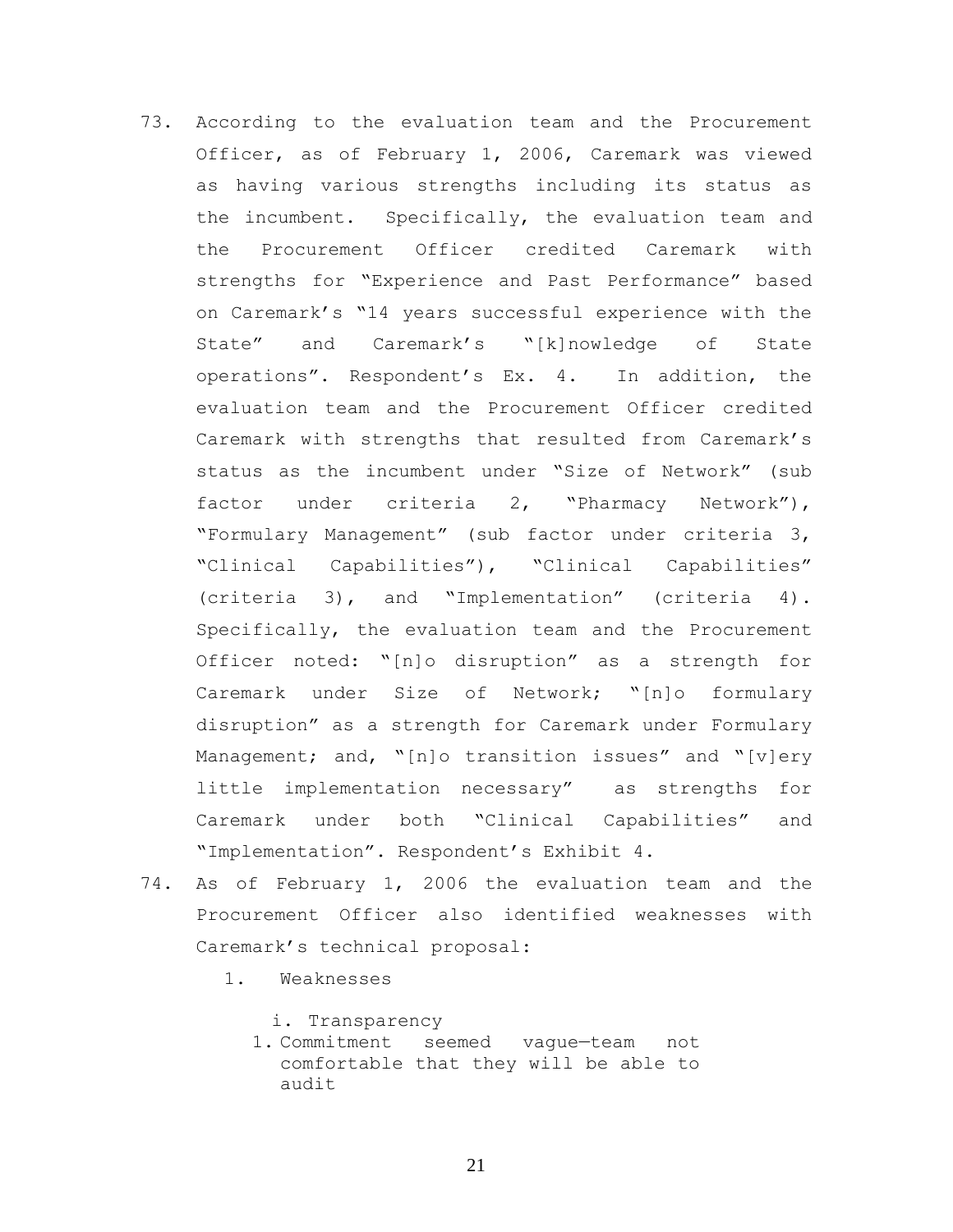73. According to the evaluation team and the Procurement Officer, as of February 1, 2006, Caremark was viewed as having various strengths including its status as the incumbent. Specifically, the evaluation team and the Procurement Officer credited Caremark with strengths for "Experience and Past Performance" based on Caremark's "14 years successful experience with the State" and Caremark's "[k]nowledge of State operations". Respondent's Ex. 4. In addition, the evaluation team and the Procurement Officer credited Caremark with strengths that resulted from Caremark's status as the incumbent under "Size of Network" (sub factor under criteria 2, "Pharmacy Network"), "Formulary Management" (sub factor under criteria 3, "Clinical Capabilities"), "Clinical Capabilities" (criteria 3), and "Implementation" (criteria 4). Specifically, the evaluation team and the Procurement Officer noted: "[n]o disruption" as a strength for Caremark under Size of Network; "[n]o formulary disruption" as a strength for Caremark under Formulary Management; and, "[n]o transition issues" and "[v]ery little implementation necessary" as strengths for Caremark under both "Clinical Capabilities" and "Implementation". Respondent's Exhibit 4.

74. As of February 1, 2006 the evaluation team and the Procurement Officer also identified weaknesses with Caremark's technical proposal:

    1. Weaknesses

        i. Transparency

        1. Commitment seemed vague—team not comfortable that they will be able to audit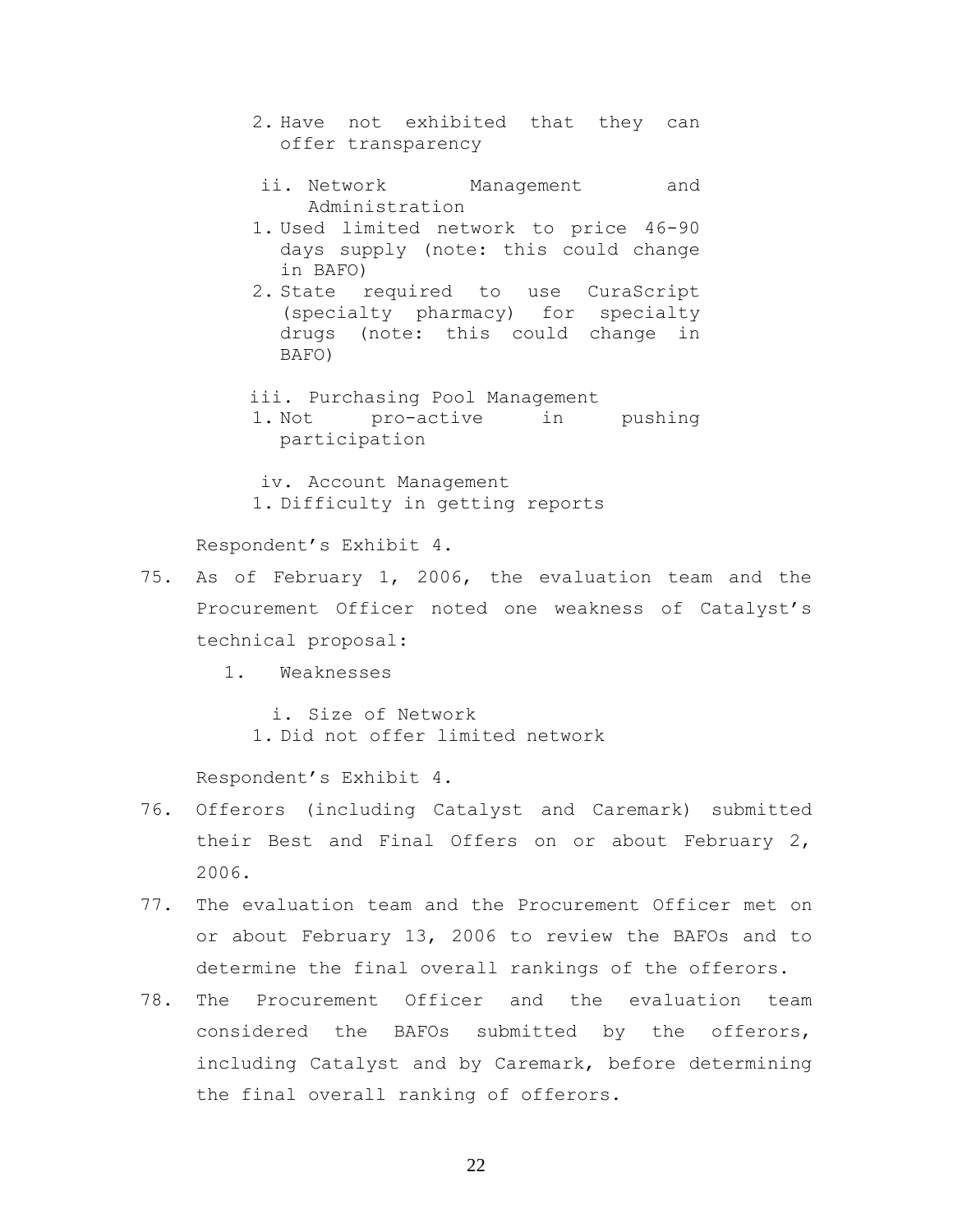2. Have not exhibited that they can offer transparency

ii. Network Management and Administration

1. Used limited network to price 46-90 days supply (note: this could change in BAFO)
2. State required to use CuraScript (specialty pharmacy) for specialty drugs (note: this could change in BAFO)

iii. Purchasing Pool Management

1. Not pro-active in pushing participation

iv. Account Management

1. Difficulty in getting reports

Respondent's Exhibit 4.

75. As of February 1, 2006, the evaluation team and the Procurement Officer noted one weakness of Catalyst's technical proposal:

1. Weaknesses

i. Size of Network

1. Did not offer limited network

Respondent's Exhibit 4.

76. Offerors (including Catalyst and Caremark) submitted their Best and Final Offers on or about February 2, 2006.

77. The evaluation team and the Procurement Officer met on or about February 13, 2006 to review the BAFOs and to determine the final overall rankings of the offerors.

78. The Procurement Officer and the evaluation team considered the BAFOs submitted by the offerors, including Catalyst and by Caremark, before determining the final overall ranking of offerors.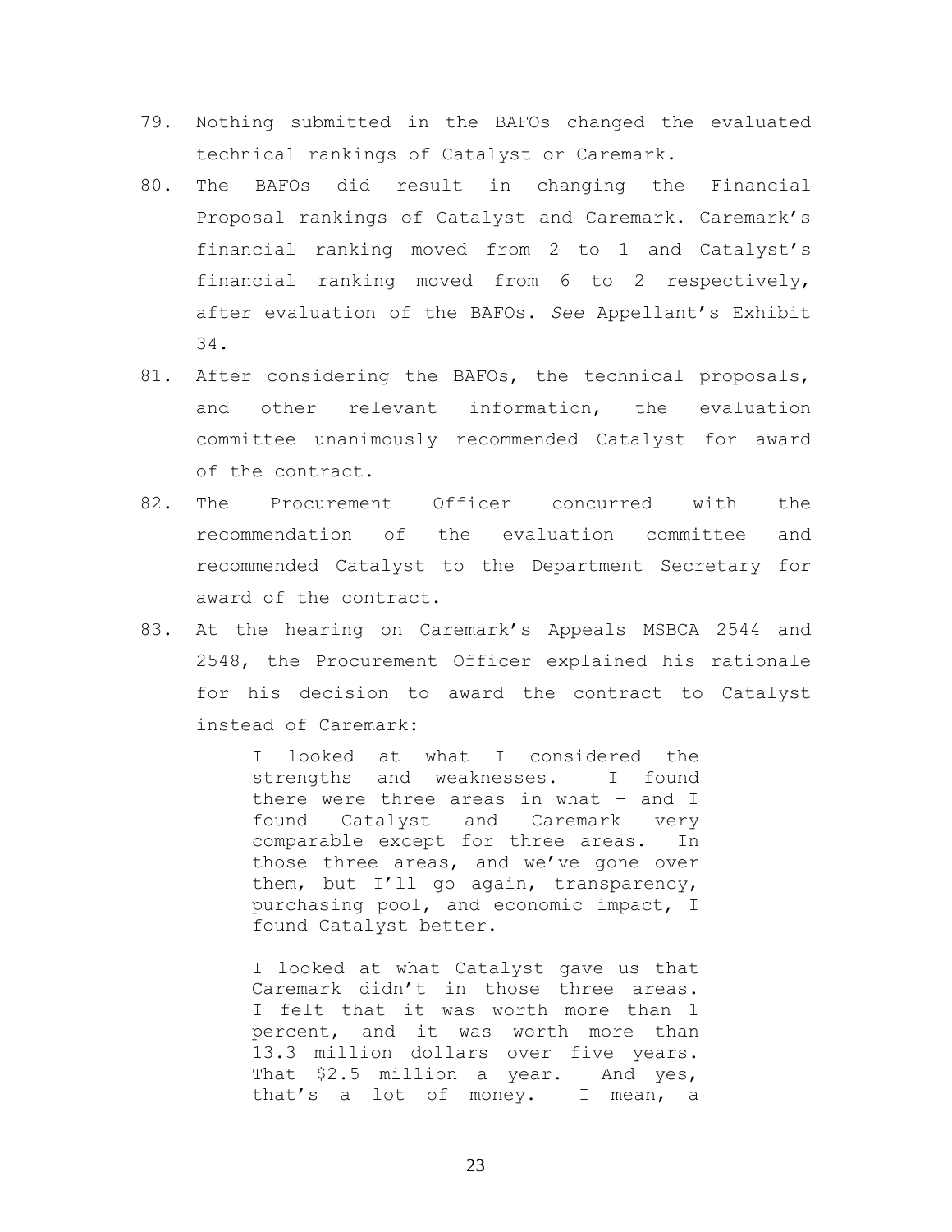79. Nothing submitted in the BAFOs changed the evaluated technical rankings of Catalyst or Caremark.

80. The BAFOs did result in changing the Financial Proposal rankings of Catalyst and Caremark. Caremark's financial ranking moved from 2 to 1 and Catalyst's financial ranking moved from 6 to 2 respectively, after evaluation of the BAFOs. *See* Appellant's Exhibit 34.

81. After considering the BAFOs, the technical proposals, and other relevant information, the evaluation committee unanimously recommended Catalyst for award of the contract.

82. The Procurement Officer concurred with the recommendation of the evaluation committee and recommended Catalyst to the Department Secretary for award of the contract.

83. At the hearing on Caremark's Appeals MSBCA 2544 and 2548, the Procurement Officer explained his rationale for his decision to award the contract to Catalyst instead of Caremark:

    > I looked at what I considered the strengths and weaknesses. I found there were three areas in what – and I found Catalyst and Caremark very comparable except for three areas. In those three areas, and we've gone over them, but I'll go again, transparency, purchasing pool, and economic impact, I found Catalyst better.
    >
    > I looked at what Catalyst gave us that Caremark didn't in those three areas. I felt that it was worth more than 1 percent, and it was worth more than 13.3 million dollars over five years. That $2.5 million a year. And yes, that's a lot of money. I mean, a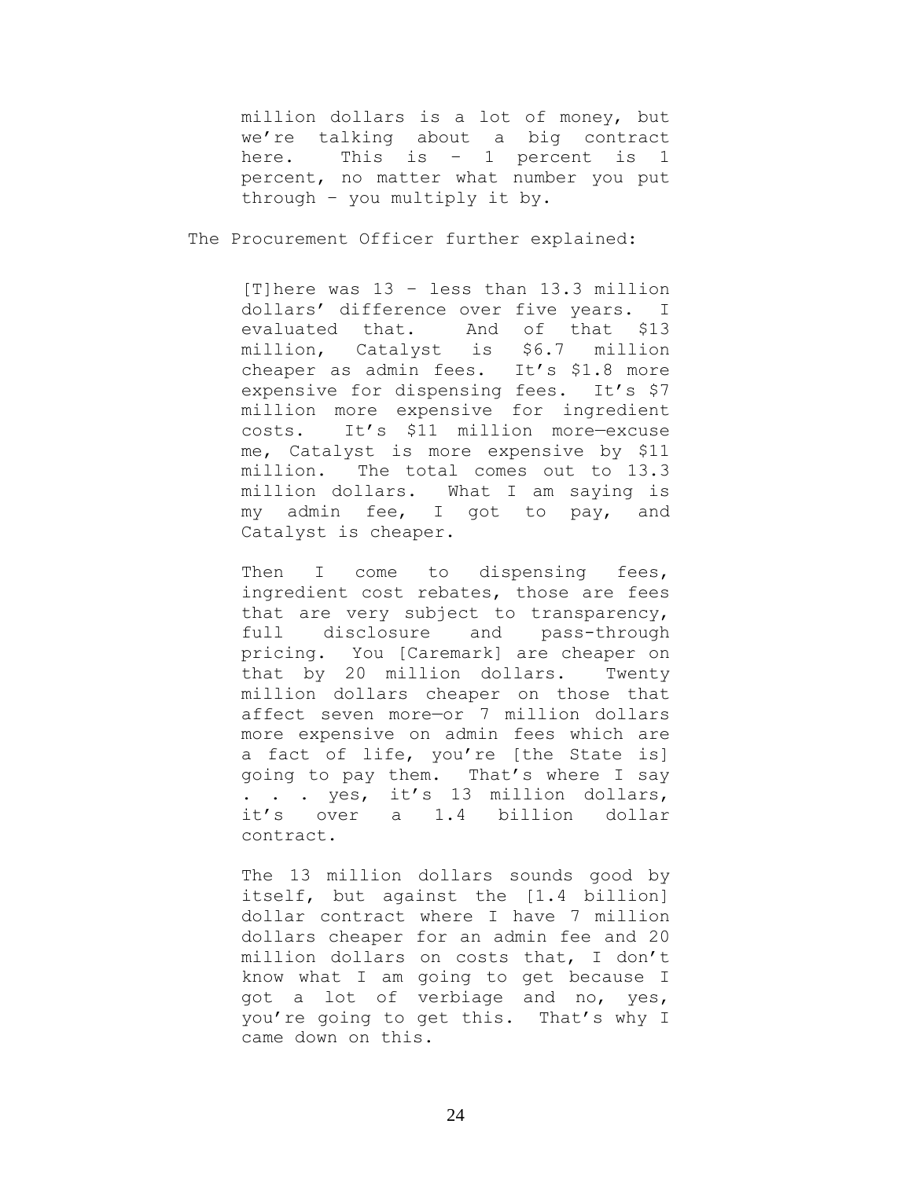> million dollars is a lot of money, but we're talking about a big contract here. This is – 1 percent is 1 percent, no matter what number you put through – you multiply it by.

The Procurement Officer further explained:

> [T]here was 13 – less than 13.3 million dollars' difference over five years. I evaluated that. And of that $13 million, Catalyst is $6.7 million cheaper as admin fees. It's $1.8 more expensive for dispensing fees. It's $7 million more expensive for ingredient costs. It's $11 million more—excuse me, Catalyst is more expensive by $11 million. The total comes out to 13.3 million dollars. What I am saying is my admin fee, I got to pay, and Catalyst is cheaper.
>
> Then I come to dispensing fees, ingredient cost rebates, those are fees that are very subject to transparency, full disclosure and pass-through pricing. You [Caremark] are cheaper on that by 20 million dollars. Twenty million dollars cheaper on those that affect seven more—or 7 million dollars more expensive on admin fees which are a fact of life, you're [the State is] going to pay them. That's where I say . . . yes, it's 13 million dollars, it's over a 1.4 billion dollar contract.
>
> The 13 million dollars sounds good by itself, but against the [1.4 billion] dollar contract where I have 7 million dollars cheaper for an admin fee and 20 million dollars on costs that, I don't know what I am going to get because I got a lot of verbiage and no, yes, you're going to get this. That's why I came down on this.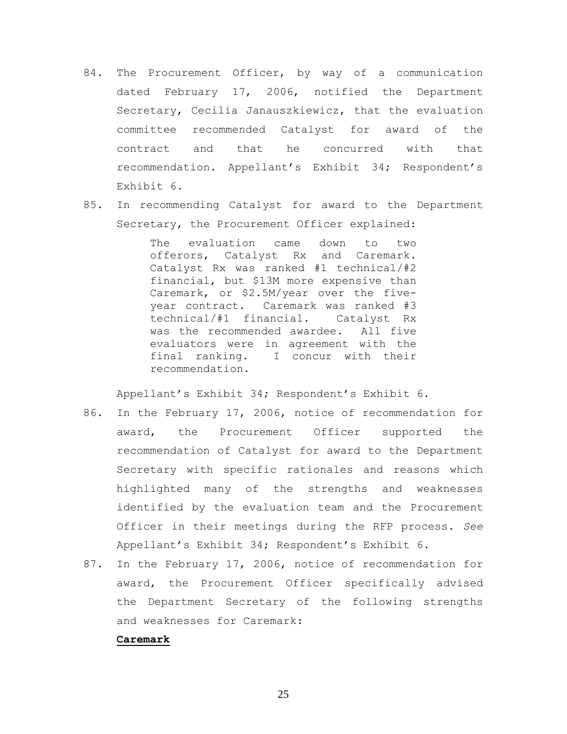84. The Procurement Officer, by way of a communication dated February 17, 2006, notified the Department Secretary, Cecilia Janauszkiewicz, that the evaluation committee recommended Catalyst for award of the contract and that he concurred with that recommendation. Appellant's Exhibit 34; Respondent's Exhibit 6.

85. In recommending Catalyst for award to the Department Secretary, the Procurement Officer explained:

    > The evaluation came down to two offerors, Catalyst Rx and Caremark. Catalyst Rx was ranked #1 technical/#2 financial, but $13M more expensive than Caremark, or $2.5M/year over the five-year contract. Caremark was ranked #3 technical/#1 financial. Catalyst Rx was the recommended awardee. All five evaluators were in agreement with the final ranking. I concur with their recommendation.

    Appellant's Exhibit 34; Respondent's Exhibit 6.

86. In the February 17, 2006, notice of recommendation for award, the Procurement Officer supported the recommendation of Catalyst for award to the Department Secretary with specific rationales and reasons which highlighted many of the strengths and weaknesses identified by the evaluation team and the Procurement Officer in their meetings during the RFP process. *See* Appellant's Exhibit 34; Respondent's Exhibit 6.

87. In the February 17, 2006, notice of recommendation for award, the Procurement Officer specifically advised the Department Secretary of the following strengths and weaknesses for Caremark:

    **<u>Caremark</u>**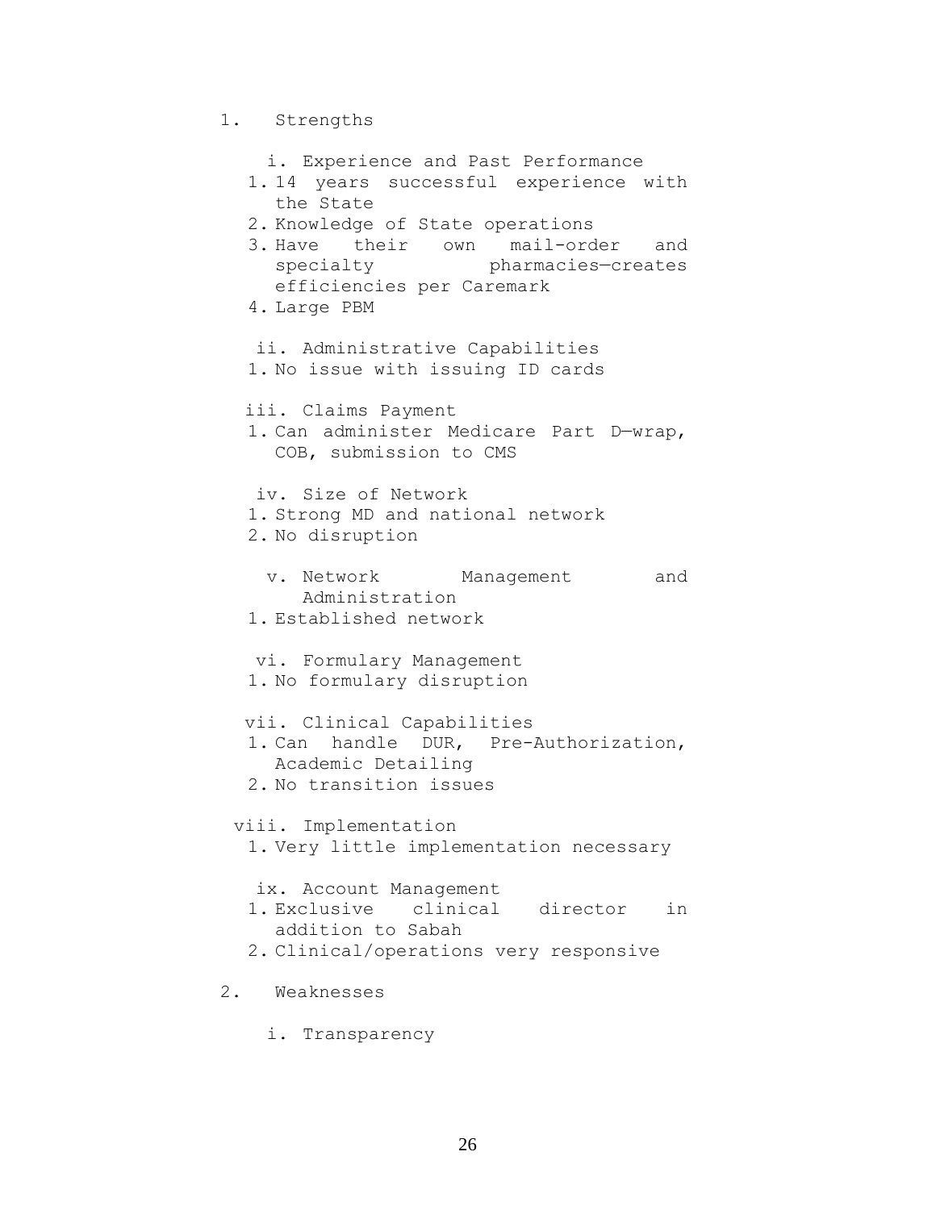1. Strengths

   i. Experience and Past Performance
      1. 14 years successful experience with the State
      2. Knowledge of State operations
      3. Have their own mail-order and specialty pharmacies—creates efficiencies per Caremark
      4. Large PBM

   ii. Administrative Capabilities
      1. No issue with issuing ID cards

   iii. Claims Payment
      1. Can administer Medicare Part D—wrap, COB, submission to CMS

   iv. Size of Network
      1. Strong MD and national network
      2. No disruption

   v. Network Management and Administration
      1. Established network

   vi. Formulary Management
      1. No formulary disruption

   vii. Clinical Capabilities
      1. Can handle DUR, Pre-Authorization, Academic Detailing
      2. No transition issues

   viii. Implementation
      1. Very little implementation necessary

   ix. Account Management
      1. Exclusive clinical director in addition to Sabah
      2. Clinical/operations very responsive

2. Weaknesses

   i. Transparency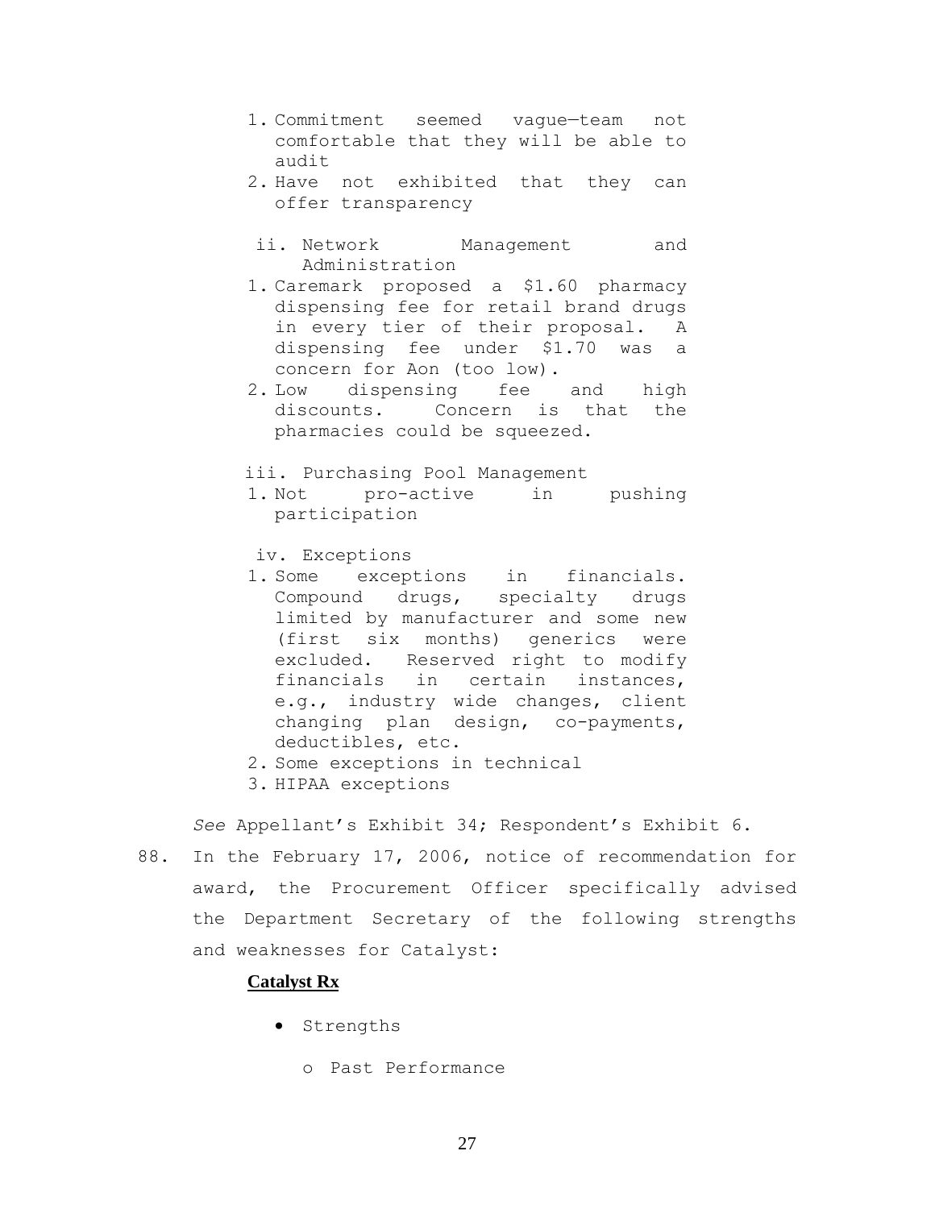1. Commitment seemed vague—team not comfortable that they will be able to audit
2. Have not exhibited that they can offer transparency

ii. Network Management and Administration

1. Caremark proposed a $1.60 pharmacy dispensing fee for retail brand drugs in every tier of their proposal. A dispensing fee under $1.70 was a concern for Aon (too low).
2. Low dispensing fee and high discounts. Concern is that the pharmacies could be squeezed.

iii. Purchasing Pool Management

1. Not pro-active in pushing participation

iv. Exceptions

1. Some exceptions in financials. Compound drugs, specialty drugs limited by manufacturer and some new (first six months) generics were excluded. Reserved right to modify financials in certain instances, e.g., industry wide changes, client changing plan design, co-payments, deductibles, etc.
2. Some exceptions in technical
3. HIPAA exceptions

*See* Appellant's Exhibit 34; Respondent's Exhibit 6.

88. In the February 17, 2006, notice of recommendation for award, the Procurement Officer specifically advised the Department Secretary of the following strengths and weaknesses for Catalyst:

**Catalyst Rx**

- Strengths
  - Past Performance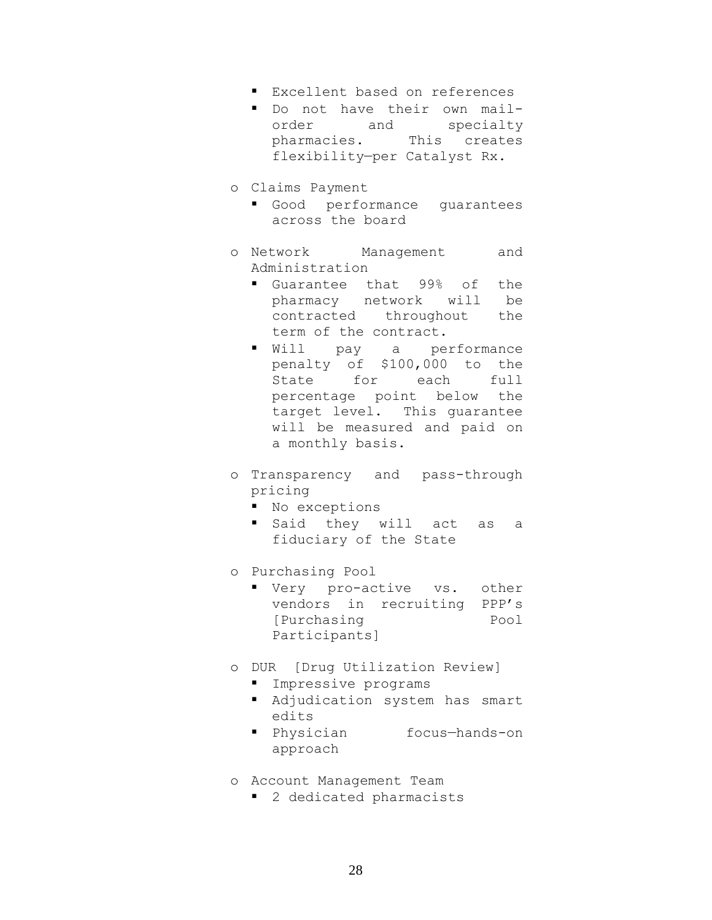- Excellent based on references
    - Do not have their own mail-order and specialty pharmacies. This creates flexibility—per Catalyst Rx.
- Claims Payment
    - Good performance guarantees across the board
- Network Management and Administration
    - Guarantee that 99% of the pharmacy network will be contracted throughout the term of the contract.
    - Will pay a performance penalty of $100,000 to the State for each full percentage point below the target level. This guarantee will be measured and paid on a monthly basis.
- Transparency and pass-through pricing
    - No exceptions
    - Said they will act as a fiduciary of the State
- Purchasing Pool
    - Very pro-active vs. other vendors in recruiting PPP's [Purchasing Pool Participants]
- DUR [Drug Utilization Review]
    - Impressive programs
    - Adjudication system has smart edits
    - Physician focus—hands-on approach
- Account Management Team
    - 2 dedicated pharmacists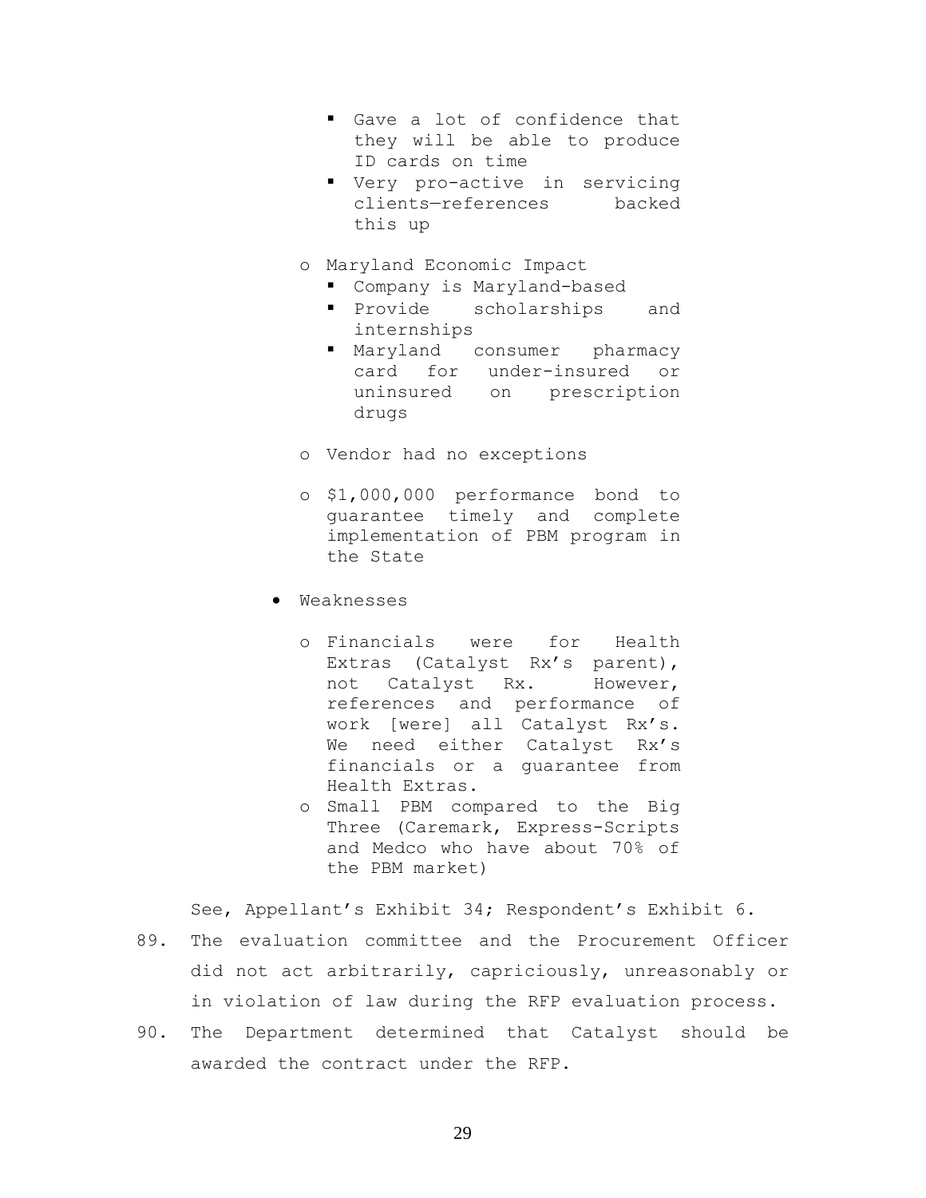- Gave a lot of confidence that they will be able to produce ID cards on time
        - Very pro-active in servicing clients—references backed this up

    - Maryland Economic Impact
        - Company is Maryland-based
        - Provide scholarships and internships
        - Maryland consumer pharmacy card for under-insured or uninsured on prescription drugs

    - Vendor had no exceptions

    - $1,000,000 performance bond to guarantee timely and complete implementation of PBM program in the State

- Weaknesses

    - Financials were for Health Extras (Catalyst Rx's parent), not Catalyst Rx. However, references and performance of work [were] all Catalyst Rx's. We need either Catalyst Rx's financials or a guarantee from Health Extras.
    - Small PBM compared to the Big Three (Caremark, Express-Scripts and Medco who have about 70% of the PBM market)

See, Appellant's Exhibit 34; Respondent's Exhibit 6.

89. The evaluation committee and the Procurement Officer did not act arbitrarily, capriciously, unreasonably or in violation of law during the RFP evaluation process.
90. The Department determined that Catalyst should be awarded the contract under the RFP.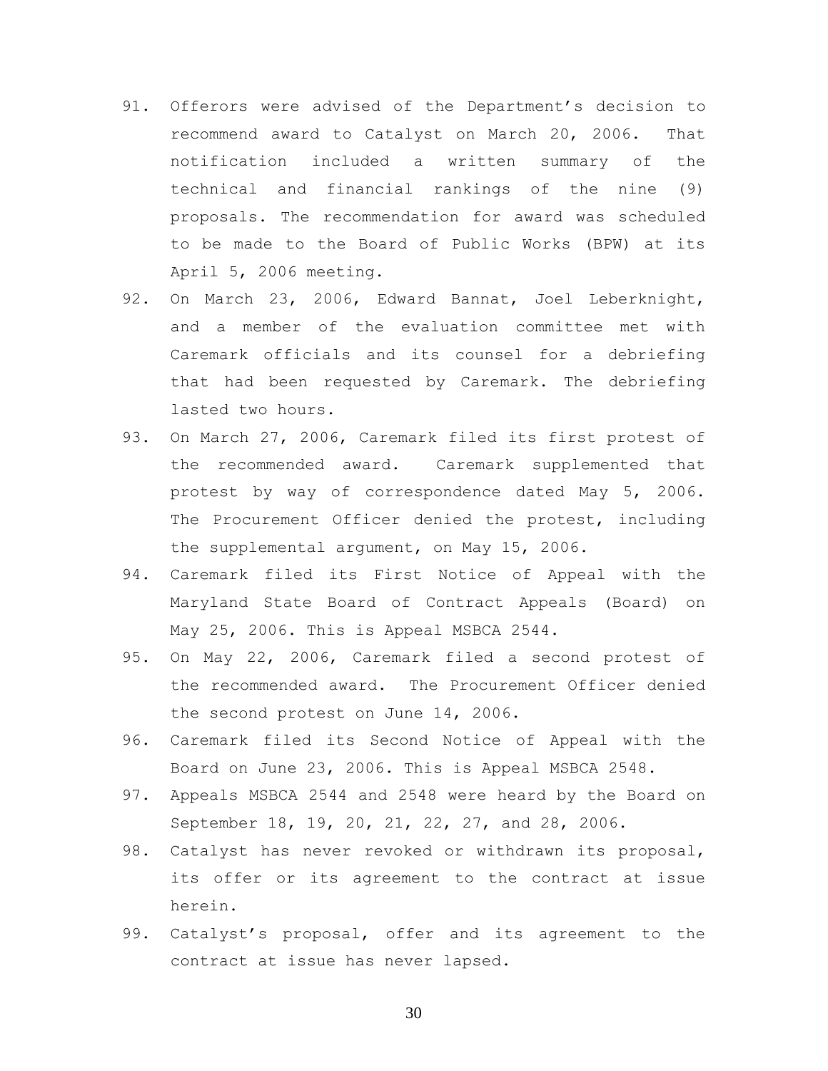91. Offerors were advised of the Department's decision to recommend award to Catalyst on March 20, 2006. That notification included a written summary of the technical and financial rankings of the nine (9) proposals. The recommendation for award was scheduled to be made to the Board of Public Works (BPW) at its April 5, 2006 meeting.
92. On March 23, 2006, Edward Bannat, Joel Leberknight, and a member of the evaluation committee met with Caremark officials and its counsel for a debriefing that had been requested by Caremark. The debriefing lasted two hours.
93. On March 27, 2006, Caremark filed its first protest of the recommended award. Caremark supplemented that protest by way of correspondence dated May 5, 2006. The Procurement Officer denied the protest, including the supplemental argument, on May 15, 2006.
94. Caremark filed its First Notice of Appeal with the Maryland State Board of Contract Appeals (Board) on May 25, 2006. This is Appeal MSBCA 2544.
95. On May 22, 2006, Caremark filed a second protest of the recommended award. The Procurement Officer denied the second protest on June 14, 2006.
96. Caremark filed its Second Notice of Appeal with the Board on June 23, 2006. This is Appeal MSBCA 2548.
97. Appeals MSBCA 2544 and 2548 were heard by the Board on September 18, 19, 20, 21, 22, 27, and 28, 2006.
98. Catalyst has never revoked or withdrawn its proposal, its offer or its agreement to the contract at issue herein.
99. Catalyst's proposal, offer and its agreement to the contract at issue has never lapsed.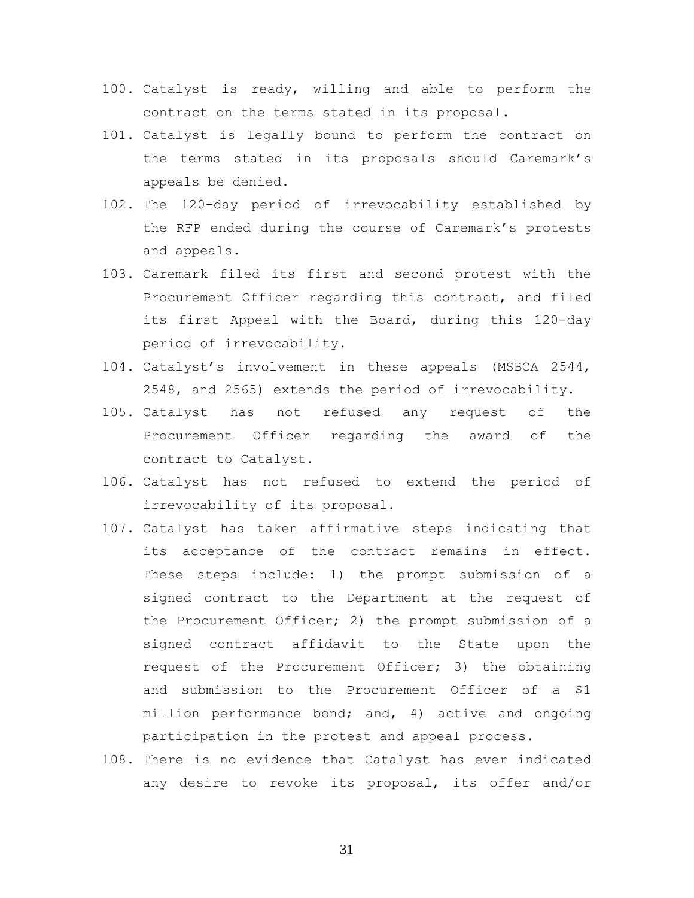100. Catalyst is ready, willing and able to perform the contract on the terms stated in its proposal.
101. Catalyst is legally bound to perform the contract on the terms stated in its proposals should Caremark's appeals be denied.
102. The 120-day period of irrevocability established by the RFP ended during the course of Caremark's protests and appeals.
103. Caremark filed its first and second protest with the Procurement Officer regarding this contract, and filed its first Appeal with the Board, during this 120-day period of irrevocability.
104. Catalyst's involvement in these appeals (MSBCA 2544, 2548, and 2565) extends the period of irrevocability.
105. Catalyst has not refused any request of the Procurement Officer regarding the award of the contract to Catalyst.
106. Catalyst has not refused to extend the period of irrevocability of its proposal.
107. Catalyst has taken affirmative steps indicating that its acceptance of the contract remains in effect. These steps include: 1) the prompt submission of a signed contract to the Department at the request of the Procurement Officer; 2) the prompt submission of a signed contract affidavit to the State upon the request of the Procurement Officer; 3) the obtaining and submission to the Procurement Officer of a $1 million performance bond; and, 4) active and ongoing participation in the protest and appeal process.
108. There is no evidence that Catalyst has ever indicated any desire to revoke its proposal, its offer and/or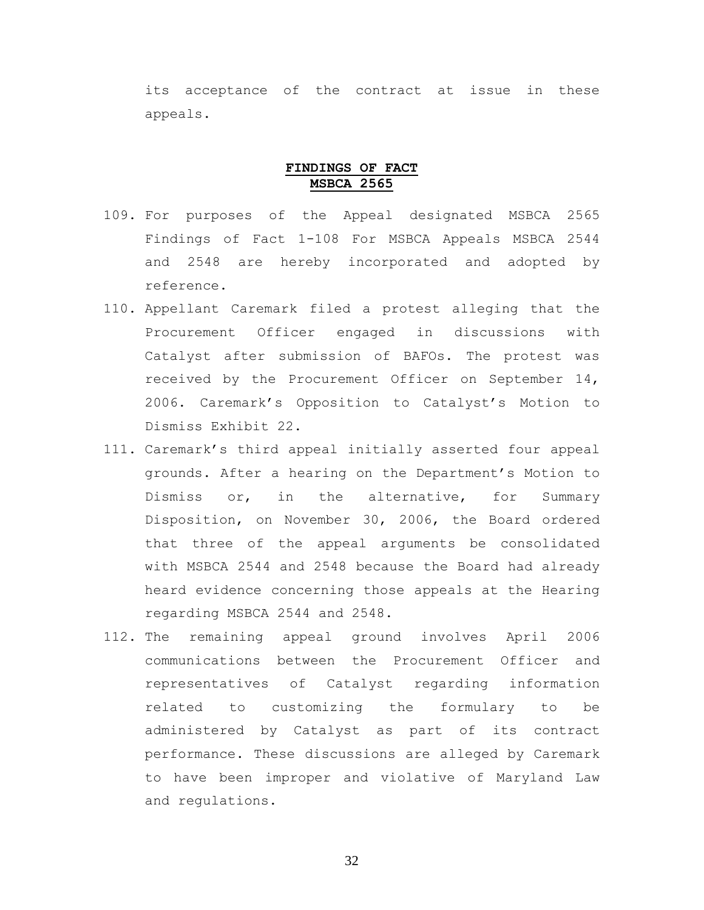its acceptance of the contract at issue in these appeals.

## FINDINGS OF FACT
## MSBCA 2565

109. For purposes of the Appeal designated MSBCA 2565 Findings of Fact 1-108 For MSBCA Appeals MSBCA 2544 and 2548 are hereby incorporated and adopted by reference.
110. Appellant Caremark filed a protest alleging that the Procurement Officer engaged in discussions with Catalyst after submission of BAFOs. The protest was received by the Procurement Officer on September 14, 2006. Caremark's Opposition to Catalyst's Motion to Dismiss Exhibit 22.
111. Caremark's third appeal initially asserted four appeal grounds. After a hearing on the Department's Motion to Dismiss or, in the alternative, for Summary Disposition, on November 30, 2006, the Board ordered that three of the appeal arguments be consolidated with MSBCA 2544 and 2548 because the Board had already heard evidence concerning those appeals at the Hearing regarding MSBCA 2544 and 2548.
112. The remaining appeal ground involves April 2006 communications between the Procurement Officer and representatives of Catalyst regarding information related to customizing the formulary to be administered by Catalyst as part of its contract performance. These discussions are alleged by Caremark to have been improper and violative of Maryland Law and regulations.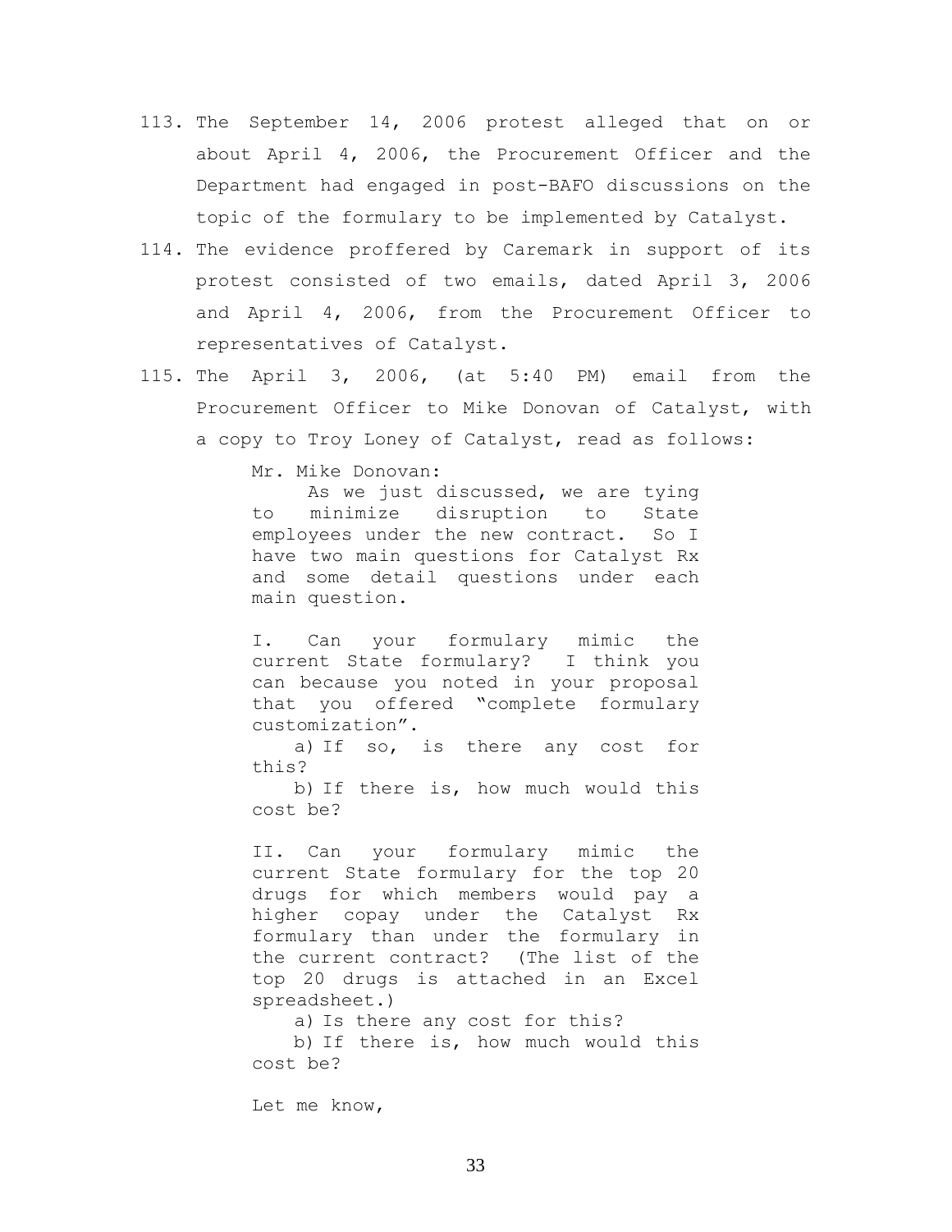113. The September 14, 2006 protest alleged that on or about April 4, 2006, the Procurement Officer and the Department had engaged in post-BAFO discussions on the topic of the formulary to be implemented by Catalyst.

114. The evidence proffered by Caremark in support of its protest consisted of two emails, dated April 3, 2006 and April 4, 2006, from the Procurement Officer to representatives of Catalyst.

115. The April 3, 2006, (at 5:40 PM) email from the Procurement Officer to Mike Donovan of Catalyst, with a copy to Troy Loney of Catalyst, read as follows:

> Mr. Mike Donovan:
>
> As we just discussed, we are tying to minimize disruption to State employees under the new contract. So I have two main questions for Catalyst Rx and some detail questions under each main question.
>
> I. Can your formulary mimic the current State formulary? I think you can because you noted in your proposal that you offered "complete formulary customization".
>
> a) If so, is there any cost for this?
>
> b) If there is, how much would this cost be?
>
> II. Can your formulary mimic the current State formulary for the top 20 drugs for which members would pay a higher copay under the Catalyst Rx formulary than under the formulary in the current contract? (The list of the top 20 drugs is attached in an Excel spreadsheet.)
>
> a) Is there any cost for this?
>
> b) If there is, how much would this cost be?
>
> Let me know,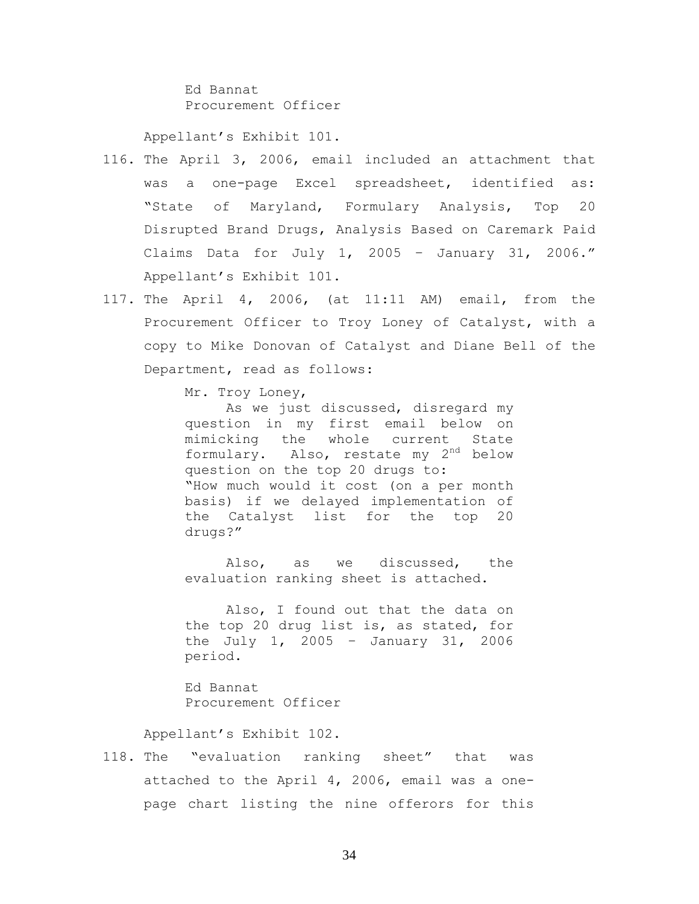Ed Bannat
Procurement Officer

Appellant's Exhibit 101.

116. The April 3, 2006, email included an attachment that was a one-page Excel spreadsheet, identified as: "State of Maryland, Formulary Analysis, Top 20 Disrupted Brand Drugs, Analysis Based on Caremark Paid Claims Data for July 1, 2005 – January 31, 2006." Appellant's Exhibit 101.

117. The April 4, 2006, (at 11:11 AM) email, from the Procurement Officer to Troy Loney of Catalyst, with a copy to Mike Donovan of Catalyst and Diane Bell of the Department, read as follows:

> Mr. Troy Loney,
>
> As we just discussed, disregard my question in my first email below on mimicking the whole current State formulary. Also, restate my 2nd below question on the top 20 drugs to: "How much would it cost (on a per month basis) if we delayed implementation of the Catalyst list for the top 20 drugs?"
>
> Also, as we discussed, the evaluation ranking sheet is attached.
>
> Also, I found out that the data on the top 20 drug list is, as stated, for the July 1, 2005 – January 31, 2006 period.
>
> Ed Bannat
> Procurement Officer

Appellant's Exhibit 102.

118. The "evaluation ranking sheet" that was attached to the April 4, 2006, email was a one-page chart listing the nine offerors for this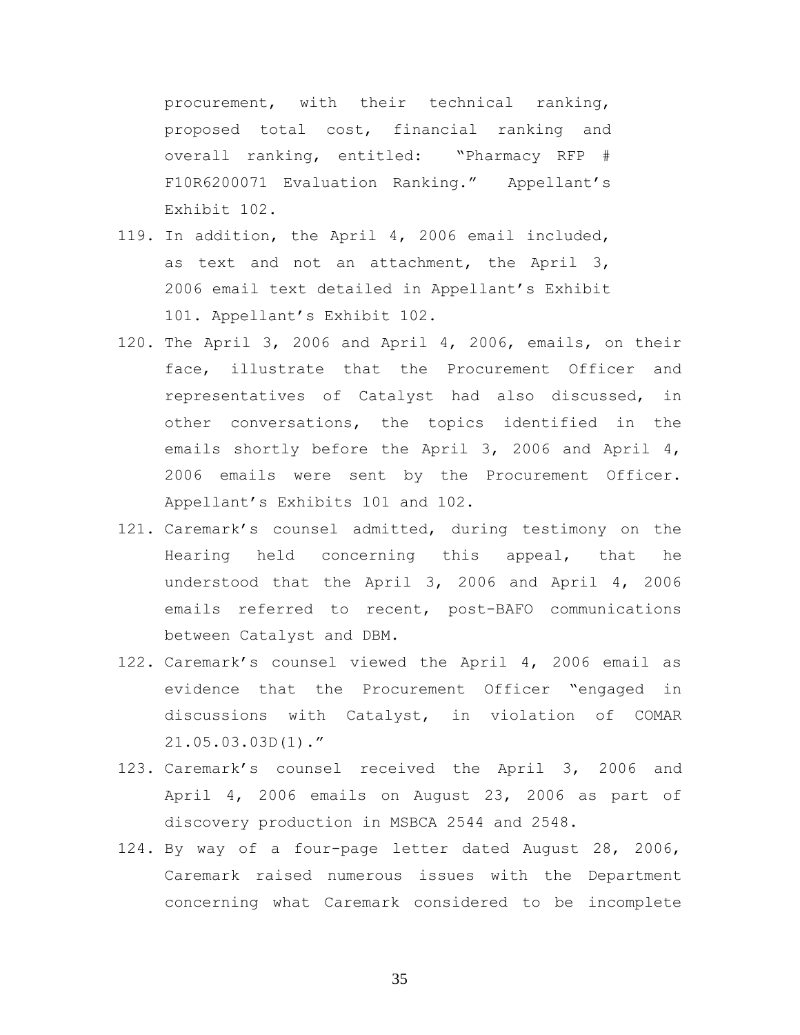procurement, with their technical ranking, proposed total cost, financial ranking and overall ranking, entitled: "Pharmacy RFP # F10R6200071 Evaluation Ranking." Appellant's Exhibit 102.

119. In addition, the April 4, 2006 email included, as text and not an attachment, the April 3, 2006 email text detailed in Appellant's Exhibit 101. Appellant's Exhibit 102.
120. The April 3, 2006 and April 4, 2006, emails, on their face, illustrate that the Procurement Officer and representatives of Catalyst had also discussed, in other conversations, the topics identified in the emails shortly before the April 3, 2006 and April 4, 2006 emails were sent by the Procurement Officer. Appellant's Exhibits 101 and 102.
121. Caremark's counsel admitted, during testimony on the Hearing held concerning this appeal, that he understood that the April 3, 2006 and April 4, 2006 emails referred to recent, post-BAFO communications between Catalyst and DBM.
122. Caremark's counsel viewed the April 4, 2006 email as evidence that the Procurement Officer "engaged in discussions with Catalyst, in violation of COMAR 21.05.03.03D(1)."
123. Caremark's counsel received the April 3, 2006 and April 4, 2006 emails on August 23, 2006 as part of discovery production in MSBCA 2544 and 2548.
124. By way of a four-page letter dated August 28, 2006, Caremark raised numerous issues with the Department concerning what Caremark considered to be incomplete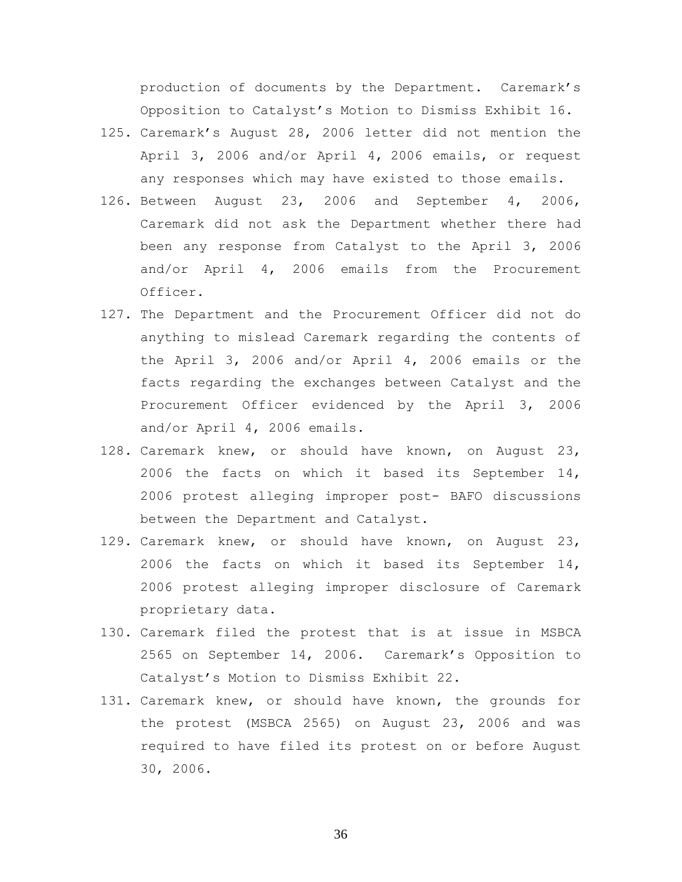production of documents by the Department. Caremark's Opposition to Catalyst's Motion to Dismiss Exhibit 16.

125. Caremark's August 28, 2006 letter did not mention the April 3, 2006 and/or April 4, 2006 emails, or request any responses which may have existed to those emails.
126. Between August 23, 2006 and September 4, 2006, Caremark did not ask the Department whether there had been any response from Catalyst to the April 3, 2006 and/or April 4, 2006 emails from the Procurement Officer.
127. The Department and the Procurement Officer did not do anything to mislead Caremark regarding the contents of the April 3, 2006 and/or April 4, 2006 emails or the facts regarding the exchanges between Catalyst and the Procurement Officer evidenced by the April 3, 2006 and/or April 4, 2006 emails.
128. Caremark knew, or should have known, on August 23, 2006 the facts on which it based its September 14, 2006 protest alleging improper post- BAFO discussions between the Department and Catalyst.
129. Caremark knew, or should have known, on August 23, 2006 the facts on which it based its September 14, 2006 protest alleging improper disclosure of Caremark proprietary data.
130. Caremark filed the protest that is at issue in MSBCA 2565 on September 14, 2006. Caremark's Opposition to Catalyst's Motion to Dismiss Exhibit 22.
131. Caremark knew, or should have known, the grounds for the protest (MSBCA 2565) on August 23, 2006 and was required to have filed its protest on or before August 30, 2006.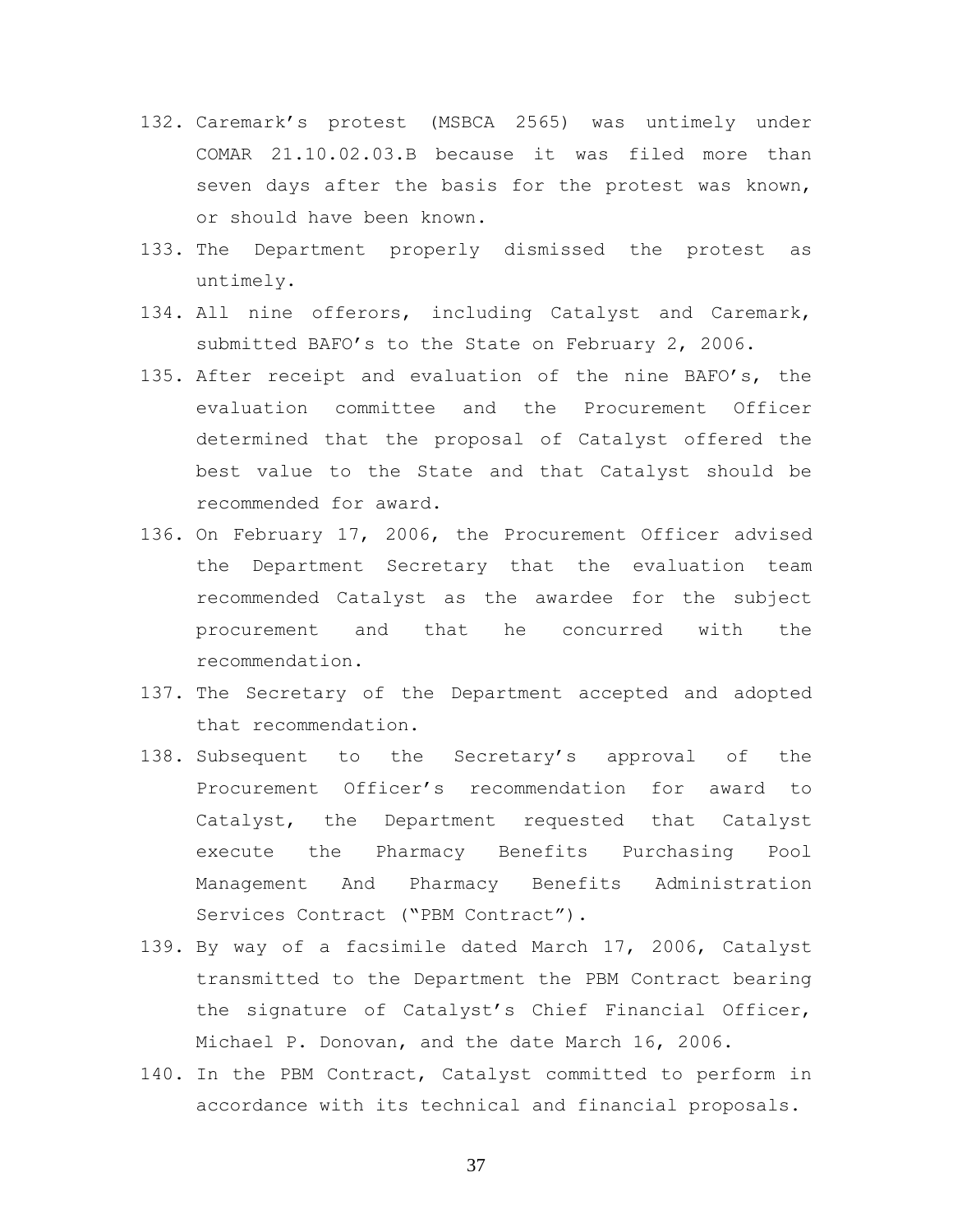132. Caremark's protest (MSBCA 2565) was untimely under COMAR 21.10.02.03.B because it was filed more than seven days after the basis for the protest was known, or should have been known.
133. The Department properly dismissed the protest as untimely.
134. All nine offerors, including Catalyst and Caremark, submitted BAFO's to the State on February 2, 2006.
135. After receipt and evaluation of the nine BAFO's, the evaluation committee and the Procurement Officer determined that the proposal of Catalyst offered the best value to the State and that Catalyst should be recommended for award.
136. On February 17, 2006, the Procurement Officer advised the Department Secretary that the evaluation team recommended Catalyst as the awardee for the subject procurement and that he concurred with the recommendation.
137. The Secretary of the Department accepted and adopted that recommendation.
138. Subsequent to the Secretary's approval of the Procurement Officer's recommendation for award to Catalyst, the Department requested that Catalyst execute the Pharmacy Benefits Purchasing Pool Management And Pharmacy Benefits Administration Services Contract ("PBM Contract").
139. By way of a facsimile dated March 17, 2006, Catalyst transmitted to the Department the PBM Contract bearing the signature of Catalyst's Chief Financial Officer, Michael P. Donovan, and the date March 16, 2006.
140. In the PBM Contract, Catalyst committed to perform in accordance with its technical and financial proposals.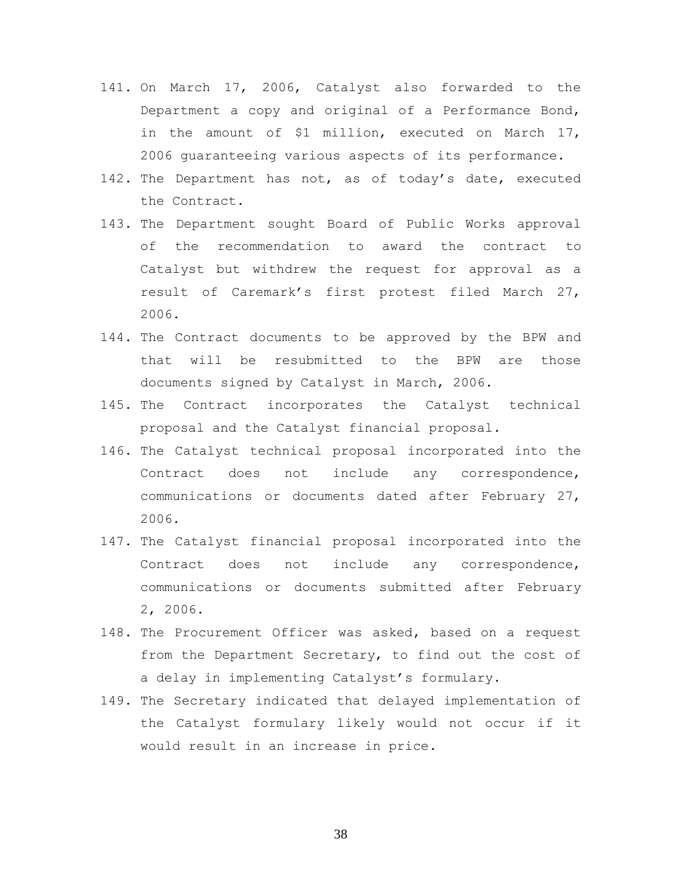141. On March 17, 2006, Catalyst also forwarded to the Department a copy and original of a Performance Bond, in the amount of $1 million, executed on March 17, 2006 guaranteeing various aspects of its performance.
142. The Department has not, as of today's date, executed the Contract.
143. The Department sought Board of Public Works approval of the recommendation to award the contract to Catalyst but withdrew the request for approval as a result of Caremark's first protest filed March 27, 2006.
144. The Contract documents to be approved by the BPW and that will be resubmitted to the BPW are those documents signed by Catalyst in March, 2006.
145. The Contract incorporates the Catalyst technical proposal and the Catalyst financial proposal.
146. The Catalyst technical proposal incorporated into the Contract does not include any correspondence, communications or documents dated after February 27, 2006.
147. The Catalyst financial proposal incorporated into the Contract does not include any correspondence, communications or documents submitted after February 2, 2006.
148. The Procurement Officer was asked, based on a request from the Department Secretary, to find out the cost of a delay in implementing Catalyst's formulary.
149. The Secretary indicated that delayed implementation of the Catalyst formulary likely would not occur if it would result in an increase in price.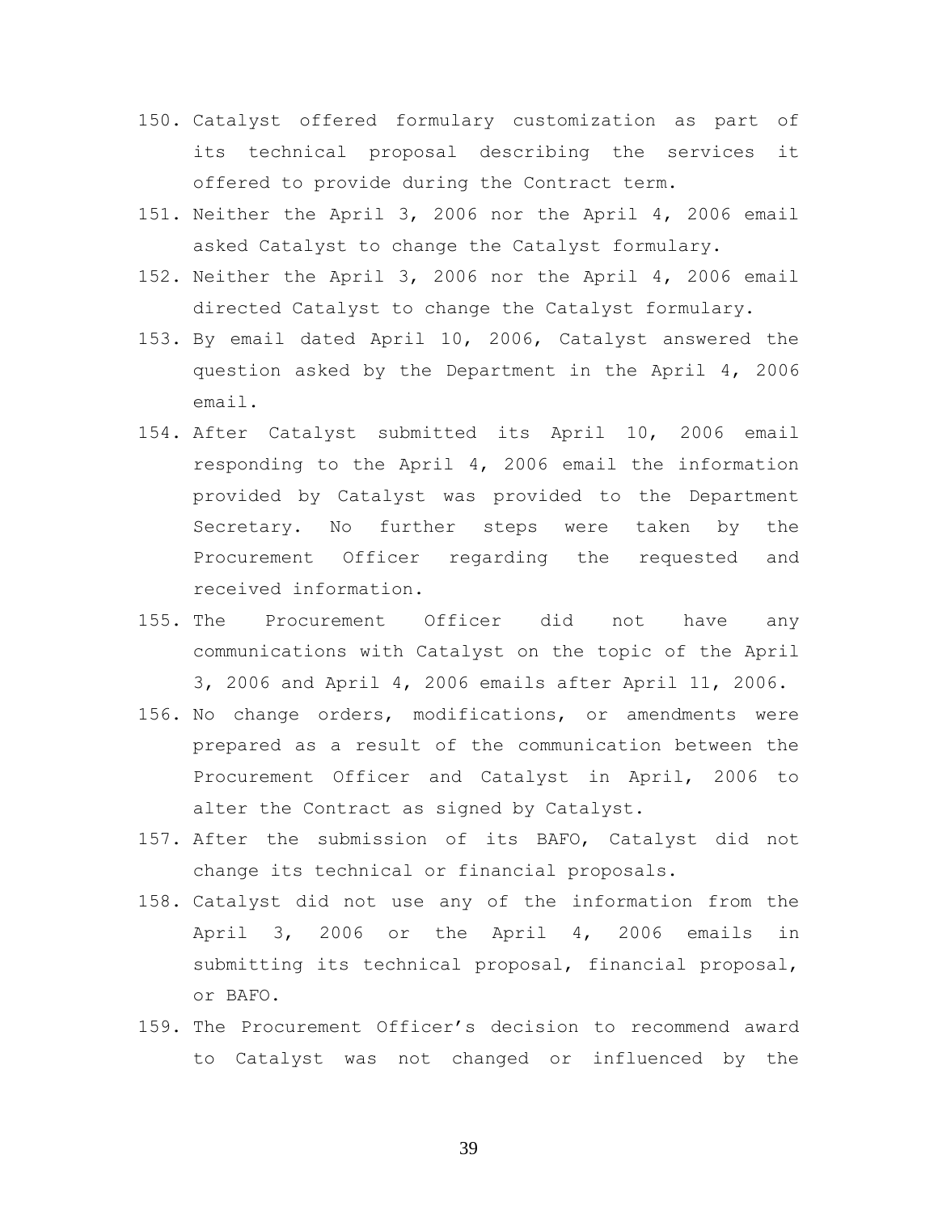150. Catalyst offered formulary customization as part of its technical proposal describing the services it offered to provide during the Contract term.

151. Neither the April 3, 2006 nor the April 4, 2006 email asked Catalyst to change the Catalyst formulary.

152. Neither the April 3, 2006 nor the April 4, 2006 email directed Catalyst to change the Catalyst formulary.

153. By email dated April 10, 2006, Catalyst answered the question asked by the Department in the April 4, 2006 email.

154. After Catalyst submitted its April 10, 2006 email responding to the April 4, 2006 email the information provided by Catalyst was provided to the Department Secretary. No further steps were taken by the Procurement Officer regarding the requested and received information.

155. The Procurement Officer did not have any communications with Catalyst on the topic of the April 3, 2006 and April 4, 2006 emails after April 11, 2006.

156. No change orders, modifications, or amendments were prepared as a result of the communication between the Procurement Officer and Catalyst in April, 2006 to alter the Contract as signed by Catalyst.

157. After the submission of its BAFO, Catalyst did not change its technical or financial proposals.

158. Catalyst did not use any of the information from the April 3, 2006 or the April 4, 2006 emails in submitting its technical proposal, financial proposal, or BAFO.

159. The Procurement Officer's decision to recommend award to Catalyst was not changed or influenced by the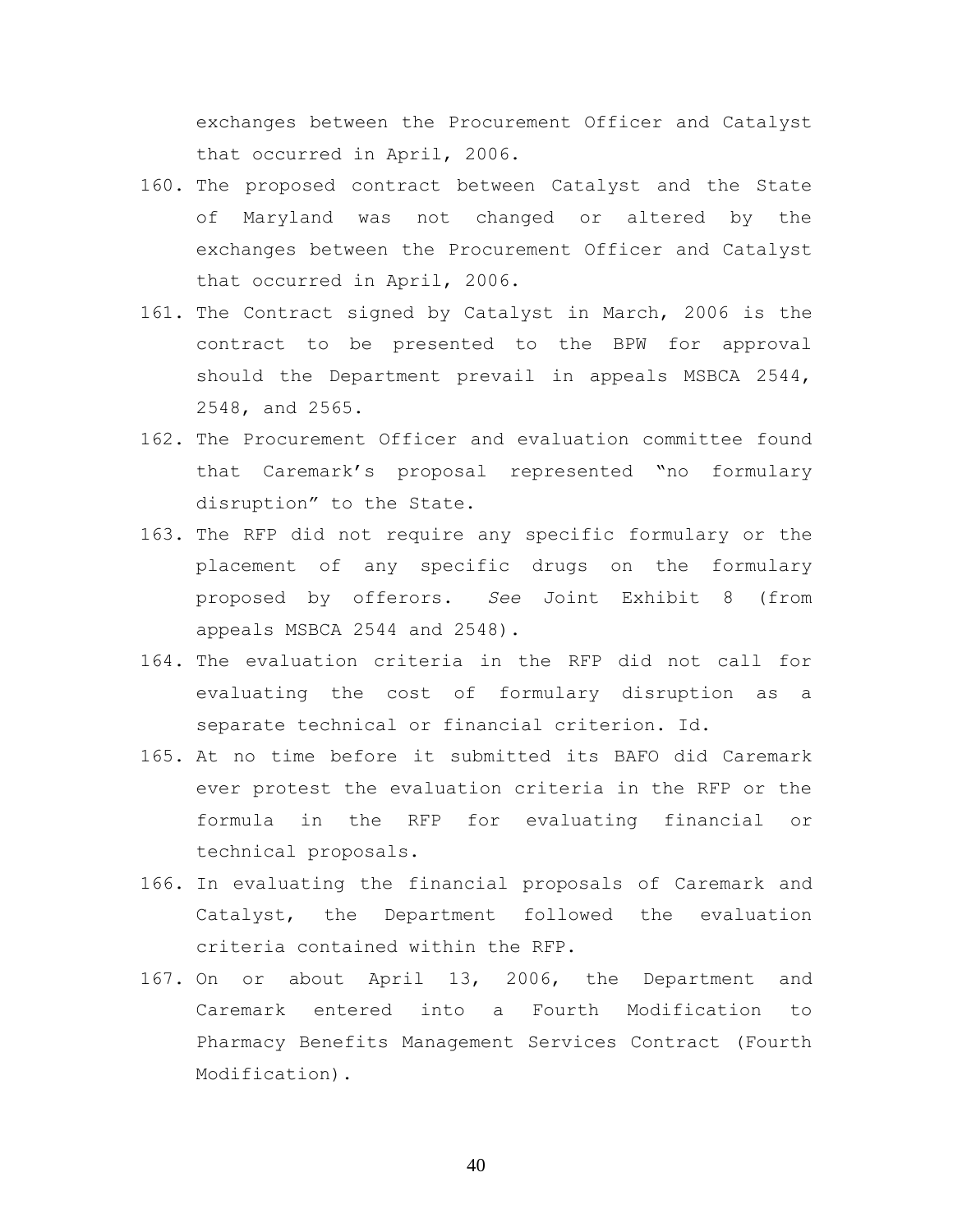exchanges between the Procurement Officer and Catalyst that occurred in April, 2006.

160. The proposed contract between Catalyst and the State of Maryland was not changed or altered by the exchanges between the Procurement Officer and Catalyst that occurred in April, 2006.
161. The Contract signed by Catalyst in March, 2006 is the contract to be presented to the BPW for approval should the Department prevail in appeals MSBCA 2544, 2548, and 2565.
162. The Procurement Officer and evaluation committee found that Caremark's proposal represented "no formulary disruption" to the State.
163. The RFP did not require any specific formulary or the placement of any specific drugs on the formulary proposed by offerors. *See* Joint Exhibit 8 (from appeals MSBCA 2544 and 2548).
164. The evaluation criteria in the RFP did not call for evaluating the cost of formulary disruption as a separate technical or financial criterion. Id.
165. At no time before it submitted its BAFO did Caremark ever protest the evaluation criteria in the RFP or the formula in the RFP for evaluating financial or technical proposals.
166. In evaluating the financial proposals of Caremark and Catalyst, the Department followed the evaluation criteria contained within the RFP.
167. On or about April 13, 2006, the Department and Caremark entered into a Fourth Modification to Pharmacy Benefits Management Services Contract (Fourth Modification).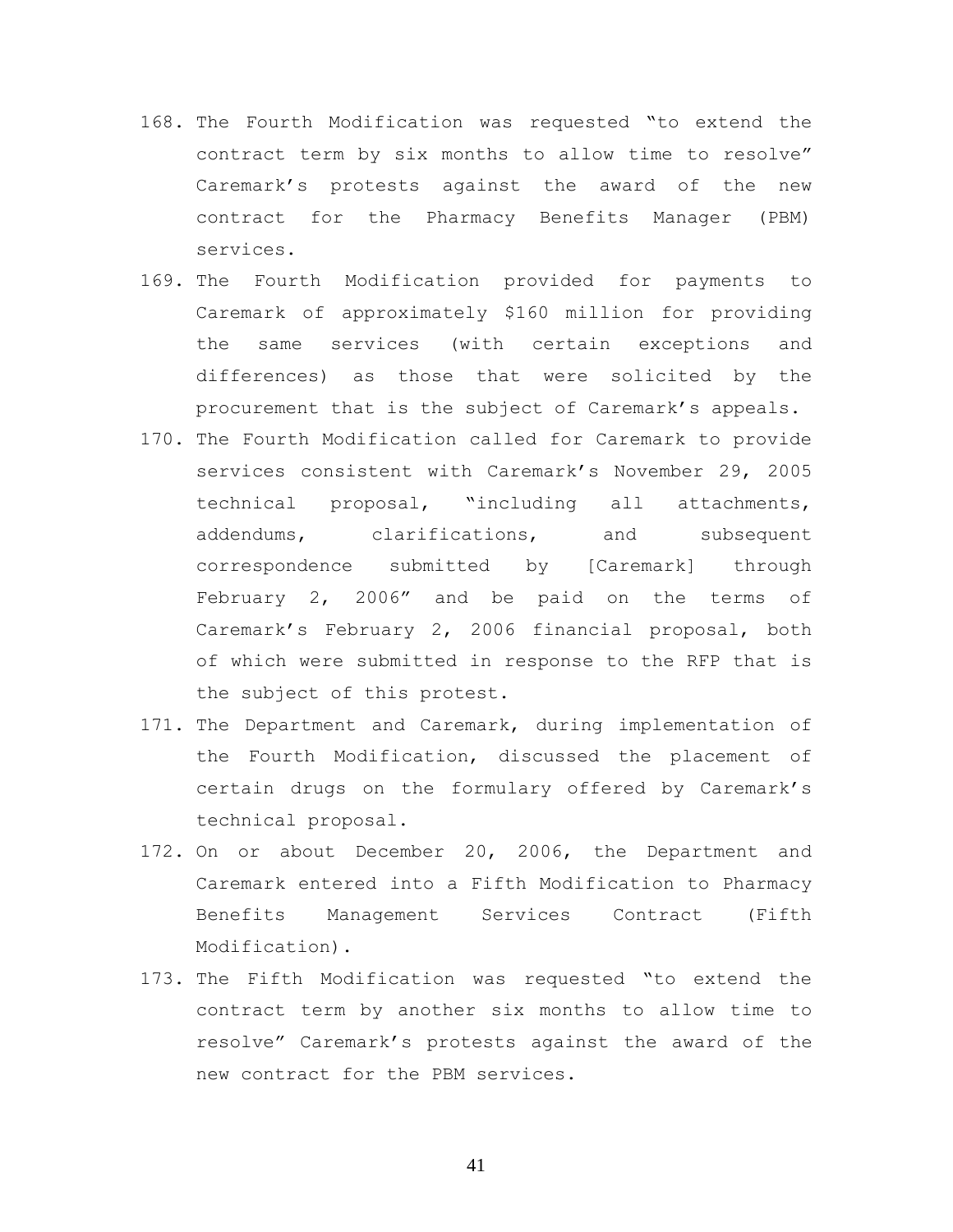168. The Fourth Modification was requested "to extend the contract term by six months to allow time to resolve" Caremark's protests against the award of the new contract for the Pharmacy Benefits Manager (PBM) services.
169. The Fourth Modification provided for payments to Caremark of approximately $160 million for providing the same services (with certain exceptions and differences) as those that were solicited by the procurement that is the subject of Caremark's appeals.
170. The Fourth Modification called for Caremark to provide services consistent with Caremark's November 29, 2005 technical proposal, "including all attachments, addendums, clarifications, and subsequent correspondence submitted by [Caremark] through February 2, 2006" and be paid on the terms of Caremark's February 2, 2006 financial proposal, both of which were submitted in response to the RFP that is the subject of this protest.
171. The Department and Caremark, during implementation of the Fourth Modification, discussed the placement of certain drugs on the formulary offered by Caremark's technical proposal.
172. On or about December 20, 2006, the Department and Caremark entered into a Fifth Modification to Pharmacy Benefits Management Services Contract (Fifth Modification).
173. The Fifth Modification was requested "to extend the contract term by another six months to allow time to resolve" Caremark's protests against the award of the new contract for the PBM services.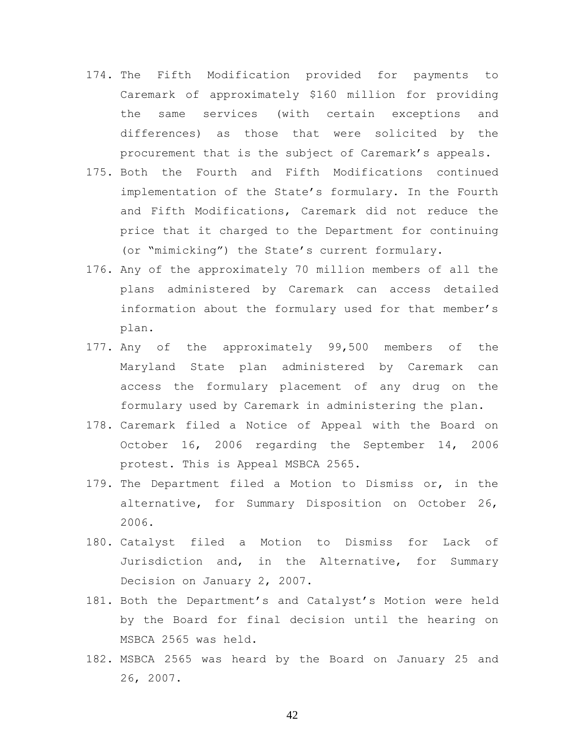174. The Fifth Modification provided for payments to Caremark of approximately $160 million for providing the same services (with certain exceptions and differences) as those that were solicited by the procurement that is the subject of Caremark's appeals.
175. Both the Fourth and Fifth Modifications continued implementation of the State's formulary. In the Fourth and Fifth Modifications, Caremark did not reduce the price that it charged to the Department for continuing (or "mimicking") the State's current formulary.
176. Any of the approximately 70 million members of all the plans administered by Caremark can access detailed information about the formulary used for that member's plan.
177. Any of the approximately 99,500 members of the Maryland State plan administered by Caremark can access the formulary placement of any drug on the formulary used by Caremark in administering the plan.
178. Caremark filed a Notice of Appeal with the Board on October 16, 2006 regarding the September 14, 2006 protest. This is Appeal MSBCA 2565.
179. The Department filed a Motion to Dismiss or, in the alternative, for Summary Disposition on October 26, 2006.
180. Catalyst filed a Motion to Dismiss for Lack of Jurisdiction and, in the Alternative, for Summary Decision on January 2, 2007.
181. Both the Department's and Catalyst's Motion were held by the Board for final decision until the hearing on MSBCA 2565 was held.
182. MSBCA 2565 was heard by the Board on January 25 and 26, 2007.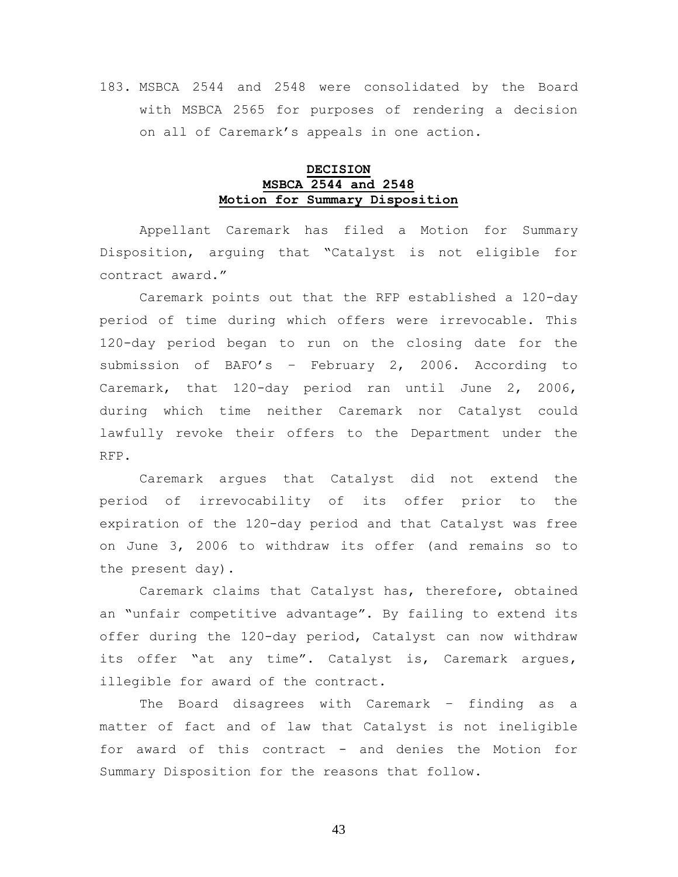183. MSBCA 2544 and 2548 were consolidated by the Board with MSBCA 2565 for purposes of rendering a decision on all of Caremark's appeals in one action.

**DECISION**
**MSBCA 2544 and 2548**
**Motion for Summary Disposition**

Appellant Caremark has filed a Motion for Summary Disposition, arguing that "Catalyst is not eligible for contract award."

Caremark points out that the RFP established a 120-day period of time during which offers were irrevocable. This 120-day period began to run on the closing date for the submission of BAFO's – February 2, 2006. According to Caremark, that 120-day period ran until June 2, 2006, during which time neither Caremark nor Catalyst could lawfully revoke their offers to the Department under the RFP.

Caremark argues that Catalyst did not extend the period of irrevocability of its offer prior to the expiration of the 120-day period and that Catalyst was free on June 3, 2006 to withdraw its offer (and remains so to the present day).

Caremark claims that Catalyst has, therefore, obtained an "unfair competitive advantage". By failing to extend its offer during the 120-day period, Catalyst can now withdraw its offer "at any time". Catalyst is, Caremark argues, illegible for award of the contract.

The Board disagrees with Caremark – finding as a matter of fact and of law that Catalyst is not ineligible for award of this contract - and denies the Motion for Summary Disposition for the reasons that follow.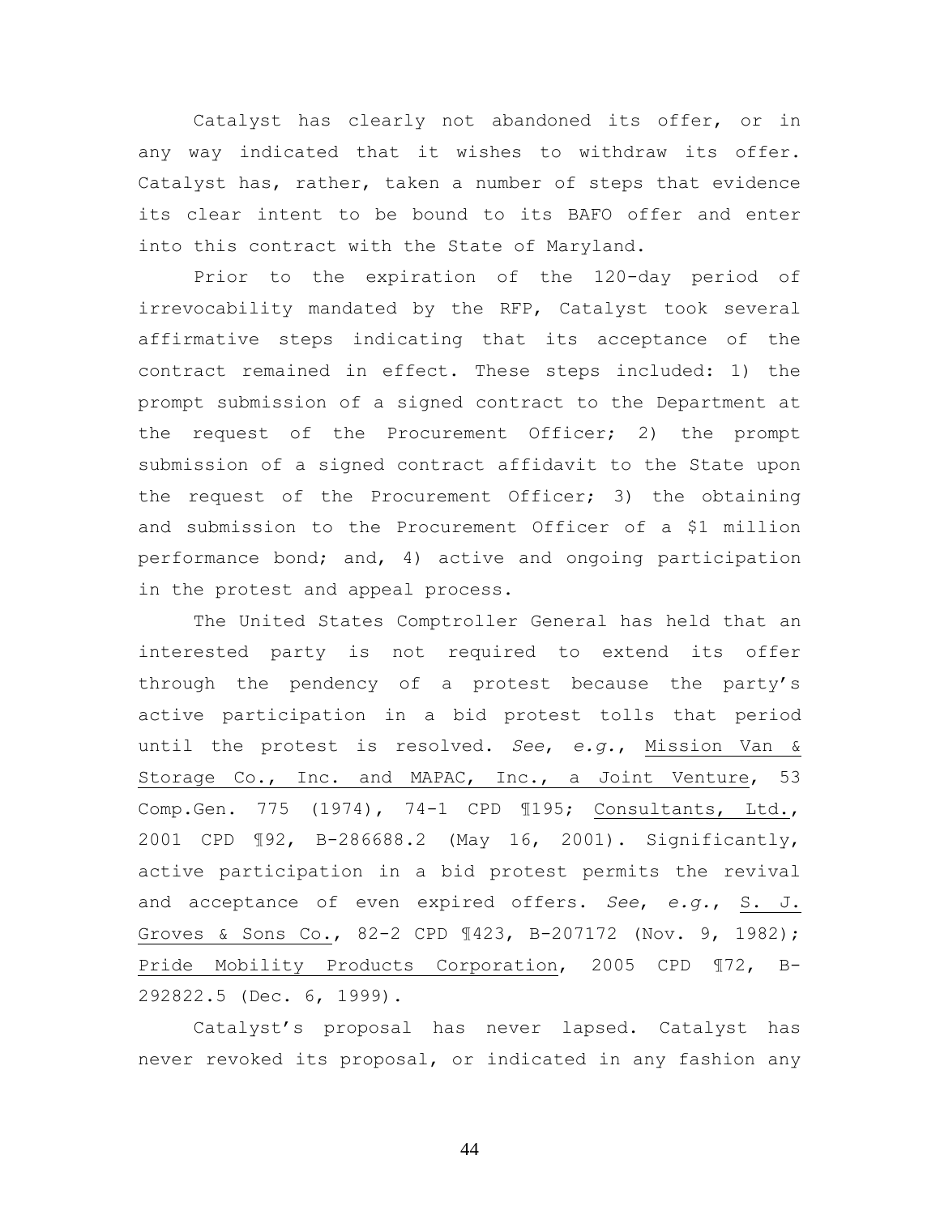Catalyst has clearly not abandoned its offer, or in any way indicated that it wishes to withdraw its offer. Catalyst has, rather, taken a number of steps that evidence its clear intent to be bound to its BAFO offer and enter into this contract with the State of Maryland.

Prior to the expiration of the 120-day period of irrevocability mandated by the RFP, Catalyst took several affirmative steps indicating that its acceptance of the contract remained in effect. These steps included: 1) the prompt submission of a signed contract to the Department at the request of the Procurement Officer; 2) the prompt submission of a signed contract affidavit to the State upon the request of the Procurement Officer; 3) the obtaining and submission to the Procurement Officer of a $1 million performance bond; and, 4) active and ongoing participation in the protest and appeal process.

The United States Comptroller General has held that an interested party is not required to extend its offer through the pendency of a protest because the party's active participation in a bid protest tolls that period until the protest is resolved. *See*, *e.g.*, Mission Van & Storage Co., Inc. and MAPAC, Inc., a Joint Venture, 53 Comp.Gen. 775 (1974), 74-1 CPD ¶195; Consultants, Ltd., 2001 CPD ¶92, B-286688.2 (May 16, 2001). Significantly, active participation in a bid protest permits the revival and acceptance of even expired offers. *See*, *e.g.*, S. J. Groves & Sons Co., 82-2 CPD ¶423, B-207172 (Nov. 9, 1982); Pride Mobility Products Corporation, 2005 CPD ¶72, B-292822.5 (Dec. 6, 1999).

Catalyst's proposal has never lapsed. Catalyst has never revoked its proposal, or indicated in any fashion any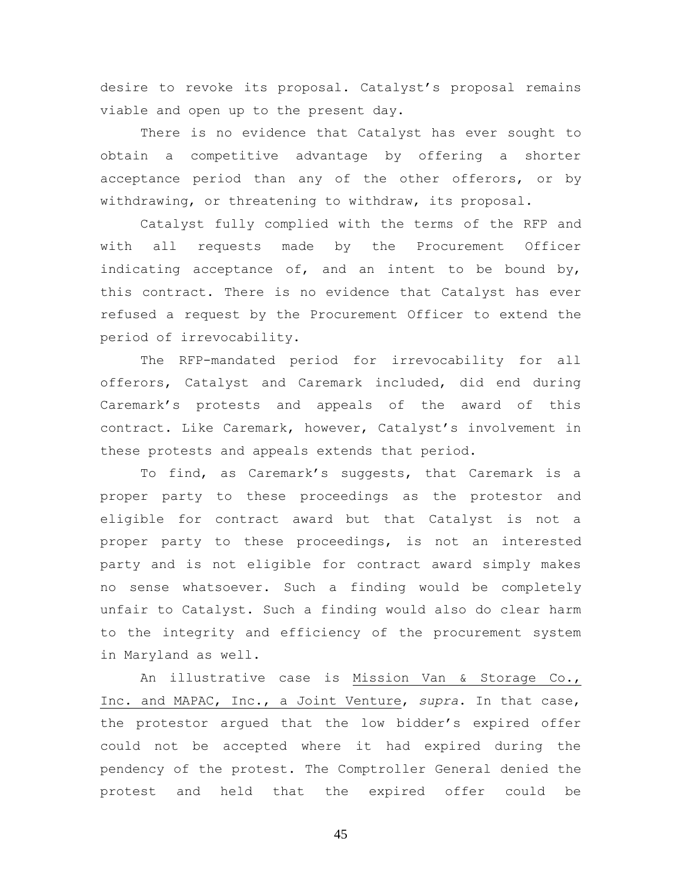desire to revoke its proposal. Catalyst's proposal remains viable and open up to the present day.

There is no evidence that Catalyst has ever sought to obtain a competitive advantage by offering a shorter acceptance period than any of the other offerors, or by withdrawing, or threatening to withdraw, its proposal.

Catalyst fully complied with the terms of the RFP and with all requests made by the Procurement Officer indicating acceptance of, and an intent to be bound by, this contract. There is no evidence that Catalyst has ever refused a request by the Procurement Officer to extend the period of irrevocability.

The RFP-mandated period for irrevocability for all offerors, Catalyst and Caremark included, did end during Caremark's protests and appeals of the award of this contract. Like Caremark, however, Catalyst's involvement in these protests and appeals extends that period.

To find, as Caremark's suggests, that Caremark is a proper party to these proceedings as the protestor and eligible for contract award but that Catalyst is not a proper party to these proceedings, is not an interested party and is not eligible for contract award simply makes no sense whatsoever. Such a finding would be completely unfair to Catalyst. Such a finding would also do clear harm to the integrity and efficiency of the procurement system in Maryland as well.

An illustrative case is Mission Van & Storage Co., Inc. and MAPAC, Inc., a Joint Venture, *supra*. In that case, the protestor argued that the low bidder's expired offer could not be accepted where it had expired during the pendency of the protest. The Comptroller General denied the protest and held that the expired offer could be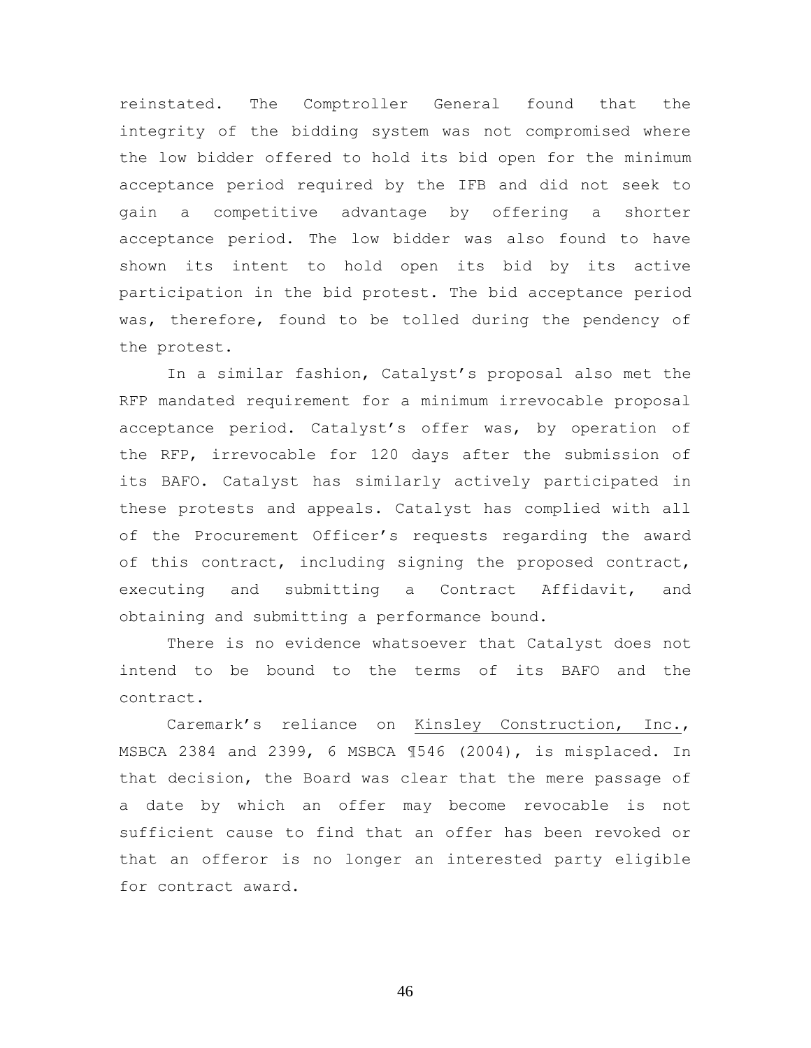reinstated. The Comptroller General found that the integrity of the bidding system was not compromised where the low bidder offered to hold its bid open for the minimum acceptance period required by the IFB and did not seek to gain a competitive advantage by offering a shorter acceptance period. The low bidder was also found to have shown its intent to hold open its bid by its active participation in the bid protest. The bid acceptance period was, therefore, found to be tolled during the pendency of the protest.

In a similar fashion, Catalyst's proposal also met the RFP mandated requirement for a minimum irrevocable proposal acceptance period. Catalyst's offer was, by operation of the RFP, irrevocable for 120 days after the submission of its BAFO. Catalyst has similarly actively participated in these protests and appeals. Catalyst has complied with all of the Procurement Officer's requests regarding the award of this contract, including signing the proposed contract, executing and submitting a Contract Affidavit, and obtaining and submitting a performance bound.

There is no evidence whatsoever that Catalyst does not intend to be bound to the terms of its BAFO and the contract.

Caremark's reliance on Kinsley Construction, Inc., MSBCA 2384 and 2399, 6 MSBCA ¶546 (2004), is misplaced. In that decision, the Board was clear that the mere passage of a date by which an offer may become revocable is not sufficient cause to find that an offer has been revoked or that an offeror is no longer an interested party eligible for contract award.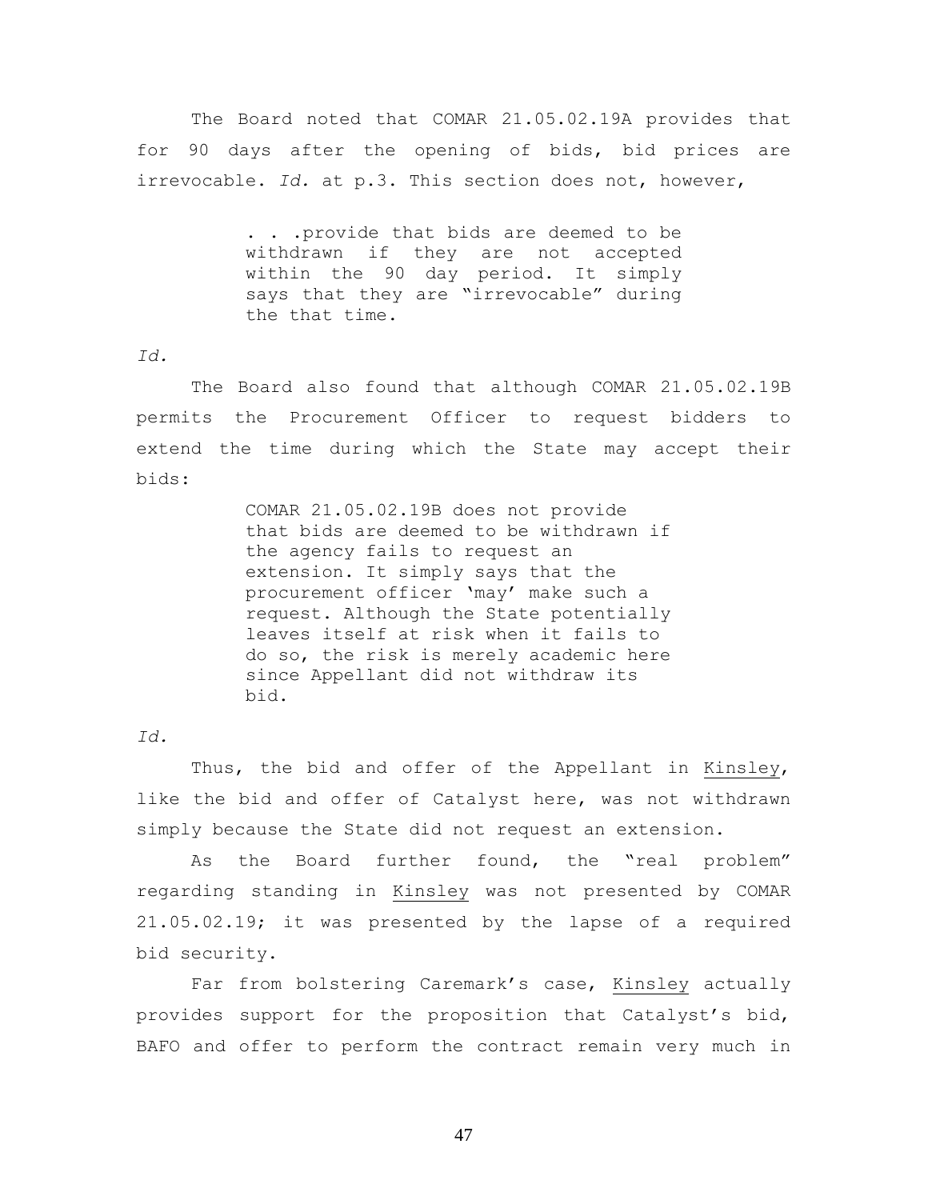The Board noted that COMAR 21.05.02.19A provides that for 90 days after the opening of bids, bid prices are irrevocable. *Id.* at p.3. This section does not, however,

> . . .provide that bids are deemed to be withdrawn if they are not accepted within the 90 day period. It simply says that they are "irrevocable" during the that time.

*Id.*

The Board also found that although COMAR 21.05.02.19B permits the Procurement Officer to request bidders to extend the time during which the State may accept their bids:

> COMAR 21.05.02.19B does not provide that bids are deemed to be withdrawn if the agency fails to request an extension. It simply says that the procurement officer 'may' make such a request. Although the State potentially leaves itself at risk when it fails to do so, the risk is merely academic here since Appellant did not withdraw its bid.

*Id.*

Thus, the bid and offer of the Appellant in Kinsley, like the bid and offer of Catalyst here, was not withdrawn simply because the State did not request an extension.

As the Board further found, the "real problem" regarding standing in Kinsley was not presented by COMAR 21.05.02.19; it was presented by the lapse of a required bid security.

Far from bolstering Caremark's case, Kinsley actually provides support for the proposition that Catalyst's bid, BAFO and offer to perform the contract remain very much in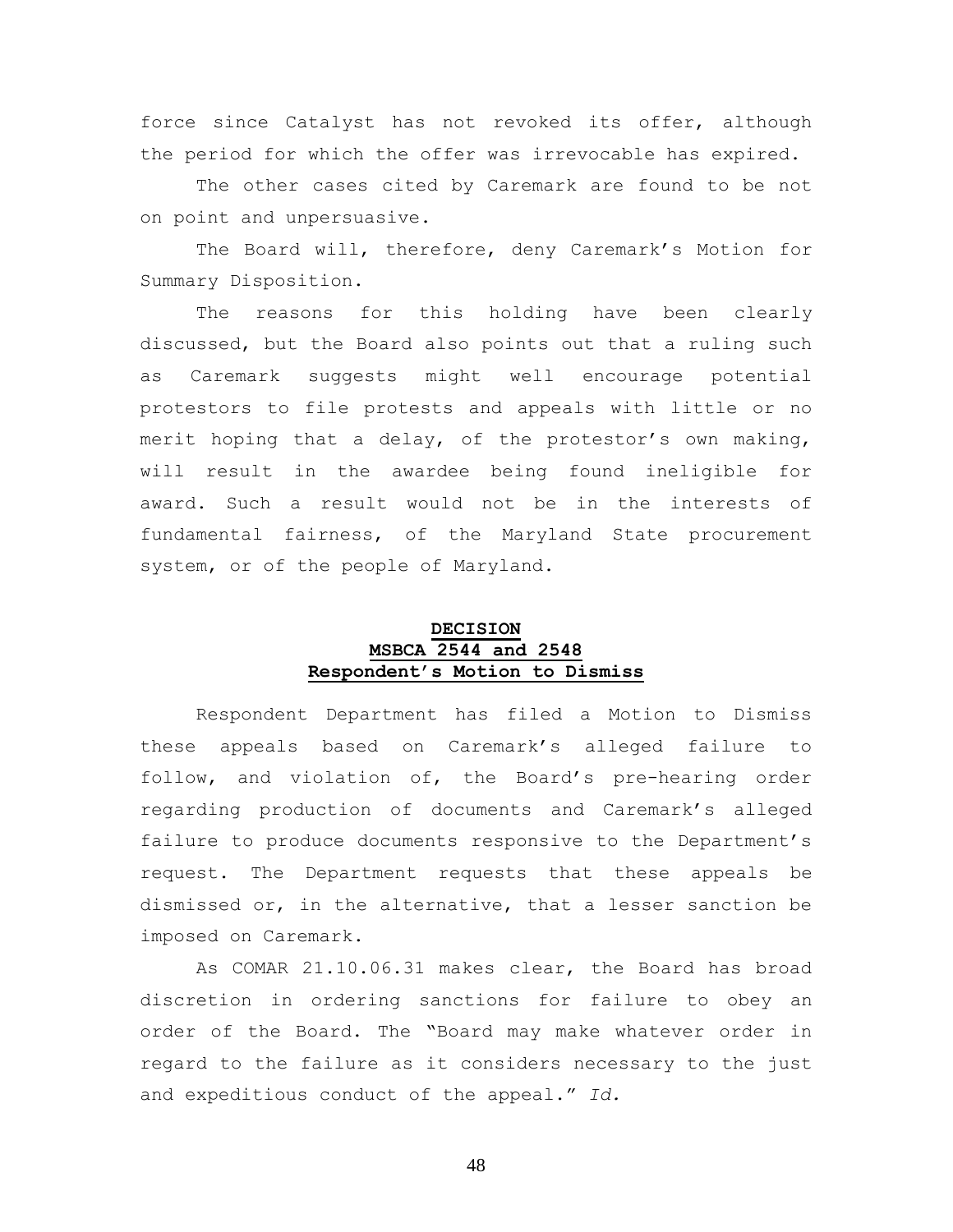force since Catalyst has not revoked its offer, although the period for which the offer was irrevocable has expired.

The other cases cited by Caremark are found to be not on point and unpersuasive.

The Board will, therefore, deny Caremark's Motion for Summary Disposition.

The reasons for this holding have been clearly discussed, but the Board also points out that a ruling such as Caremark suggests might well encourage potential protestors to file protests and appeals with little or no merit hoping that a delay, of the protestor's own making, will result in the awardee being found ineligible for award. Such a result would not be in the interests of fundamental fairness, of the Maryland State procurement system, or of the people of Maryland.

**DECISION**
**MSBCA 2544 and 2548**
**Respondent's Motion to Dismiss**

Respondent Department has filed a Motion to Dismiss these appeals based on Caremark's alleged failure to follow, and violation of, the Board's pre-hearing order regarding production of documents and Caremark's alleged failure to produce documents responsive to the Department's request. The Department requests that these appeals be dismissed or, in the alternative, that a lesser sanction be imposed on Caremark.

As COMAR 21.10.06.31 makes clear, the Board has broad discretion in ordering sanctions for failure to obey an order of the Board. The "Board may make whatever order in regard to the failure as it considers necessary to the just and expeditious conduct of the appeal." *Id.*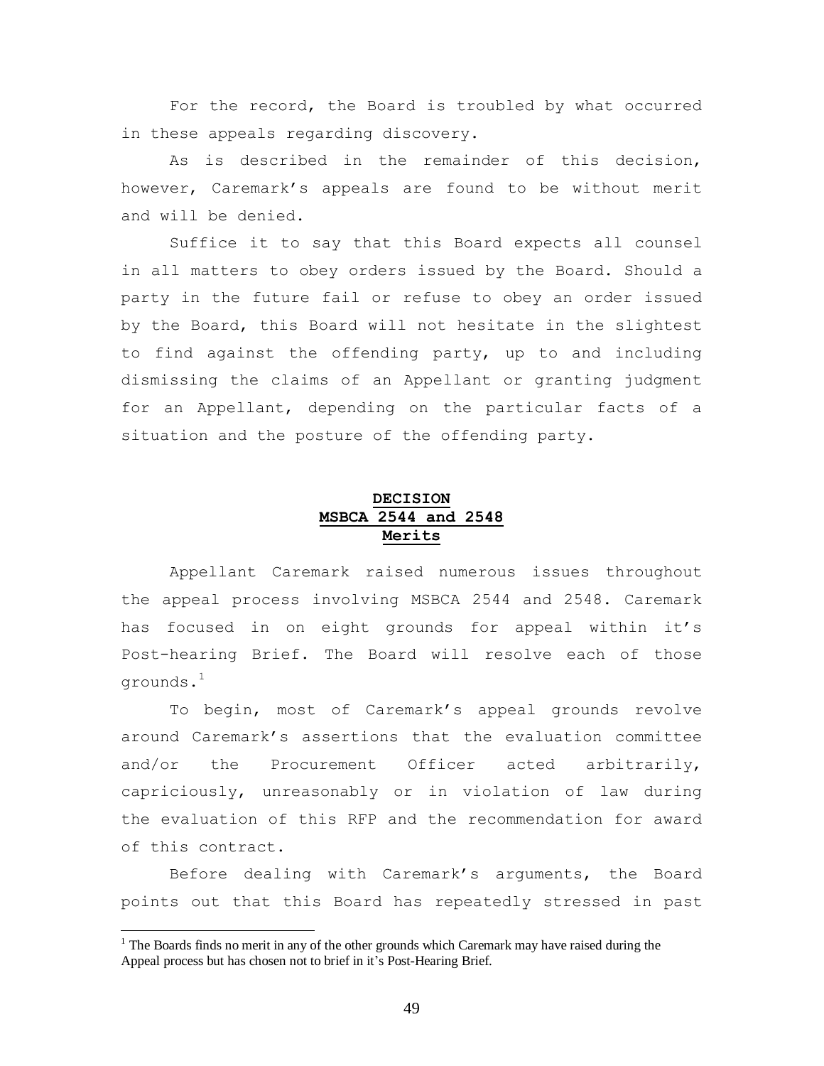For the record, the Board is troubled by what occurred in these appeals regarding discovery.

As is described in the remainder of this decision, however, Caremark's appeals are found to be without merit and will be denied.

Suffice it to say that this Board expects all counsel in all matters to obey orders issued by the Board. Should a party in the future fail or refuse to obey an order issued by the Board, this Board will not hesitate in the slightest to find against the offending party, up to and including dismissing the claims of an Appellant or granting judgment for an Appellant, depending on the particular facts of a situation and the posture of the offending party.

**DECISION**
**MSBCA 2544 and 2548**
**Merits**

Appellant Caremark raised numerous issues throughout the appeal process involving MSBCA 2544 and 2548. Caremark has focused in on eight grounds for appeal within it's Post-hearing Brief. The Board will resolve each of those grounds.[1]

To begin, most of Caremark's appeal grounds revolve around Caremark's assertions that the evaluation committee and/or the Procurement Officer acted arbitrarily, capriciously, unreasonably or in violation of law during the evaluation of this RFP and the recommendation for award of this contract.

Before dealing with Caremark's arguments, the Board points out that this Board has repeatedly stressed in past

[1] The Boards finds no merit in any of the other grounds which Caremark may have raised during the Appeal process but has chosen not to brief in it's Post-Hearing Brief.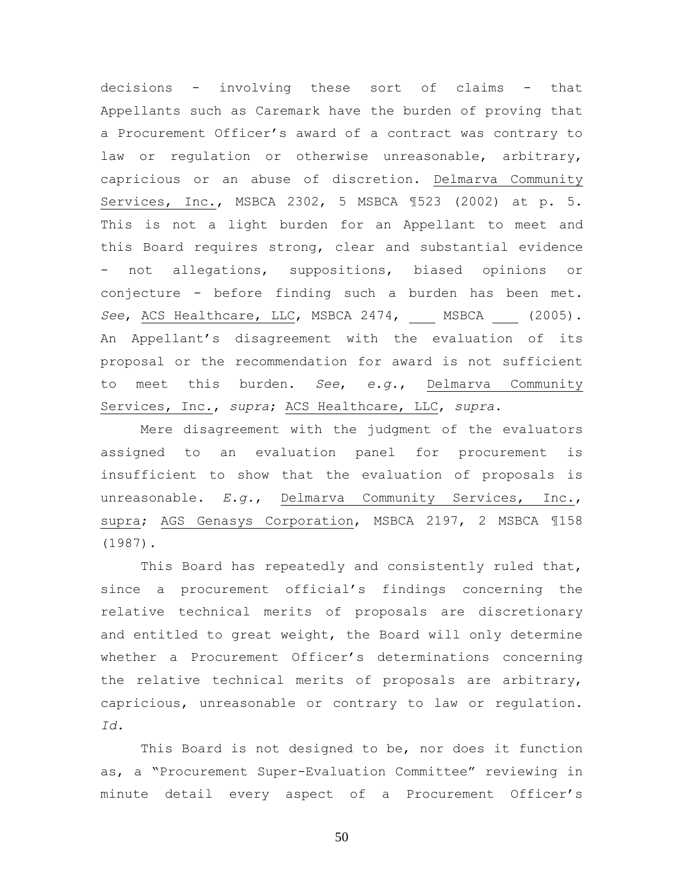decisions - involving these sort of claims - that Appellants such as Caremark have the burden of proving that a Procurement Officer's award of a contract was contrary to law or regulation or otherwise unreasonable, arbitrary, capricious or an abuse of discretion. Delmarva Community Services, Inc., MSBCA 2302, 5 MSBCA ¶523 (2002) at p. 5. This is not a light burden for an Appellant to meet and this Board requires strong, clear and substantial evidence - not allegations, suppositions, biased opinions or conjecture - before finding such a burden has been met. *See*, ACS Healthcare, LLC, MSBCA 2474, ___ MSBCA ___ (2005). An Appellant's disagreement with the evaluation of its proposal or the recommendation for award is not sufficient to meet this burden. *See*, *e.g.*, Delmarva Community Services, Inc., *supra*; ACS Healthcare, LLC, *supra*.

Mere disagreement with the judgment of the evaluators assigned to an evaluation panel for procurement is insufficient to show that the evaluation of proposals is unreasonable. *E.g.*, Delmarva Community Services, Inc., supra; AGS Genasys Corporation, MSBCA 2197, 2 MSBCA ¶158 (1987).

This Board has repeatedly and consistently ruled that, since a procurement official's findings concerning the relative technical merits of proposals are discretionary and entitled to great weight, the Board will only determine whether a Procurement Officer's determinations concerning the relative technical merits of proposals are arbitrary, capricious, unreasonable or contrary to law or regulation. *Id.*

This Board is not designed to be, nor does it function as, a "Procurement Super-Evaluation Committee" reviewing in minute detail every aspect of a Procurement Officer's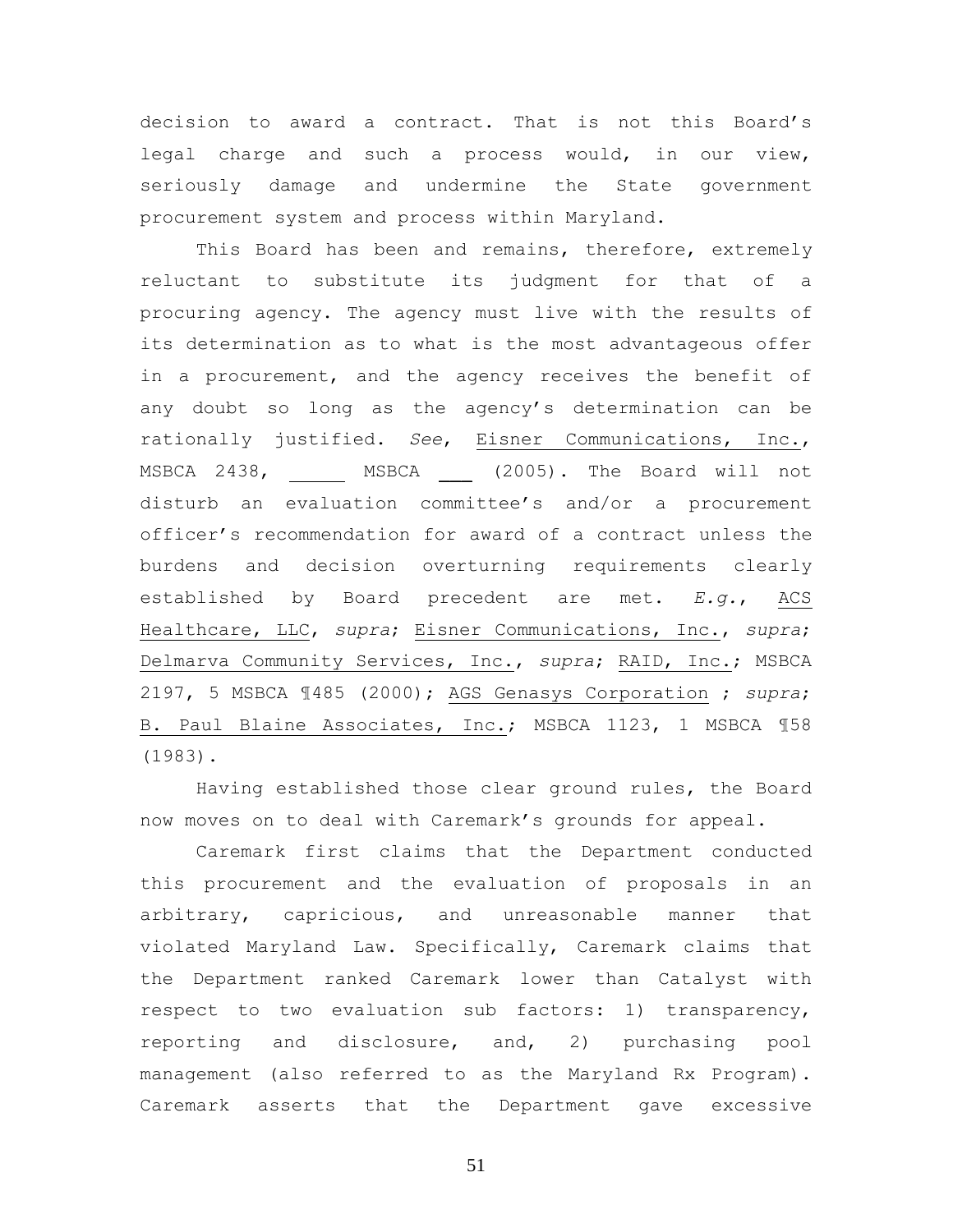decision to award a contract. That is not this Board's legal charge and such a process would, in our view, seriously damage and undermine the State government procurement system and process within Maryland.

This Board has been and remains, therefore, extremely reluctant to substitute its judgment for that of a procuring agency. The agency must live with the results of its determination as to what is the most advantageous offer in a procurement, and the agency receives the benefit of any doubt so long as the agency's determination can be rationally justified. *See*, Eisner Communications, Inc., MSBCA 2438, _____ MSBCA ___ (2005). The Board will not disturb an evaluation committee's and/or a procurement officer's recommendation for award of a contract unless the burdens and decision overturning requirements clearly established by Board precedent are met. *E.g.*, ACS Healthcare, LLC, *supra*; Eisner Communications, Inc., *supra*; Delmarva Community Services, Inc., *supra*; RAID, Inc.; MSBCA 2197, 5 MSBCA ¶485 (2000); AGS Genasys Corporation ; *supra*; B. Paul Blaine Associates, Inc.; MSBCA 1123, 1 MSBCA ¶58 (1983).

Having established those clear ground rules, the Board now moves on to deal with Caremark's grounds for appeal.

Caremark first claims that the Department conducted this procurement and the evaluation of proposals in an arbitrary, capricious, and unreasonable manner that violated Maryland Law. Specifically, Caremark claims that the Department ranked Caremark lower than Catalyst with respect to two evaluation sub factors: 1) transparency, reporting and disclosure, and, 2) purchasing pool management (also referred to as the Maryland Rx Program). Caremark asserts that the Department gave excessive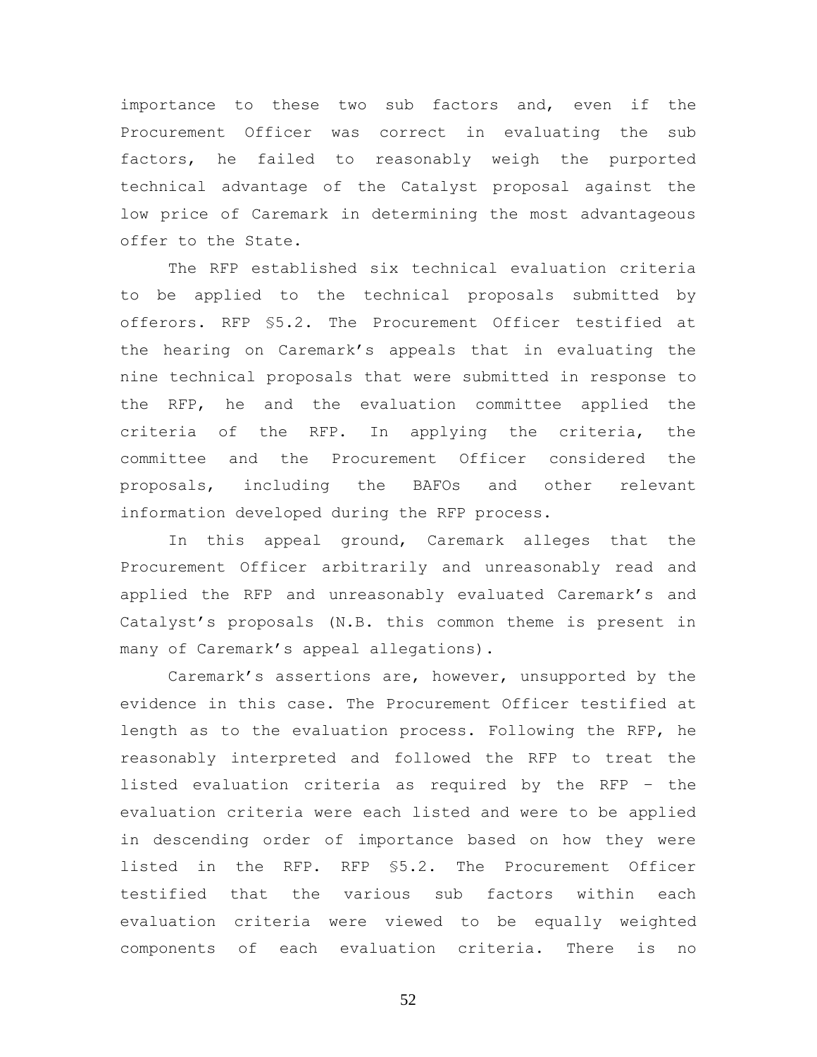importance to these two sub factors and, even if the Procurement Officer was correct in evaluating the sub factors, he failed to reasonably weigh the purported technical advantage of the Catalyst proposal against the low price of Caremark in determining the most advantageous offer to the State.

The RFP established six technical evaluation criteria to be applied to the technical proposals submitted by offerors. RFP §5.2. The Procurement Officer testified at the hearing on Caremark's appeals that in evaluating the nine technical proposals that were submitted in response to the RFP, he and the evaluation committee applied the criteria of the RFP. In applying the criteria, the committee and the Procurement Officer considered the proposals, including the BAFOs and other relevant information developed during the RFP process.

In this appeal ground, Caremark alleges that the Procurement Officer arbitrarily and unreasonably read and applied the RFP and unreasonably evaluated Caremark's and Catalyst's proposals (N.B. this common theme is present in many of Caremark's appeal allegations).

Caremark's assertions are, however, unsupported by the evidence in this case. The Procurement Officer testified at length as to the evaluation process. Following the RFP, he reasonably interpreted and followed the RFP to treat the listed evaluation criteria as required by the RFP – the evaluation criteria were each listed and were to be applied in descending order of importance based on how they were listed in the RFP. RFP §5.2. The Procurement Officer testified that the various sub factors within each evaluation criteria were viewed to be equally weighted components of each evaluation criteria. There is no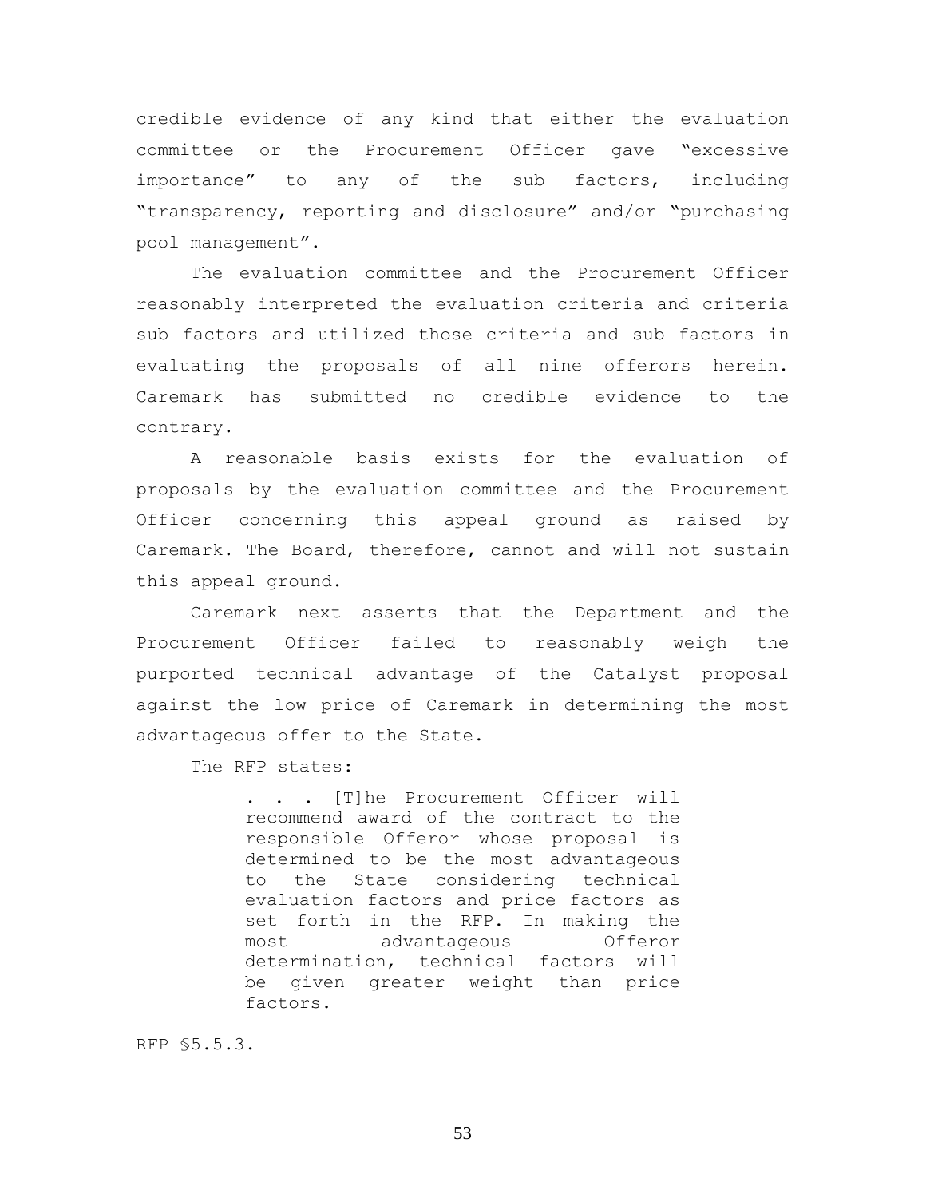credible evidence of any kind that either the evaluation committee or the Procurement Officer gave "excessive importance" to any of the sub factors, including "transparency, reporting and disclosure" and/or "purchasing pool management".

The evaluation committee and the Procurement Officer reasonably interpreted the evaluation criteria and criteria sub factors and utilized those criteria and sub factors in evaluating the proposals of all nine offerors herein. Caremark has submitted no credible evidence to the contrary.

A reasonable basis exists for the evaluation of proposals by the evaluation committee and the Procurement Officer concerning this appeal ground as raised by Caremark. The Board, therefore, cannot and will not sustain this appeal ground.

Caremark next asserts that the Department and the Procurement Officer failed to reasonably weigh the purported technical advantage of the Catalyst proposal against the low price of Caremark in determining the most advantageous offer to the State.

The RFP states:

> . . . [T]he Procurement Officer will recommend award of the contract to the responsible Offeror whose proposal is determined to be the most advantageous to the State considering technical evaluation factors and price factors as set forth in the RFP. In making the most advantageous Offeror determination, technical factors will be given greater weight than price factors.

RFP §5.5.3.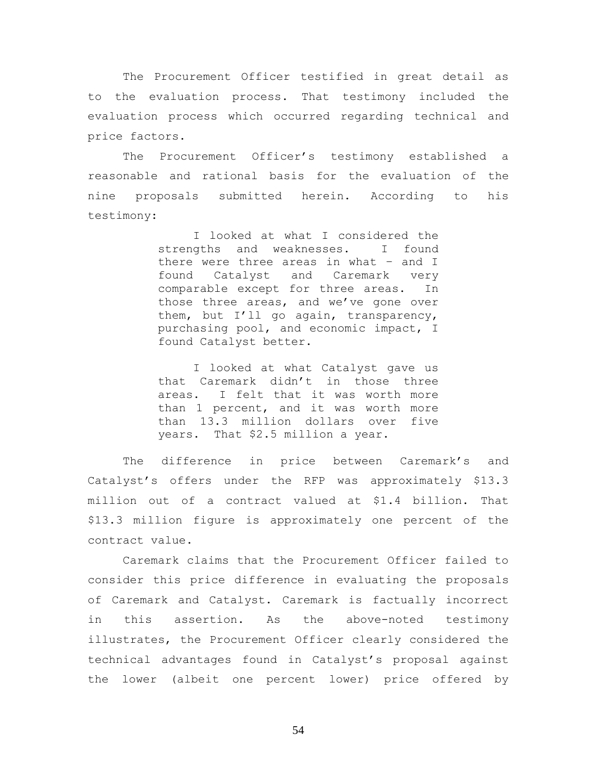The Procurement Officer testified in great detail as to the evaluation process. That testimony included the evaluation process which occurred regarding technical and price factors.

The Procurement Officer's testimony established a reasonable and rational basis for the evaluation of the nine proposals submitted herein. According to his testimony:

> I looked at what I considered the strengths and weaknesses. I found there were three areas in what – and I found Catalyst and Caremark very comparable except for three areas. In those three areas, and we've gone over them, but I'll go again, transparency, purchasing pool, and economic impact, I found Catalyst better.
>
> I looked at what Catalyst gave us that Caremark didn't in those three areas. I felt that it was worth more than 1 percent, and it was worth more than 13.3 million dollars over five years. That $2.5 million a year.

The difference in price between Caremark's and Catalyst's offers under the RFP was approximately $13.3 million out of a contract valued at $1.4 billion. That $13.3 million figure is approximately one percent of the contract value.

Caremark claims that the Procurement Officer failed to consider this price difference in evaluating the proposals of Caremark and Catalyst. Caremark is factually incorrect in this assertion. As the above-noted testimony illustrates, the Procurement Officer clearly considered the technical advantages found in Catalyst's proposal against the lower (albeit one percent lower) price offered by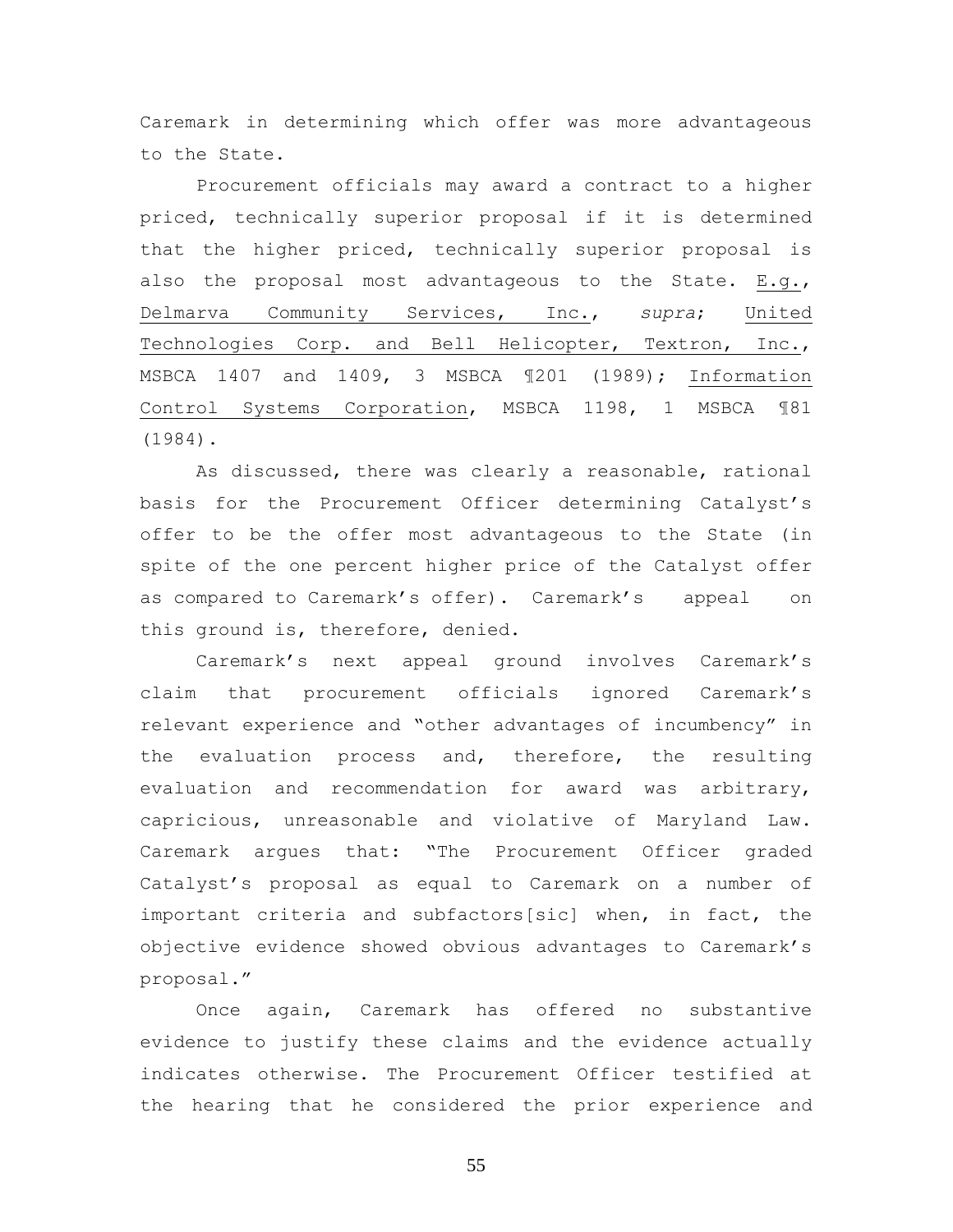Caremark in determining which offer was more advantageous to the State.

Procurement officials may award a contract to a higher priced, technically superior proposal if it is determined that the higher priced, technically superior proposal is also the proposal most advantageous to the State. E.g., Delmarva Community Services, Inc., *supra*; United Technologies Corp. and Bell Helicopter, Textron, Inc., MSBCA 1407 and 1409, 3 MSBCA ¶201 (1989); Information Control Systems Corporation, MSBCA 1198, 1 MSBCA ¶81 (1984).

As discussed, there was clearly a reasonable, rational basis for the Procurement Officer determining Catalyst's offer to be the offer most advantageous to the State (in spite of the one percent higher price of the Catalyst offer as compared to Caremark's offer). Caremark's appeal on this ground is, therefore, denied.

Caremark's next appeal ground involves Caremark's claim that procurement officials ignored Caremark's relevant experience and "other advantages of incumbency" in the evaluation process and, therefore, the resulting evaluation and recommendation for award was arbitrary, capricious, unreasonable and violative of Maryland Law. Caremark argues that: "The Procurement Officer graded Catalyst's proposal as equal to Caremark on a number of important criteria and subfactors[sic] when, in fact, the objective evidence showed obvious advantages to Caremark's proposal."

Once again, Caremark has offered no substantive evidence to justify these claims and the evidence actually indicates otherwise. The Procurement Officer testified at the hearing that he considered the prior experience and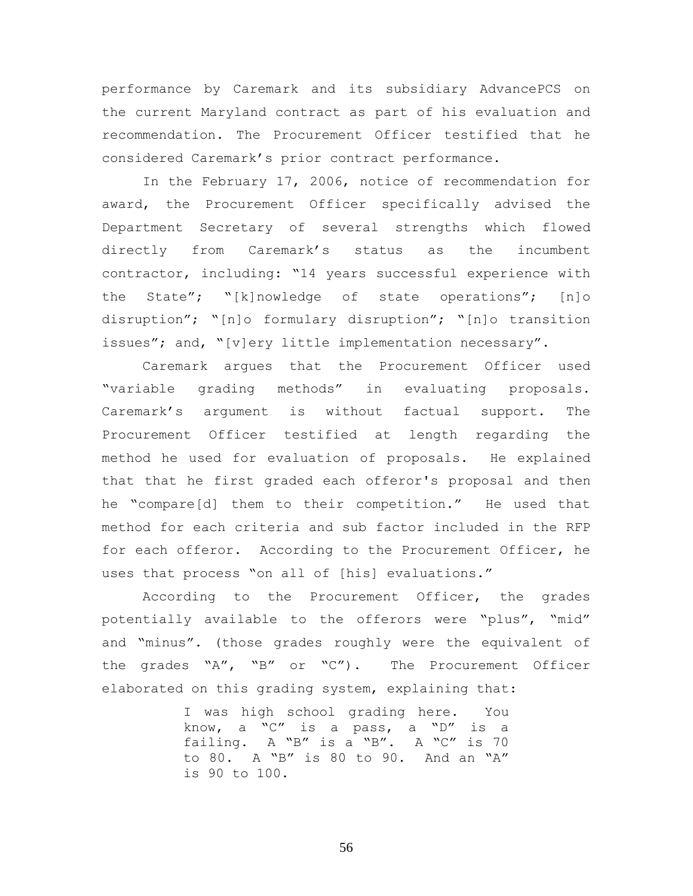performance by Caremark and its subsidiary AdvancePCS on the current Maryland contract as part of his evaluation and recommendation. The Procurement Officer testified that he considered Caremark's prior contract performance.

In the February 17, 2006, notice of recommendation for award, the Procurement Officer specifically advised the Department Secretary of several strengths which flowed directly from Caremark's status as the incumbent contractor, including: "14 years successful experience with the State"; "[k]nowledge of state operations"; [n]o disruption"; "[n]o formulary disruption"; "[n]o transition issues"; and, "[v]ery little implementation necessary".

Caremark argues that the Procurement Officer used "variable grading methods" in evaluating proposals. Caremark's argument is without factual support. The Procurement Officer testified at length regarding the method he used for evaluation of proposals. He explained that that he first graded each offeror's proposal and then he "compare[d] them to their competition." He used that method for each criteria and sub factor included in the RFP for each offeror. According to the Procurement Officer, he uses that process "on all of [his] evaluations."

According to the Procurement Officer, the grades potentially available to the offerors were "plus", "mid" and "minus". (those grades roughly were the equivalent of the grades "A", "B" or "C"). The Procurement Officer elaborated on this grading system, explaining that:

> I was high school grading here. You know, a "C" is a pass, a "D" is a failing. A "B" is a "B". A "C" is 70 to 80. A "B" is 80 to 90. And an "A" is 90 to 100.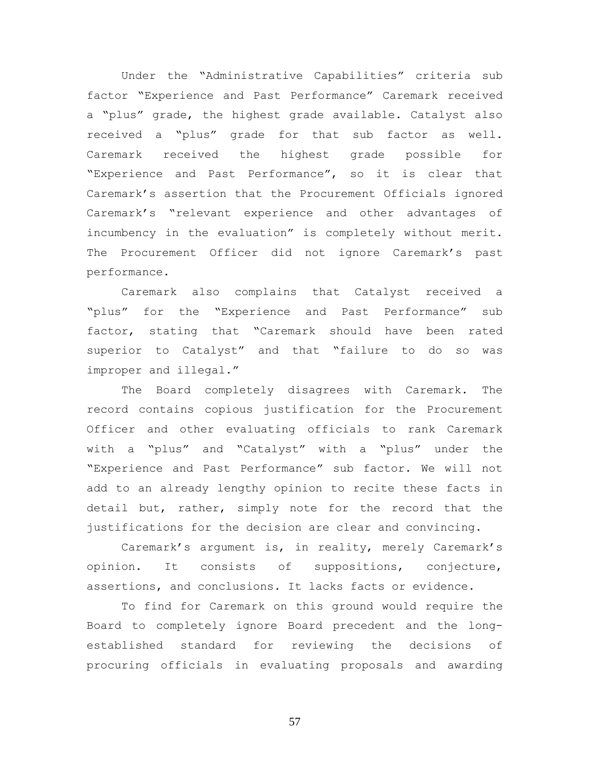Under the "Administrative Capabilities" criteria sub factor "Experience and Past Performance" Caremark received a "plus" grade, the highest grade available. Catalyst also received a "plus" grade for that sub factor as well. Caremark received the highest grade possible for "Experience and Past Performance", so it is clear that Caremark's assertion that the Procurement Officials ignored Caremark's "relevant experience and other advantages of incumbency in the evaluation" is completely without merit. The Procurement Officer did not ignore Caremark's past performance.

Caremark also complains that Catalyst received a "plus" for the "Experience and Past Performance" sub factor, stating that "Caremark should have been rated superior to Catalyst" and that "failure to do so was improper and illegal."

The Board completely disagrees with Caremark. The record contains copious justification for the Procurement Officer and other evaluating officials to rank Caremark with a "plus" and "Catalyst" with a "plus" under the "Experience and Past Performance" sub factor. We will not add to an already lengthy opinion to recite these facts in detail but, rather, simply note for the record that the justifications for the decision are clear and convincing.

Caremark's argument is, in reality, merely Caremark's opinion. It consists of suppositions, conjecture, assertions, and conclusions. It lacks facts or evidence.

To find for Caremark on this ground would require the Board to completely ignore Board precedent and the long-established standard for reviewing the decisions of procuring officials in evaluating proposals and awarding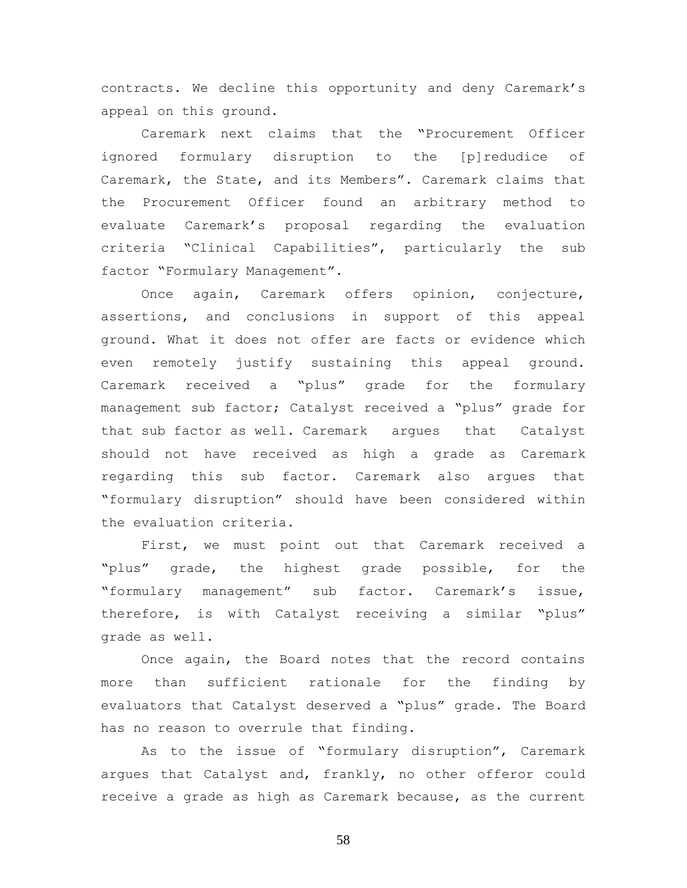contracts. We decline this opportunity and deny Caremark's appeal on this ground.

Caremark next claims that the "Procurement Officer ignored formulary disruption to the [p]redudice of Caremark, the State, and its Members". Caremark claims that the Procurement Officer found an arbitrary method to evaluate Caremark's proposal regarding the evaluation criteria "Clinical Capabilities", particularly the sub factor "Formulary Management".

Once again, Caremark offers opinion, conjecture, assertions, and conclusions in support of this appeal ground. What it does not offer are facts or evidence which even remotely justify sustaining this appeal ground. Caremark received a "plus" grade for the formulary management sub factor; Catalyst received a "plus" grade for that sub factor as well. Caremark argues that Catalyst should not have received as high a grade as Caremark regarding this sub factor. Caremark also argues that "formulary disruption" should have been considered within the evaluation criteria.

First, we must point out that Caremark received a "plus" grade, the highest grade possible, for the "formulary management" sub factor. Caremark's issue, therefore, is with Catalyst receiving a similar "plus" grade as well.

Once again, the Board notes that the record contains more than sufficient rationale for the finding by evaluators that Catalyst deserved a "plus" grade. The Board has no reason to overrule that finding.

As to the issue of "formulary disruption", Caremark argues that Catalyst and, frankly, no other offeror could receive a grade as high as Caremark because, as the current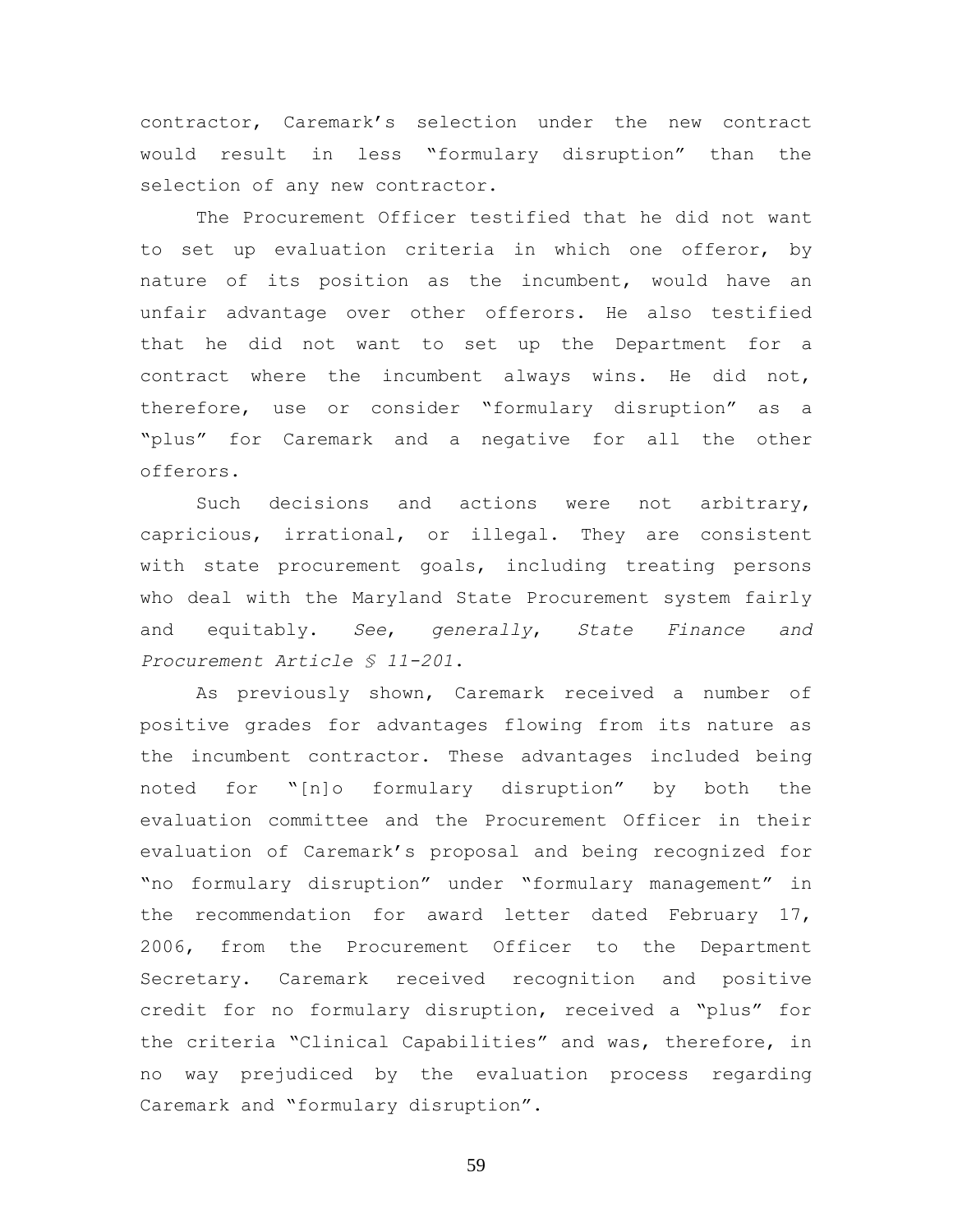contractor, Caremark's selection under the new contract would result in less "formulary disruption" than the selection of any new contractor.

The Procurement Officer testified that he did not want to set up evaluation criteria in which one offeror, by nature of its position as the incumbent, would have an unfair advantage over other offerors. He also testified that he did not want to set up the Department for a contract where the incumbent always wins. He did not, therefore, use or consider "formulary disruption" as a "plus" for Caremark and a negative for all the other offerors.

Such decisions and actions were not arbitrary, capricious, irrational, or illegal. They are consistent with state procurement goals, including treating persons who deal with the Maryland State Procurement system fairly and equitably. *See*, *generally*, *State Finance and Procurement Article § 11-201*.

As previously shown, Caremark received a number of positive grades for advantages flowing from its nature as the incumbent contractor. These advantages included being noted for "[n]o formulary disruption" by both the evaluation committee and the Procurement Officer in their evaluation of Caremark's proposal and being recognized for "no formulary disruption" under "formulary management" in the recommendation for award letter dated February 17, 2006, from the Procurement Officer to the Department Secretary. Caremark received recognition and positive credit for no formulary disruption, received a "plus" for the criteria "Clinical Capabilities" and was, therefore, in no way prejudiced by the evaluation process regarding Caremark and "formulary disruption".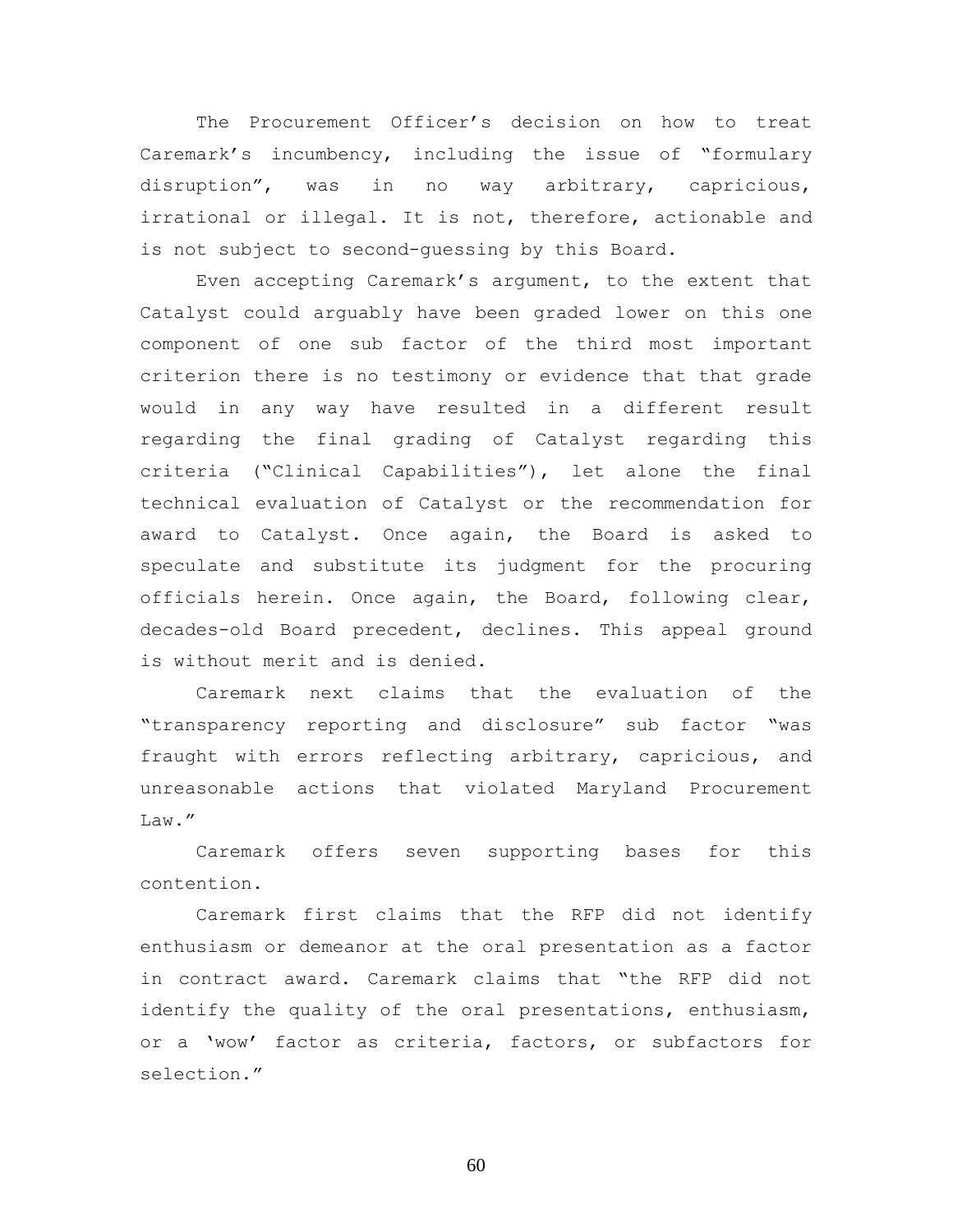The Procurement Officer's decision on how to treat Caremark's incumbency, including the issue of "formulary disruption", was in no way arbitrary, capricious, irrational or illegal. It is not, therefore, actionable and is not subject to second-guessing by this Board.

Even accepting Caremark's argument, to the extent that Catalyst could arguably have been graded lower on this one component of one sub factor of the third most important criterion there is no testimony or evidence that that grade would in any way have resulted in a different result regarding the final grading of Catalyst regarding this criteria ("Clinical Capabilities"), let alone the final technical evaluation of Catalyst or the recommendation for award to Catalyst. Once again, the Board is asked to speculate and substitute its judgment for the procuring officials herein. Once again, the Board, following clear, decades-old Board precedent, declines. This appeal ground is without merit and is denied.

Caremark next claims that the evaluation of the "transparency reporting and disclosure" sub factor "was fraught with errors reflecting arbitrary, capricious, and unreasonable actions that violated Maryland Procurement Law."

Caremark offers seven supporting bases for this contention.

Caremark first claims that the RFP did not identify enthusiasm or demeanor at the oral presentation as a factor in contract award. Caremark claims that "the RFP did not identify the quality of the oral presentations, enthusiasm, or a 'wow' factor as criteria, factors, or subfactors for selection."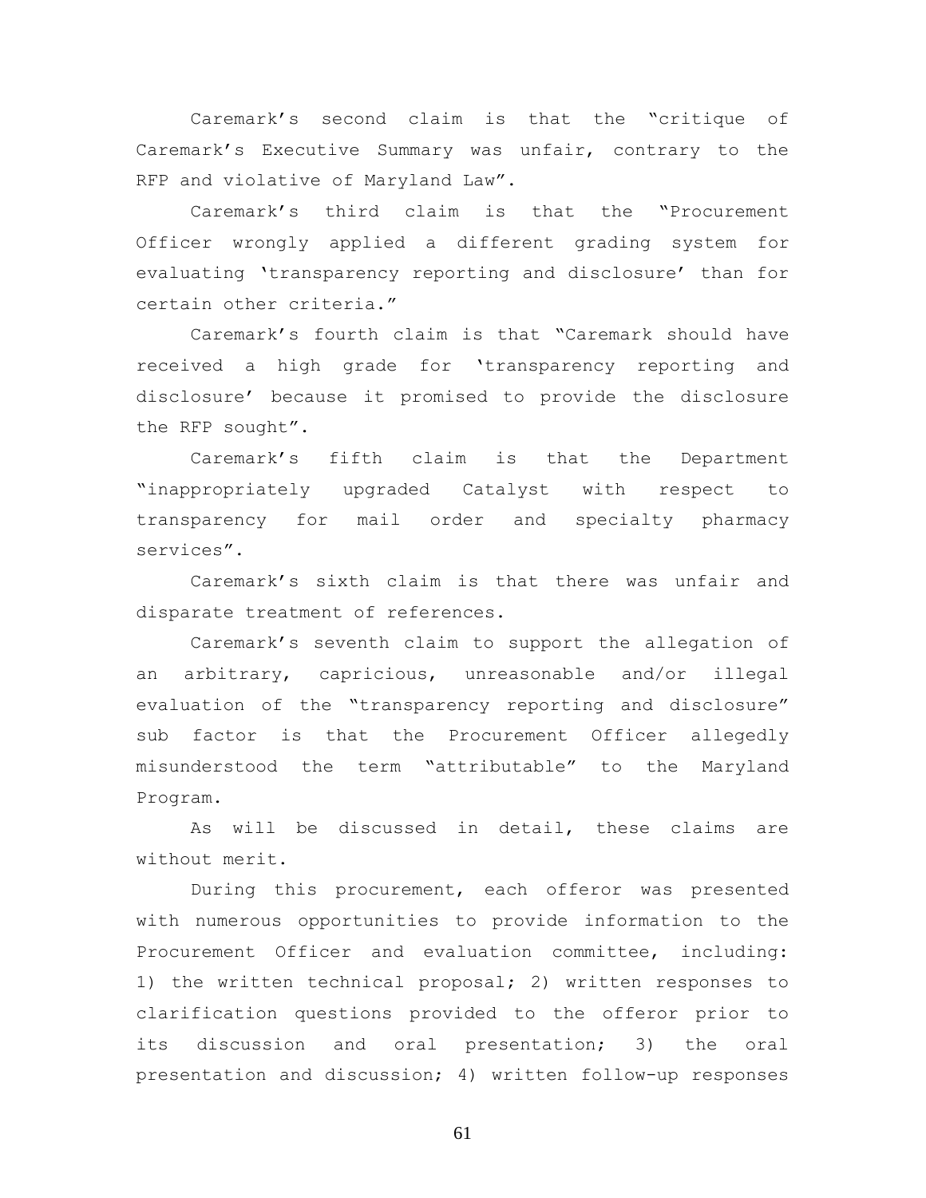Caremark's second claim is that the "critique of Caremark's Executive Summary was unfair, contrary to the RFP and violative of Maryland Law".

Caremark's third claim is that the "Procurement Officer wrongly applied a different grading system for evaluating 'transparency reporting and disclosure' than for certain other criteria."

Caremark's fourth claim is that "Caremark should have received a high grade for 'transparency reporting and disclosure' because it promised to provide the disclosure the RFP sought".

Caremark's fifth claim is that the Department "inappropriately upgraded Catalyst with respect to transparency for mail order and specialty pharmacy services".

Caremark's sixth claim is that there was unfair and disparate treatment of references.

Caremark's seventh claim to support the allegation of an arbitrary, capricious, unreasonable and/or illegal evaluation of the "transparency reporting and disclosure" sub factor is that the Procurement Officer allegedly misunderstood the term "attributable" to the Maryland Program.

As will be discussed in detail, these claims are without merit.

During this procurement, each offeror was presented with numerous opportunities to provide information to the Procurement Officer and evaluation committee, including: 1) the written technical proposal; 2) written responses to clarification questions provided to the offeror prior to its discussion and oral presentation; 3) the oral presentation and discussion; 4) written follow-up responses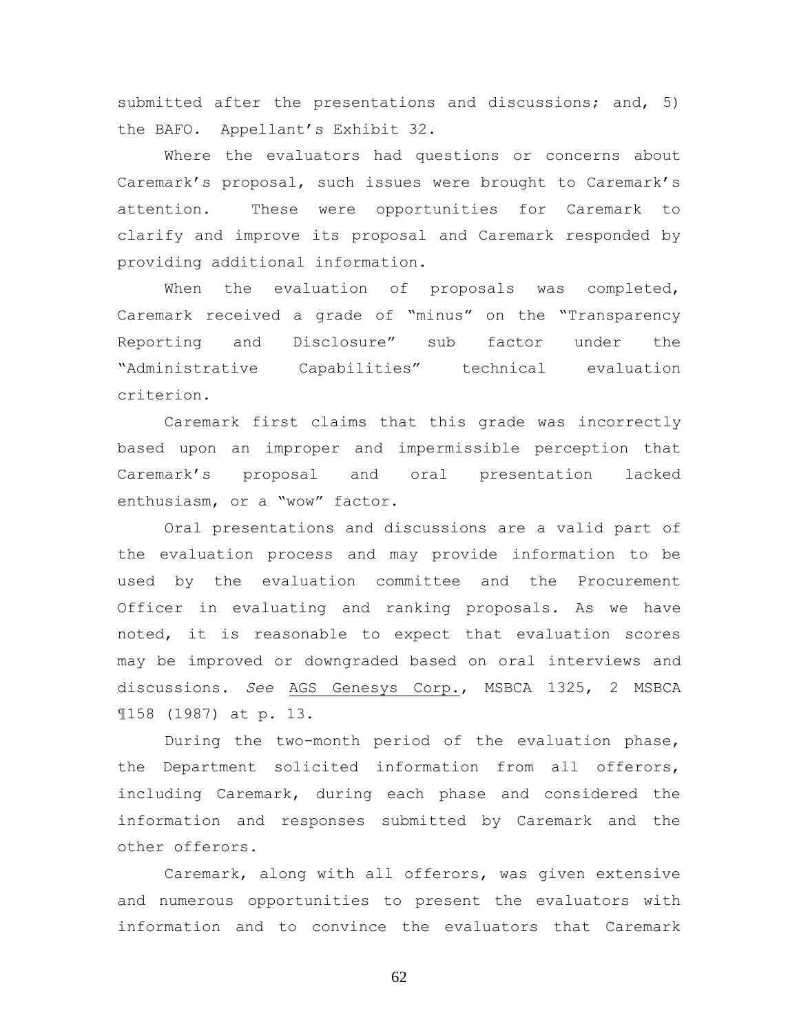submitted after the presentations and discussions; and, 5) the BAFO. Appellant's Exhibit 32.

Where the evaluators had questions or concerns about Caremark's proposal, such issues were brought to Caremark's attention. These were opportunities for Caremark to clarify and improve its proposal and Caremark responded by providing additional information.

When the evaluation of proposals was completed, Caremark received a grade of "minus" on the "Transparency Reporting and Disclosure" sub factor under the "Administrative Capabilities" technical evaluation criterion.

Caremark first claims that this grade was incorrectly based upon an improper and impermissible perception that Caremark's proposal and oral presentation lacked enthusiasm, or a "wow" factor.

Oral presentations and discussions are a valid part of the evaluation process and may provide information to be used by the evaluation committee and the Procurement Officer in evaluating and ranking proposals. As we have noted, it is reasonable to expect that evaluation scores may be improved or downgraded based on oral interviews and discussions. *See* AGS Genesys Corp., MSBCA 1325, 2 MSBCA ¶158 (1987) at p. 13.

During the two-month period of the evaluation phase, the Department solicited information from all offerors, including Caremark, during each phase and considered the information and responses submitted by Caremark and the other offerors.

Caremark, along with all offerors, was given extensive and numerous opportunities to present the evaluators with information and to convince the evaluators that Caremark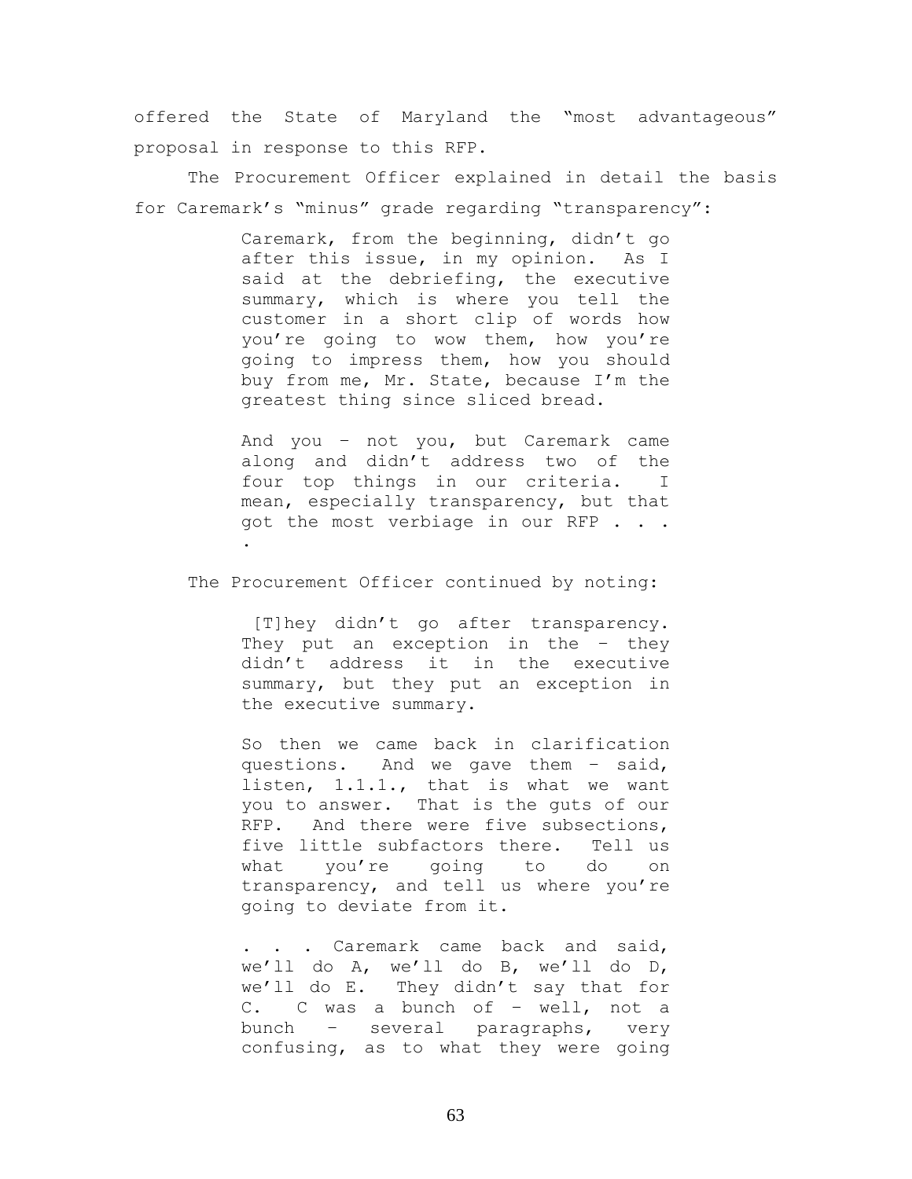offered the State of Maryland the "most advantageous" proposal in response to this RFP.

The Procurement Officer explained in detail the basis for Caremark's "minus" grade regarding "transparency":

> Caremark, from the beginning, didn't go after this issue, in my opinion. As I said at the debriefing, the executive summary, which is where you tell the customer in a short clip of words how you're going to wow them, how you're going to impress them, how you should buy from me, Mr. State, because I'm the greatest thing since sliced bread.
>
> And you – not you, but Caremark came along and didn't address two of the four top things in our criteria. I mean, especially transparency, but that got the most verbiage in our RFP . . . .

The Procurement Officer continued by noting:

> [T]hey didn't go after transparency. They put an exception in the – they didn't address it in the executive summary, but they put an exception in the executive summary.
>
> So then we came back in clarification questions. And we gave them – said, listen, 1.1.1., that is what we want you to answer. That is the guts of our RFP. And there were five subsections, five little subfactors there. Tell us what you're going to do on transparency, and tell us where you're going to deviate from it.
>
> . . . Caremark came back and said, we'll do A, we'll do B, we'll do D, we'll do E. They didn't say that for C. C was a bunch of – well, not a bunch – several paragraphs, very confusing, as to what they were going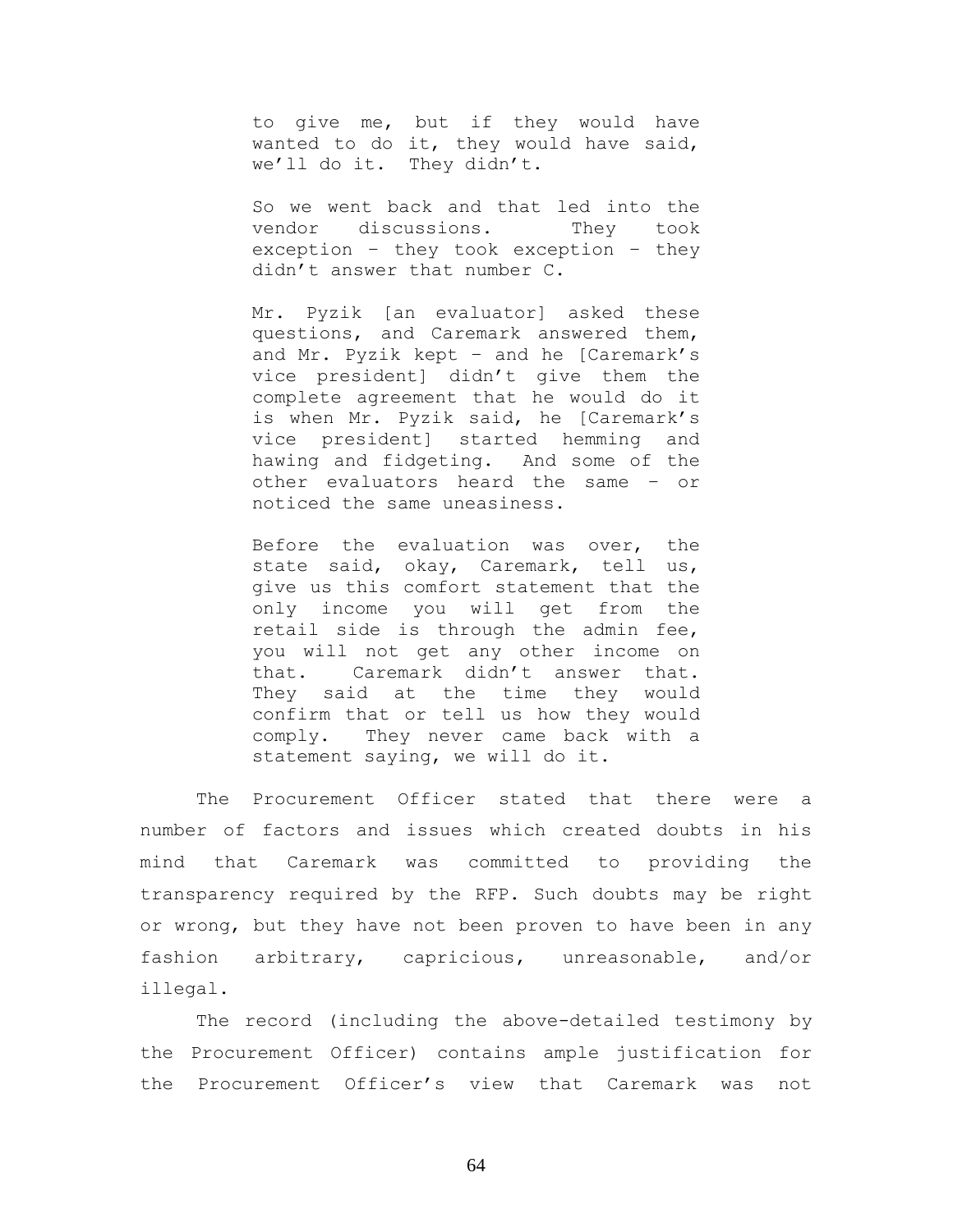> to give me, but if they would have wanted to do it, they would have said, we'll do it. They didn't.
>
> So we went back and that led into the vendor discussions. They took exception – they took exception – they didn't answer that number C.
>
> Mr. Pyzik [an evaluator] asked these questions, and Caremark answered them, and Mr. Pyzik kept – and he [Caremark's vice president] didn't give them the complete agreement that he would do it is when Mr. Pyzik said, he [Caremark's vice president] started hemming and hawing and fidgeting. And some of the other evaluators heard the same – or noticed the same uneasiness.
>
> Before the evaluation was over, the state said, okay, Caremark, tell us, give us this comfort statement that the only income you will get from the retail side is through the admin fee, you will not get any other income on that. Caremark didn't answer that. They said at the time they would confirm that or tell us how they would comply. They never came back with a statement saying, we will do it.

The Procurement Officer stated that there were a number of factors and issues which created doubts in his mind that Caremark was committed to providing the transparency required by the RFP. Such doubts may be right or wrong, but they have not been proven to have been in any fashion arbitrary, capricious, unreasonable, and/or illegal.

The record (including the above-detailed testimony by the Procurement Officer) contains ample justification for the Procurement Officer's view that Caremark was not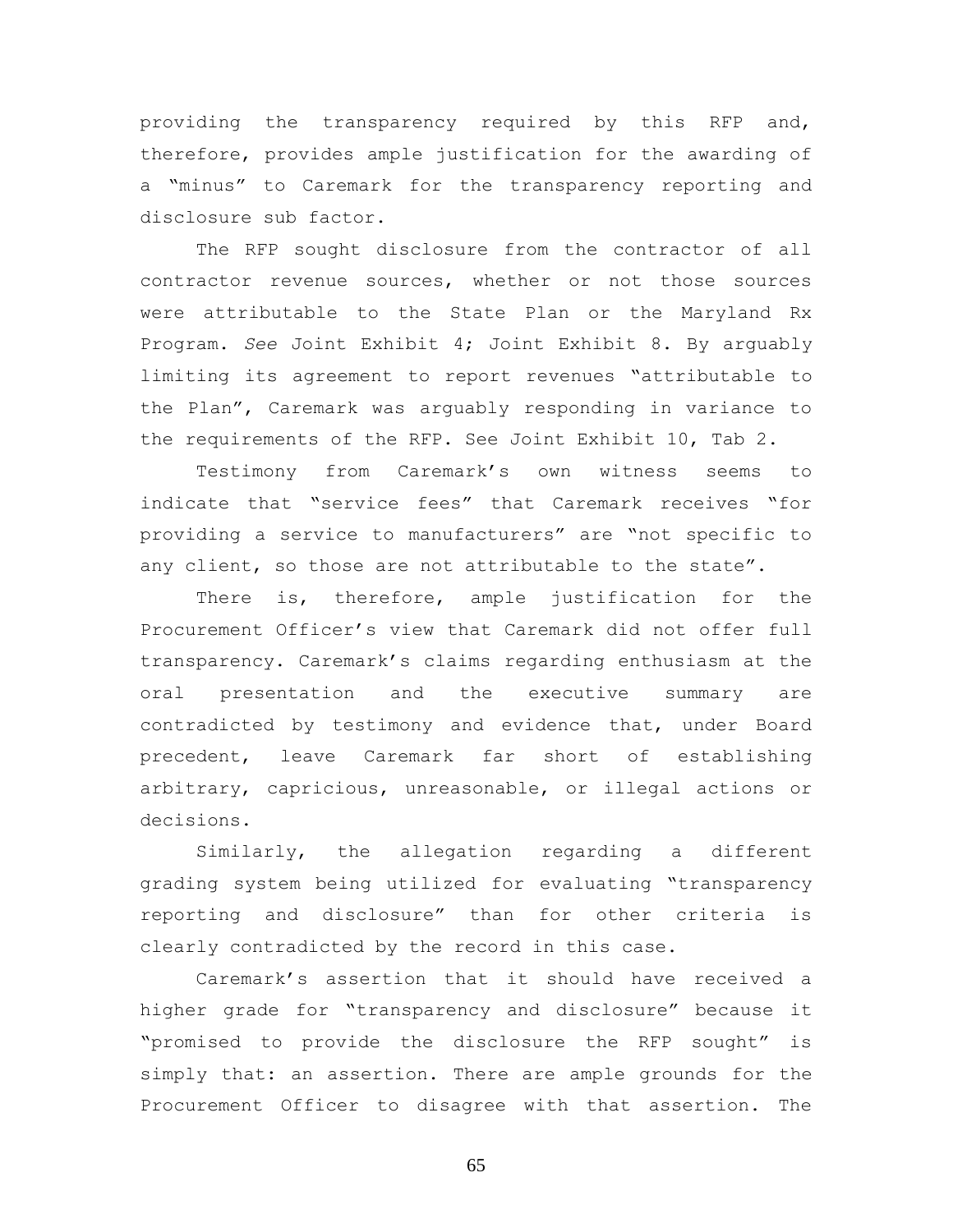providing the transparency required by this RFP and, therefore, provides ample justification for the awarding of a "minus" to Caremark for the transparency reporting and disclosure sub factor.

The RFP sought disclosure from the contractor of all contractor revenue sources, whether or not those sources were attributable to the State Plan or the Maryland Rx Program. *See* Joint Exhibit 4; Joint Exhibit 8. By arguably limiting its agreement to report revenues "attributable to the Plan", Caremark was arguably responding in variance to the requirements of the RFP. See Joint Exhibit 10, Tab 2.

Testimony from Caremark's own witness seems to indicate that "service fees" that Caremark receives "for providing a service to manufacturers" are "not specific to any client, so those are not attributable to the state".

There is, therefore, ample justification for the Procurement Officer's view that Caremark did not offer full transparency. Caremark's claims regarding enthusiasm at the oral presentation and the executive summary are contradicted by testimony and evidence that, under Board precedent, leave Caremark far short of establishing arbitrary, capricious, unreasonable, or illegal actions or decisions.

Similarly, the allegation regarding a different grading system being utilized for evaluating "transparency reporting and disclosure" than for other criteria is clearly contradicted by the record in this case.

Caremark's assertion that it should have received a higher grade for "transparency and disclosure" because it "promised to provide the disclosure the RFP sought" is simply that: an assertion. There are ample grounds for the Procurement Officer to disagree with that assertion. The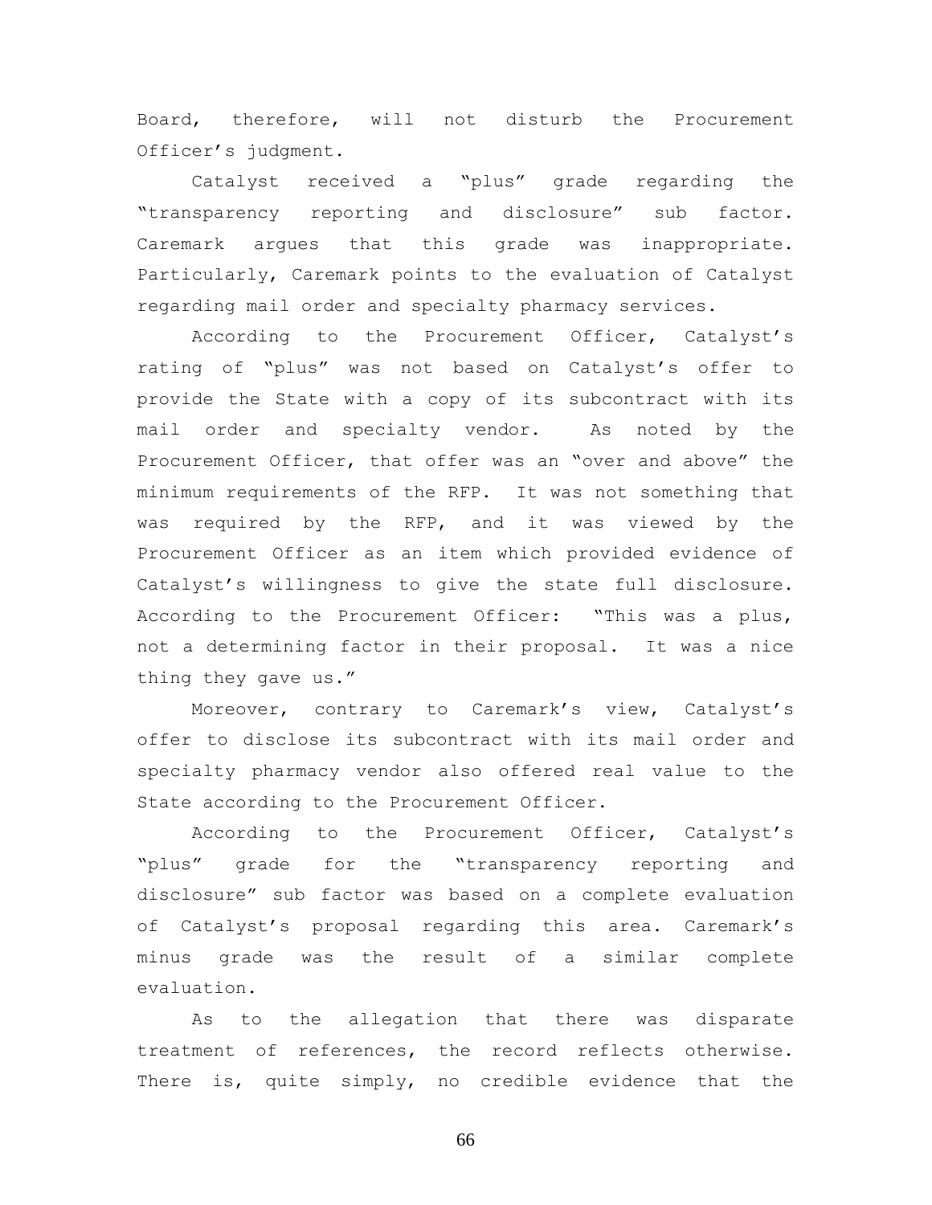Board, therefore, will not disturb the Procurement Officer's judgment.

Catalyst received a "plus" grade regarding the "transparency reporting and disclosure" sub factor. Caremark argues that this grade was inappropriate. Particularly, Caremark points to the evaluation of Catalyst regarding mail order and specialty pharmacy services.

According to the Procurement Officer, Catalyst's rating of "plus" was not based on Catalyst's offer to provide the State with a copy of its subcontract with its mail order and specialty vendor. As noted by the Procurement Officer, that offer was an "over and above" the minimum requirements of the RFP. It was not something that was required by the RFP, and it was viewed by the Procurement Officer as an item which provided evidence of Catalyst's willingness to give the state full disclosure. According to the Procurement Officer: "This was a plus, not a determining factor in their proposal. It was a nice thing they gave us."

Moreover, contrary to Caremark's view, Catalyst's offer to disclose its subcontract with its mail order and specialty pharmacy vendor also offered real value to the State according to the Procurement Officer.

According to the Procurement Officer, Catalyst's "plus" grade for the "transparency reporting and disclosure" sub factor was based on a complete evaluation of Catalyst's proposal regarding this area. Caremark's minus grade was the result of a similar complete evaluation.

As to the allegation that there was disparate treatment of references, the record reflects otherwise. There is, quite simply, no credible evidence that the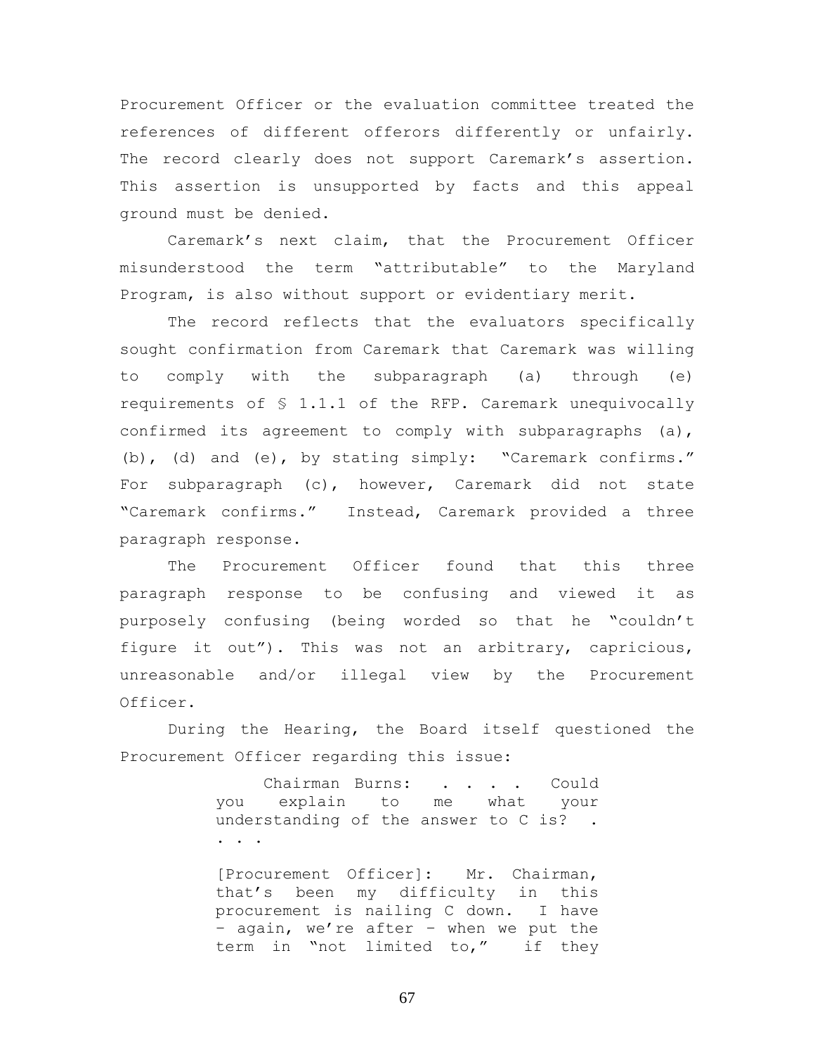Procurement Officer or the evaluation committee treated the references of different offerors differently or unfairly. The record clearly does not support Caremark's assertion. This assertion is unsupported by facts and this appeal ground must be denied.

Caremark's next claim, that the Procurement Officer misunderstood the term "attributable" to the Maryland Program, is also without support or evidentiary merit.

The record reflects that the evaluators specifically sought confirmation from Caremark that Caremark was willing to comply with the subparagraph (a) through (e) requirements of § 1.1.1 of the RFP. Caremark unequivocally confirmed its agreement to comply with subparagraphs (a), (b), (d) and (e), by stating simply: "Caremark confirms." For subparagraph (c), however, Caremark did not state "Caremark confirms." Instead, Caremark provided a three paragraph response.

The Procurement Officer found that this three paragraph response to be confusing and viewed it as purposely confusing (being worded so that he "couldn't figure it out"). This was not an arbitrary, capricious, unreasonable and/or illegal view by the Procurement Officer.

During the Hearing, the Board itself questioned the Procurement Officer regarding this issue:

> Chairman Burns: . . . . Could you explain to me what your understanding of the answer to C is? . . . .
>
> [Procurement Officer]: Mr. Chairman, that's been my difficulty in this procurement is nailing C down. I have – again, we're after – when we put the term in "not limited to," if they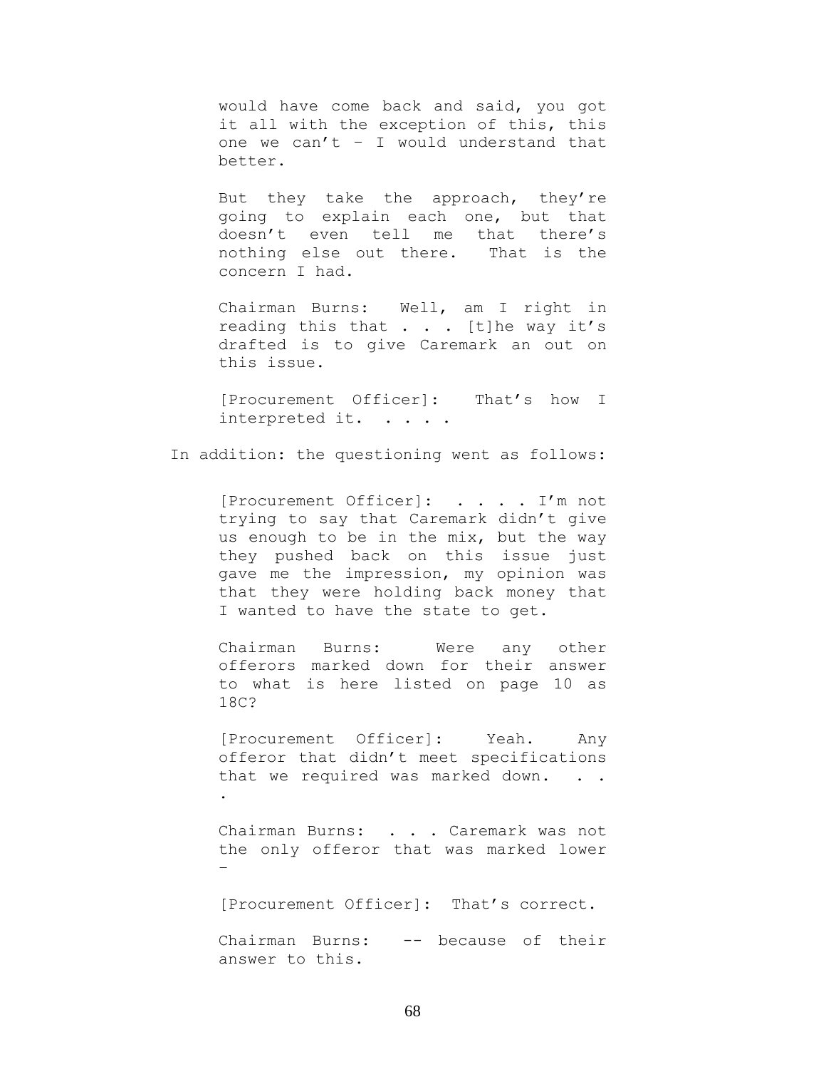> would have come back and said, you got it all with the exception of this, this one we can't – I would understand that better.
>
> But they take the approach, they're going to explain each one, but that doesn't even tell me that there's nothing else out there. That is the concern I had.
>
> Chairman Burns: Well, am I right in reading this that . . . [t]he way it's drafted is to give Caremark an out on this issue.
>
> [Procurement Officer]: That's how I interpreted it. . . . .

In addition: the questioning went as follows:

> [Procurement Officer]: . . . . I'm not trying to say that Caremark didn't give us enough to be in the mix, but the way they pushed back on this issue just gave me the impression, my opinion was that they were holding back money that I wanted to have the state to get.
>
> Chairman Burns: Were any other offerors marked down for their answer to what is here listed on page 10 as 18C?
>
> [Procurement Officer]: Yeah. Any offeror that didn't meet specifications that we required was marked down. . . .
>
> Chairman Burns: . . . Caremark was not the only offeror that was marked lower –
>
> [Procurement Officer]: That's correct.
>
> Chairman Burns: -- because of their answer to this.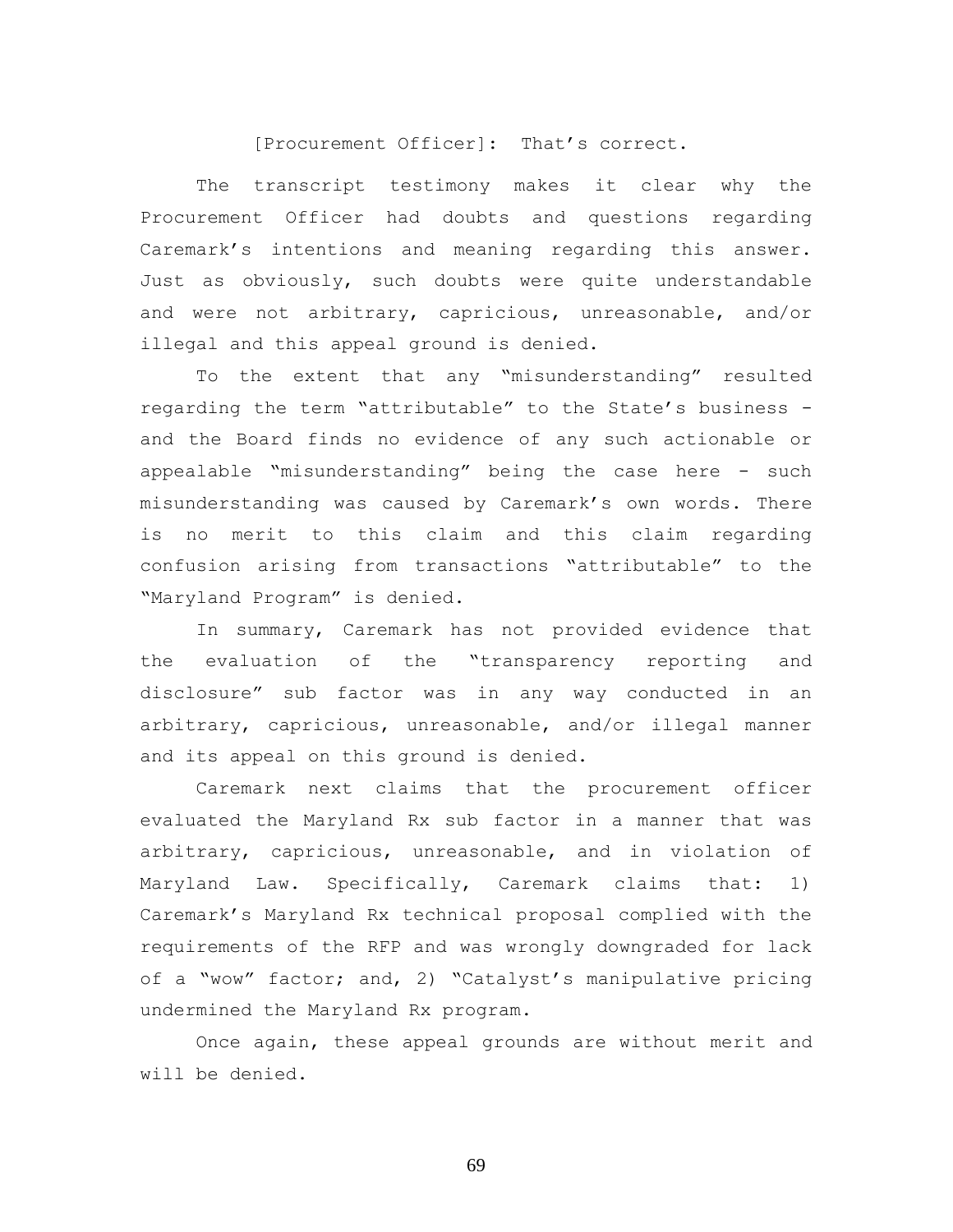[Procurement Officer]: That's correct.

The transcript testimony makes it clear why the Procurement Officer had doubts and questions regarding Caremark's intentions and meaning regarding this answer. Just as obviously, such doubts were quite understandable and were not arbitrary, capricious, unreasonable, and/or illegal and this appeal ground is denied.

To the extent that any "misunderstanding" resulted regarding the term "attributable" to the State's business - and the Board finds no evidence of any such actionable or appealable "misunderstanding" being the case here - such misunderstanding was caused by Caremark's own words. There is no merit to this claim and this claim regarding confusion arising from transactions "attributable" to the "Maryland Program" is denied.

In summary, Caremark has not provided evidence that the evaluation of the "transparency reporting and disclosure" sub factor was in any way conducted in an arbitrary, capricious, unreasonable, and/or illegal manner and its appeal on this ground is denied.

Caremark next claims that the procurement officer evaluated the Maryland Rx sub factor in a manner that was arbitrary, capricious, unreasonable, and in violation of Maryland Law. Specifically, Caremark claims that: 1) Caremark's Maryland Rx technical proposal complied with the requirements of the RFP and was wrongly downgraded for lack of a "wow" factor; and, 2) "Catalyst's manipulative pricing undermined the Maryland Rx program.

Once again, these appeal grounds are without merit and will be denied.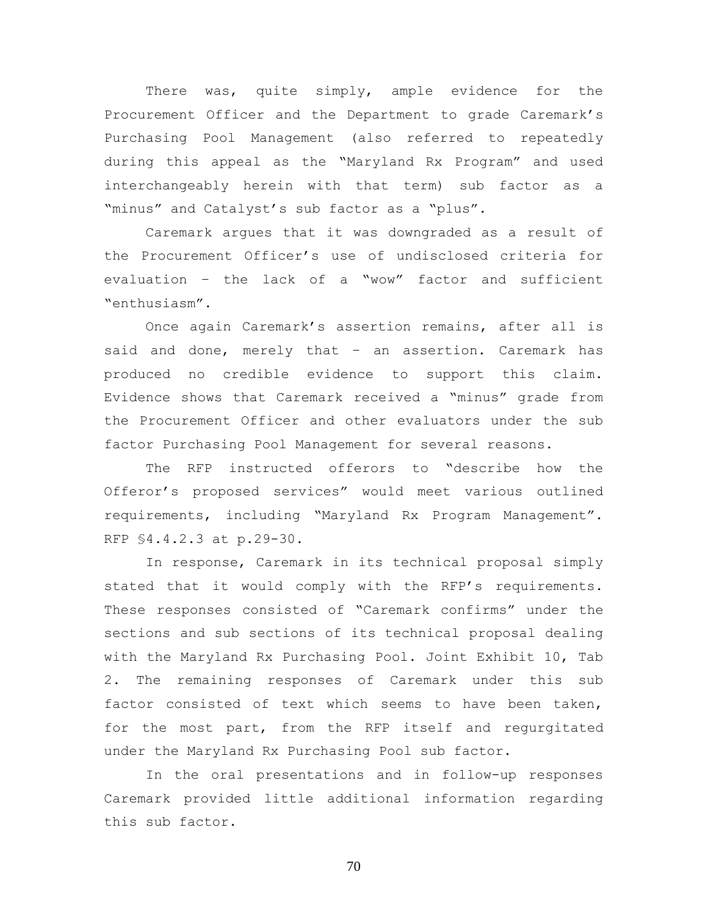There was, quite simply, ample evidence for the Procurement Officer and the Department to grade Caremark's Purchasing Pool Management (also referred to repeatedly during this appeal as the "Maryland Rx Program" and used interchangeably herein with that term) sub factor as a "minus" and Catalyst's sub factor as a "plus".

Caremark argues that it was downgraded as a result of the Procurement Officer's use of undisclosed criteria for evaluation – the lack of a "wow" factor and sufficient "enthusiasm".

Once again Caremark's assertion remains, after all is said and done, merely that – an assertion. Caremark has produced no credible evidence to support this claim. Evidence shows that Caremark received a "minus" grade from the Procurement Officer and other evaluators under the sub factor Purchasing Pool Management for several reasons.

The RFP instructed offerors to "describe how the Offeror's proposed services" would meet various outlined requirements, including "Maryland Rx Program Management". RFP §4.4.2.3 at p.29-30.

In response, Caremark in its technical proposal simply stated that it would comply with the RFP's requirements. These responses consisted of "Caremark confirms" under the sections and sub sections of its technical proposal dealing with the Maryland Rx Purchasing Pool. Joint Exhibit 10, Tab 2. The remaining responses of Caremark under this sub factor consisted of text which seems to have been taken, for the most part, from the RFP itself and regurgitated under the Maryland Rx Purchasing Pool sub factor.

In the oral presentations and in follow-up responses Caremark provided little additional information regarding this sub factor.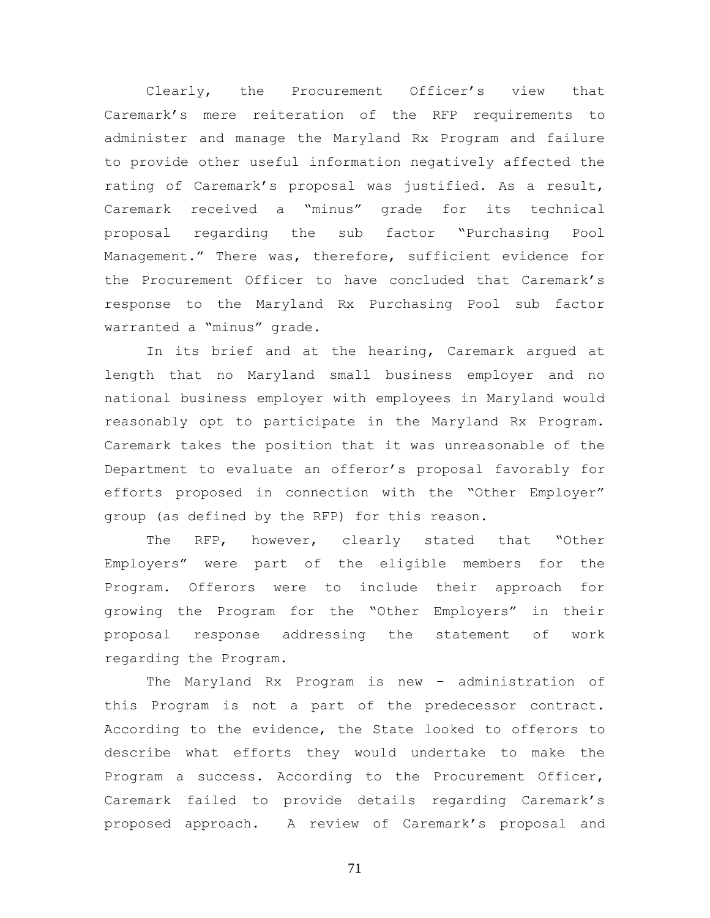Clearly, the Procurement Officer's view that Caremark's mere reiteration of the RFP requirements to administer and manage the Maryland Rx Program and failure to provide other useful information negatively affected the rating of Caremark's proposal was justified. As a result, Caremark received a "minus" grade for its technical proposal regarding the sub factor "Purchasing Pool Management." There was, therefore, sufficient evidence for the Procurement Officer to have concluded that Caremark's response to the Maryland Rx Purchasing Pool sub factor warranted a "minus" grade.

In its brief and at the hearing, Caremark argued at length that no Maryland small business employer and no national business employer with employees in Maryland would reasonably opt to participate in the Maryland Rx Program. Caremark takes the position that it was unreasonable of the Department to evaluate an offeror's proposal favorably for efforts proposed in connection with the "Other Employer" group (as defined by the RFP) for this reason.

The RFP, however, clearly stated that "Other Employers" were part of the eligible members for the Program. Offerors were to include their approach for growing the Program for the "Other Employers" in their proposal response addressing the statement of work regarding the Program.

The Maryland Rx Program is new – administration of this Program is not a part of the predecessor contract. According to the evidence, the State looked to offerors to describe what efforts they would undertake to make the Program a success. According to the Procurement Officer, Caremark failed to provide details regarding Caremark's proposed approach. A review of Caremark's proposal and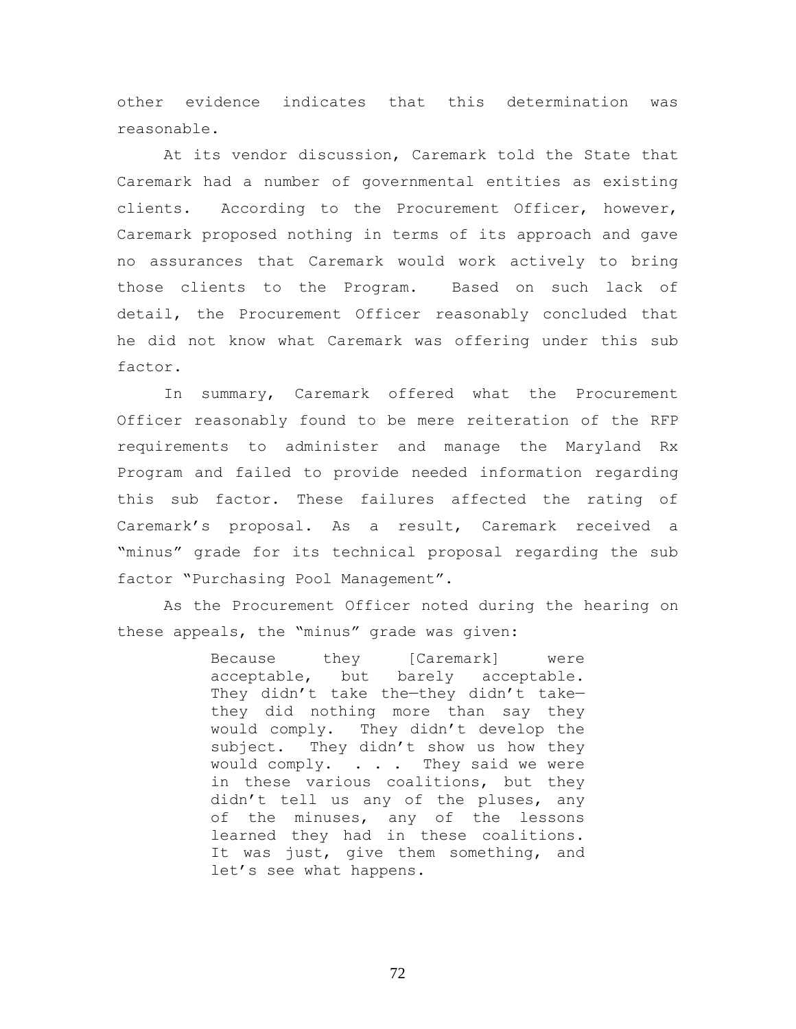other evidence indicates that this determination was reasonable.

At its vendor discussion, Caremark told the State that Caremark had a number of governmental entities as existing clients. According to the Procurement Officer, however, Caremark proposed nothing in terms of its approach and gave no assurances that Caremark would work actively to bring those clients to the Program. Based on such lack of detail, the Procurement Officer reasonably concluded that he did not know what Caremark was offering under this sub factor.

In summary, Caremark offered what the Procurement Officer reasonably found to be mere reiteration of the RFP requirements to administer and manage the Maryland Rx Program and failed to provide needed information regarding this sub factor. These failures affected the rating of Caremark's proposal. As a result, Caremark received a "minus" grade for its technical proposal regarding the sub factor "Purchasing Pool Management".

As the Procurement Officer noted during the hearing on these appeals, the "minus" grade was given:

> Because they [Caremark] were acceptable, but barely acceptable. They didn't take the—they didn't take—they did nothing more than say they would comply. They didn't develop the subject. They didn't show us how they would comply. . . . They said we were in these various coalitions, but they didn't tell us any of the pluses, any of the minuses, any of the lessons learned they had in these coalitions. It was just, give them something, and let's see what happens.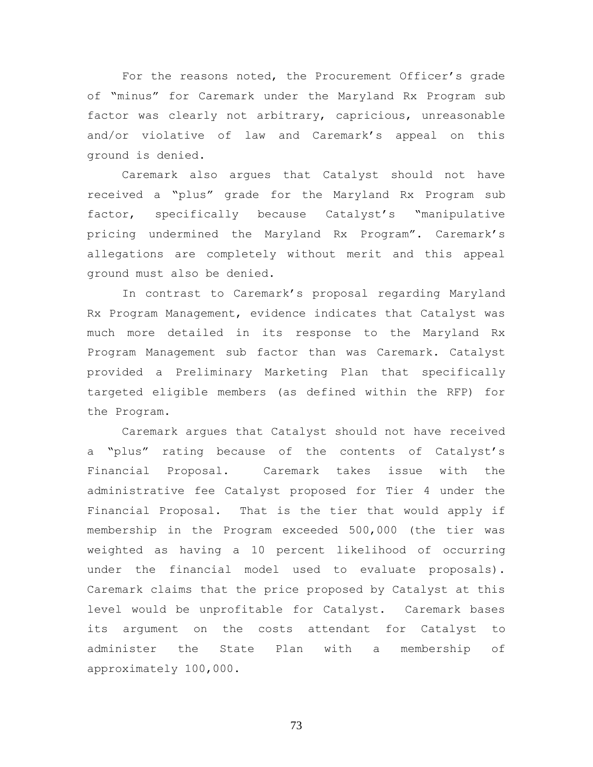For the reasons noted, the Procurement Officer's grade of "minus" for Caremark under the Maryland Rx Program sub factor was clearly not arbitrary, capricious, unreasonable and/or violative of law and Caremark's appeal on this ground is denied.

Caremark also argues that Catalyst should not have received a "plus" grade for the Maryland Rx Program sub factor, specifically because Catalyst's "manipulative pricing undermined the Maryland Rx Program". Caremark's allegations are completely without merit and this appeal ground must also be denied.

In contrast to Caremark's proposal regarding Maryland Rx Program Management, evidence indicates that Catalyst was much more detailed in its response to the Maryland Rx Program Management sub factor than was Caremark. Catalyst provided a Preliminary Marketing Plan that specifically targeted eligible members (as defined within the RFP) for the Program.

Caremark argues that Catalyst should not have received a "plus" rating because of the contents of Catalyst's Financial Proposal. Caremark takes issue with the administrative fee Catalyst proposed for Tier 4 under the Financial Proposal. That is the tier that would apply if membership in the Program exceeded 500,000 (the tier was weighted as having a 10 percent likelihood of occurring under the financial model used to evaluate proposals). Caremark claims that the price proposed by Catalyst at this level would be unprofitable for Catalyst. Caremark bases its argument on the costs attendant for Catalyst to administer the State Plan with a membership of approximately 100,000.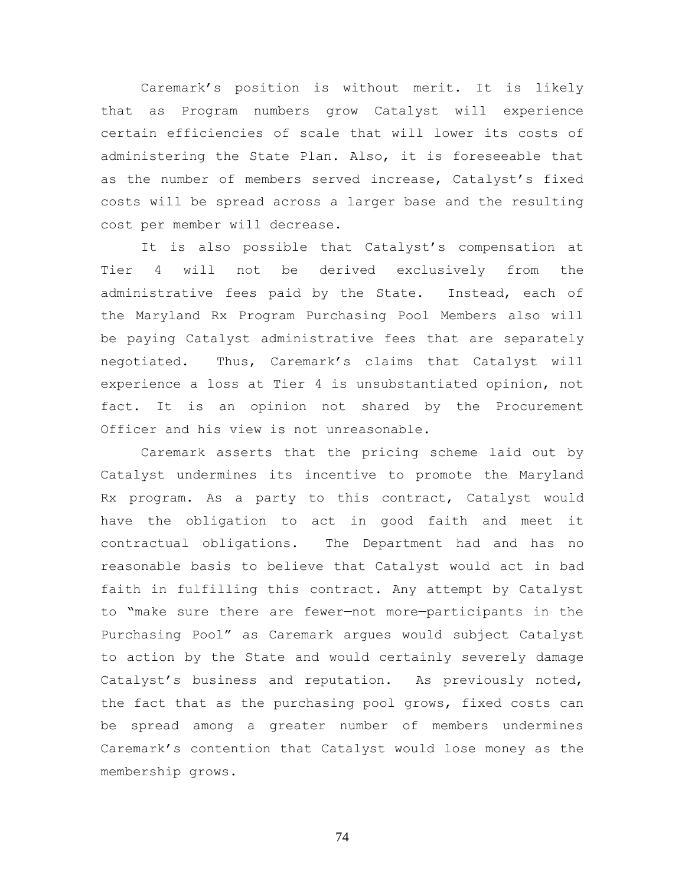Caremark's position is without merit. It is likely that as Program numbers grow Catalyst will experience certain efficiencies of scale that will lower its costs of administering the State Plan. Also, it is foreseeable that as the number of members served increase, Catalyst's fixed costs will be spread across a larger base and the resulting cost per member will decrease.

It is also possible that Catalyst's compensation at Tier 4 will not be derived exclusively from the administrative fees paid by the State. Instead, each of the Maryland Rx Program Purchasing Pool Members also will be paying Catalyst administrative fees that are separately negotiated. Thus, Caremark's claims that Catalyst will experience a loss at Tier 4 is unsubstantiated opinion, not fact. It is an opinion not shared by the Procurement Officer and his view is not unreasonable.

Caremark asserts that the pricing scheme laid out by Catalyst undermines its incentive to promote the Maryland Rx program. As a party to this contract, Catalyst would have the obligation to act in good faith and meet it contractual obligations. The Department had and has no reasonable basis to believe that Catalyst would act in bad faith in fulfilling this contract. Any attempt by Catalyst to "make sure there are fewer—not more—participants in the Purchasing Pool" as Caremark argues would subject Catalyst to action by the State and would certainly severely damage Catalyst's business and reputation. As previously noted, the fact that as the purchasing pool grows, fixed costs can be spread among a greater number of members undermines Caremark's contention that Catalyst would lose money as the membership grows.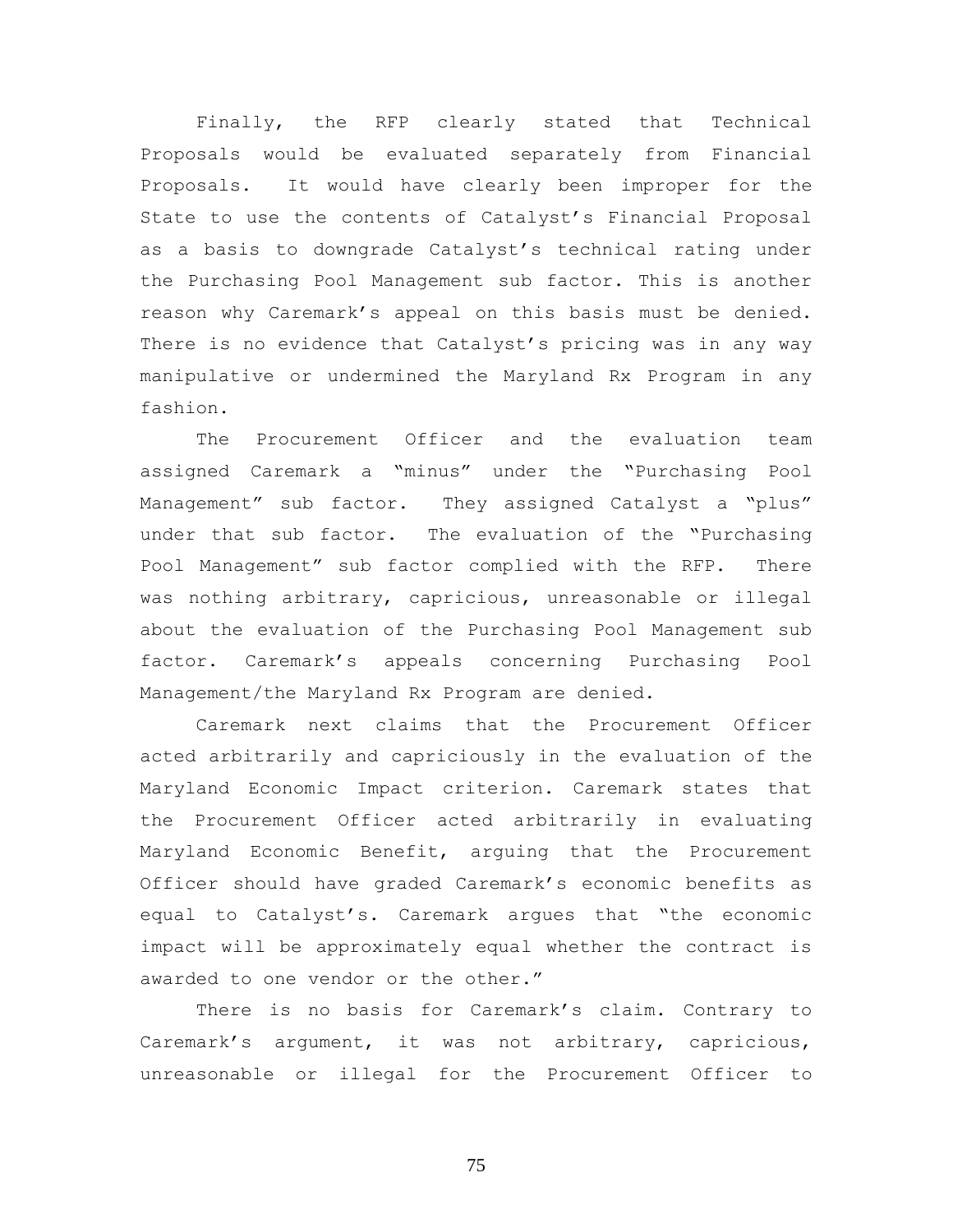Finally, the RFP clearly stated that Technical Proposals would be evaluated separately from Financial Proposals. It would have clearly been improper for the State to use the contents of Catalyst's Financial Proposal as a basis to downgrade Catalyst's technical rating under the Purchasing Pool Management sub factor. This is another reason why Caremark's appeal on this basis must be denied. There is no evidence that Catalyst's pricing was in any way manipulative or undermined the Maryland Rx Program in any fashion.

The Procurement Officer and the evaluation team assigned Caremark a "minus" under the "Purchasing Pool Management" sub factor. They assigned Catalyst a "plus" under that sub factor. The evaluation of the "Purchasing Pool Management" sub factor complied with the RFP. There was nothing arbitrary, capricious, unreasonable or illegal about the evaluation of the Purchasing Pool Management sub factor. Caremark's appeals concerning Purchasing Pool Management/the Maryland Rx Program are denied.

Caremark next claims that the Procurement Officer acted arbitrarily and capriciously in the evaluation of the Maryland Economic Impact criterion. Caremark states that the Procurement Officer acted arbitrarily in evaluating Maryland Economic Benefit, arguing that the Procurement Officer should have graded Caremark's economic benefits as equal to Catalyst's. Caremark argues that "the economic impact will be approximately equal whether the contract is awarded to one vendor or the other."

There is no basis for Caremark's claim. Contrary to Caremark's argument, it was not arbitrary, capricious, unreasonable or illegal for the Procurement Officer to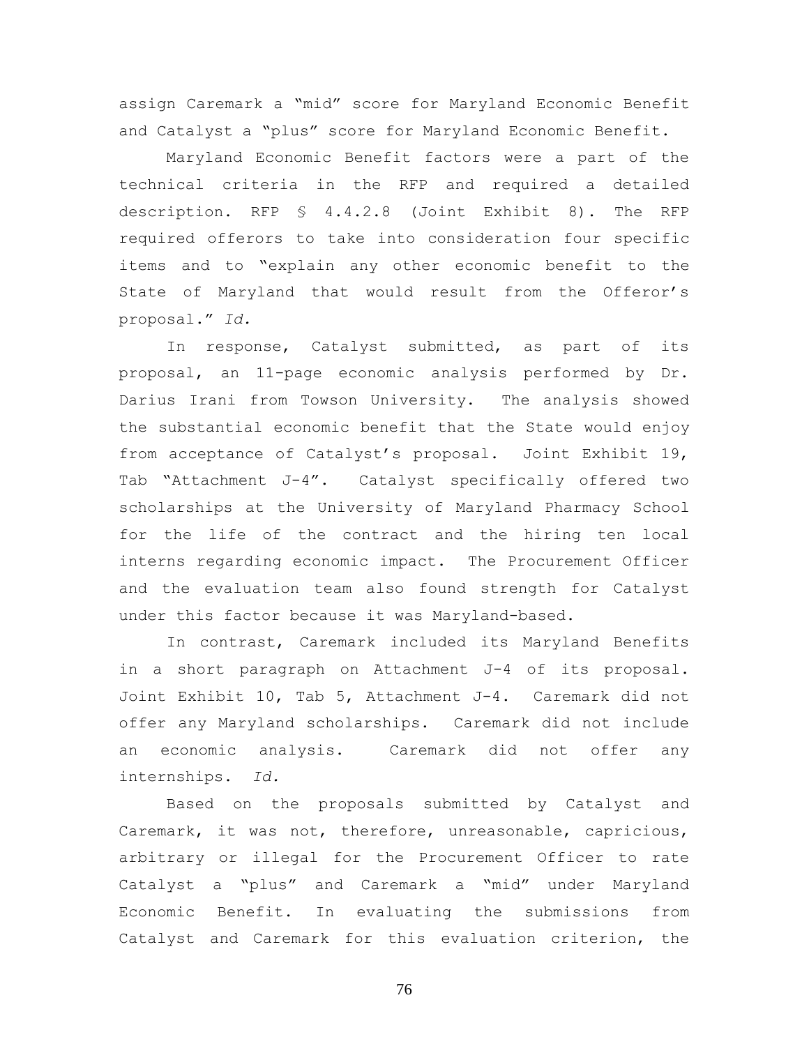assign Caremark a "mid" score for Maryland Economic Benefit and Catalyst a "plus" score for Maryland Economic Benefit.

Maryland Economic Benefit factors were a part of the technical criteria in the RFP and required a detailed description. RFP § 4.4.2.8 (Joint Exhibit 8). The RFP required offerors to take into consideration four specific items and to "explain any other economic benefit to the State of Maryland that would result from the Offeror's proposal." *Id.*

In response, Catalyst submitted, as part of its proposal, an 11-page economic analysis performed by Dr. Darius Irani from Towson University. The analysis showed the substantial economic benefit that the State would enjoy from acceptance of Catalyst's proposal. Joint Exhibit 19, Tab "Attachment J-4". Catalyst specifically offered two scholarships at the University of Maryland Pharmacy School for the life of the contract and the hiring ten local interns regarding economic impact. The Procurement Officer and the evaluation team also found strength for Catalyst under this factor because it was Maryland-based.

In contrast, Caremark included its Maryland Benefits in a short paragraph on Attachment J-4 of its proposal. Joint Exhibit 10, Tab 5, Attachment J-4. Caremark did not offer any Maryland scholarships. Caremark did not include an economic analysis. Caremark did not offer any internships. *Id.*

Based on the proposals submitted by Catalyst and Caremark, it was not, therefore, unreasonable, capricious, arbitrary or illegal for the Procurement Officer to rate Catalyst a "plus" and Caremark a "mid" under Maryland Economic Benefit. In evaluating the submissions from Catalyst and Caremark for this evaluation criterion, the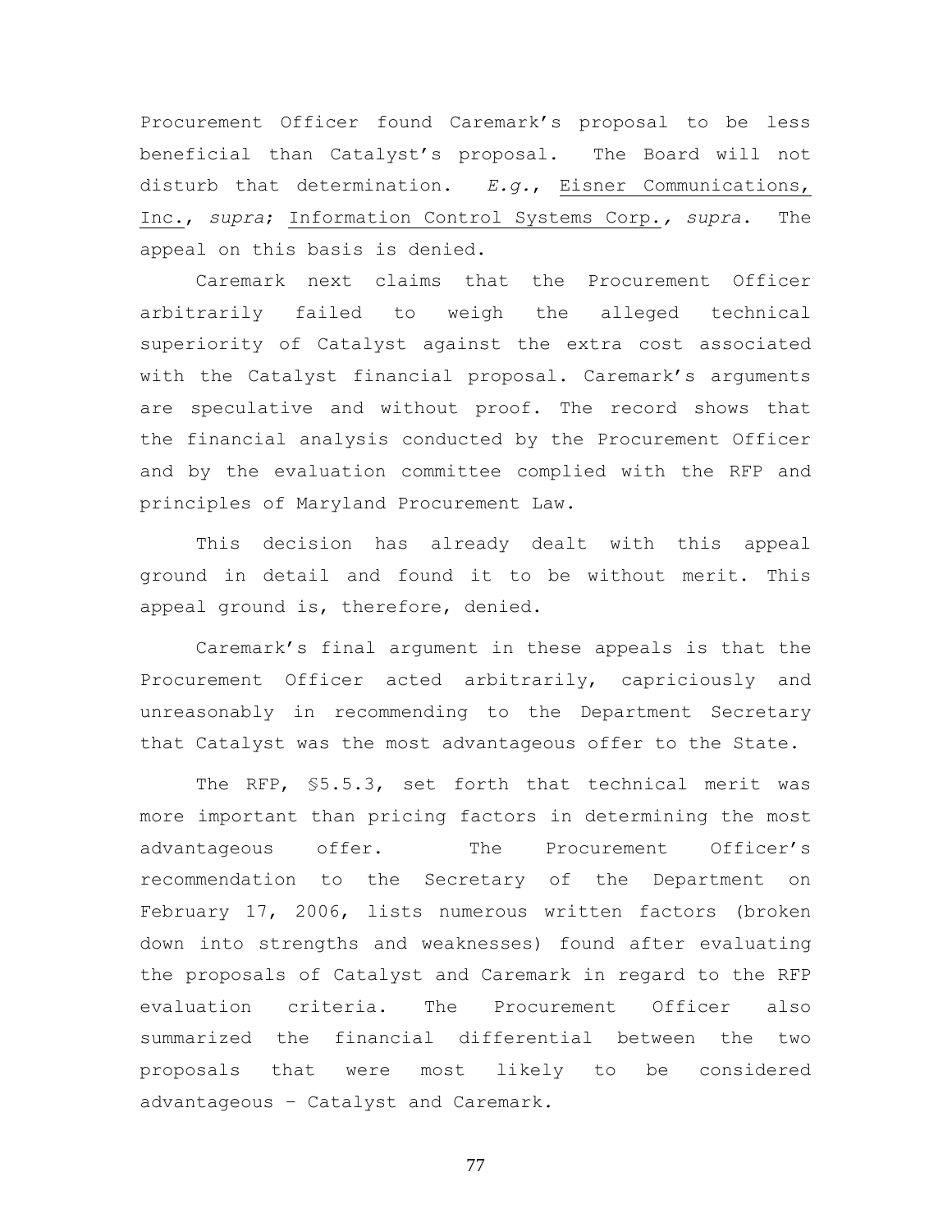Procurement Officer found Caremark's proposal to be less beneficial than Catalyst's proposal. The Board will not disturb that determination. *E.g.*, Eisner Communications, Inc., *supra*; Information Control Systems Corp., *supra*. The appeal on this basis is denied.

Caremark next claims that the Procurement Officer arbitrarily failed to weigh the alleged technical superiority of Catalyst against the extra cost associated with the Catalyst financial proposal. Caremark's arguments are speculative and without proof. The record shows that the financial analysis conducted by the Procurement Officer and by the evaluation committee complied with the RFP and principles of Maryland Procurement Law.

This decision has already dealt with this appeal ground in detail and found it to be without merit. This appeal ground is, therefore, denied.

Caremark's final argument in these appeals is that the Procurement Officer acted arbitrarily, capriciously and unreasonably in recommending to the Department Secretary that Catalyst was the most advantageous offer to the State.

The RFP, §5.5.3, set forth that technical merit was more important than pricing factors in determining the most advantageous offer. The Procurement Officer's recommendation to the Secretary of the Department on February 17, 2006, lists numerous written factors (broken down into strengths and weaknesses) found after evaluating the proposals of Catalyst and Caremark in regard to the RFP evaluation criteria. The Procurement Officer also summarized the financial differential between the two proposals that were most likely to be considered advantageous – Catalyst and Caremark.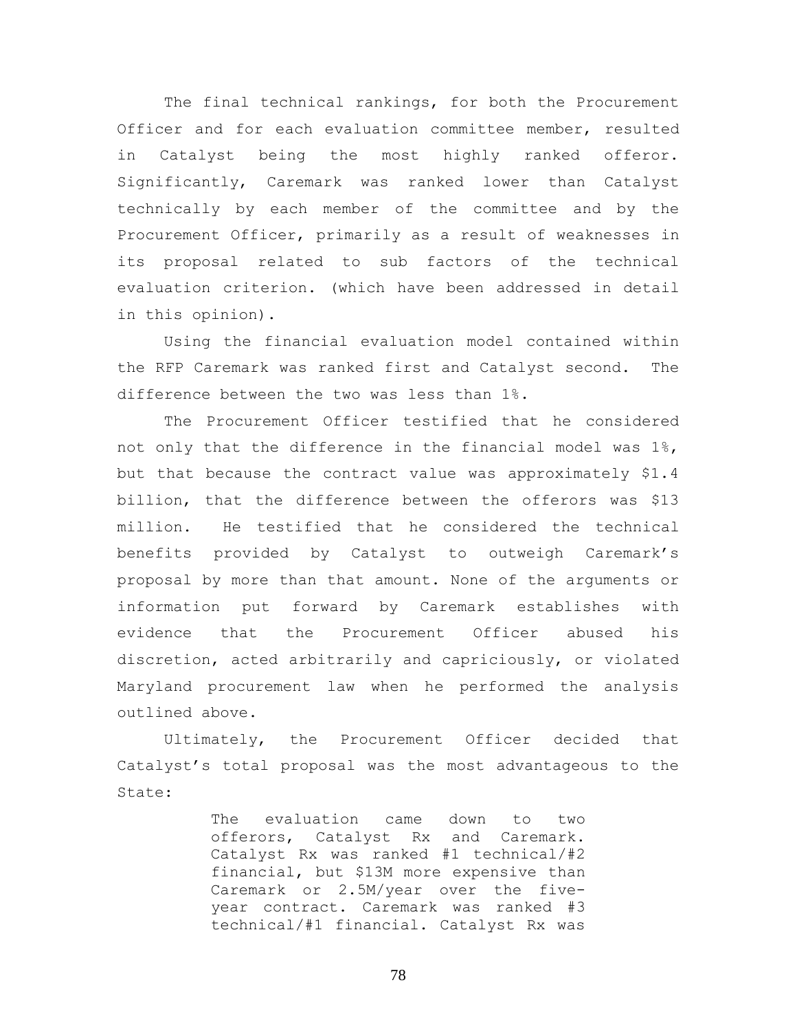The final technical rankings, for both the Procurement Officer and for each evaluation committee member, resulted in Catalyst being the most highly ranked offeror. Significantly, Caremark was ranked lower than Catalyst technically by each member of the committee and by the Procurement Officer, primarily as a result of weaknesses in its proposal related to sub factors of the technical evaluation criterion. (which have been addressed in detail in this opinion).

Using the financial evaluation model contained within the RFP Caremark was ranked first and Catalyst second. The difference between the two was less than 1%.

The Procurement Officer testified that he considered not only that the difference in the financial model was 1%, but that because the contract value was approximately $1.4 billion, that the difference between the offerors was $13 million. He testified that he considered the technical benefits provided by Catalyst to outweigh Caremark's proposal by more than that amount. None of the arguments or information put forward by Caremark establishes with evidence that the Procurement Officer abused his discretion, acted arbitrarily and capriciously, or violated Maryland procurement law when he performed the analysis outlined above.

Ultimately, the Procurement Officer decided that Catalyst's total proposal was the most advantageous to the State:

> The evaluation came down to two offerors, Catalyst Rx and Caremark. Catalyst Rx was ranked #1 technical/#2 financial, but $13M more expensive than Caremark or 2.5M/year over the five-year contract. Caremark was ranked #3 technical/#1 financial. Catalyst Rx was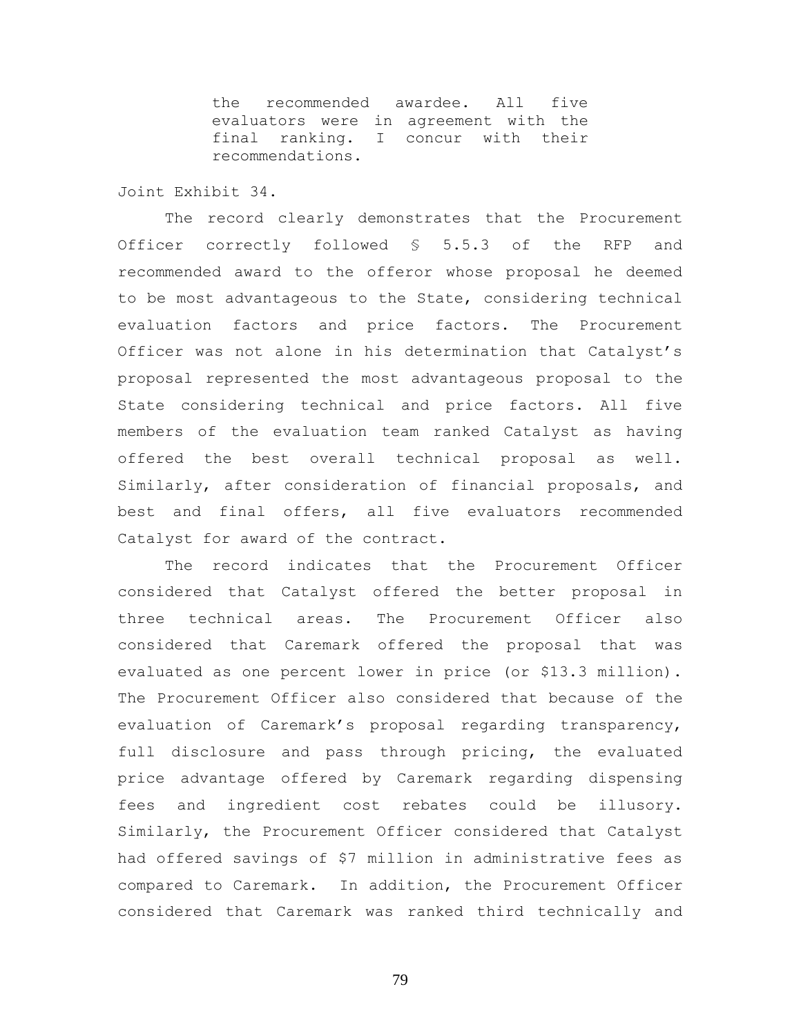> the recommended awardee. All five evaluators were in agreement with the final ranking. I concur with their recommendations.

Joint Exhibit 34.

The record clearly demonstrates that the Procurement Officer correctly followed § 5.5.3 of the RFP and recommended award to the offeror whose proposal he deemed to be most advantageous to the State, considering technical evaluation factors and price factors. The Procurement Officer was not alone in his determination that Catalyst's proposal represented the most advantageous proposal to the State considering technical and price factors. All five members of the evaluation team ranked Catalyst as having offered the best overall technical proposal as well. Similarly, after consideration of financial proposals, and best and final offers, all five evaluators recommended Catalyst for award of the contract.

The record indicates that the Procurement Officer considered that Catalyst offered the better proposal in three technical areas. The Procurement Officer also considered that Caremark offered the proposal that was evaluated as one percent lower in price (or $13.3 million). The Procurement Officer also considered that because of the evaluation of Caremark's proposal regarding transparency, full disclosure and pass through pricing, the evaluated price advantage offered by Caremark regarding dispensing fees and ingredient cost rebates could be illusory. Similarly, the Procurement Officer considered that Catalyst had offered savings of $7 million in administrative fees as compared to Caremark. In addition, the Procurement Officer considered that Caremark was ranked third technically and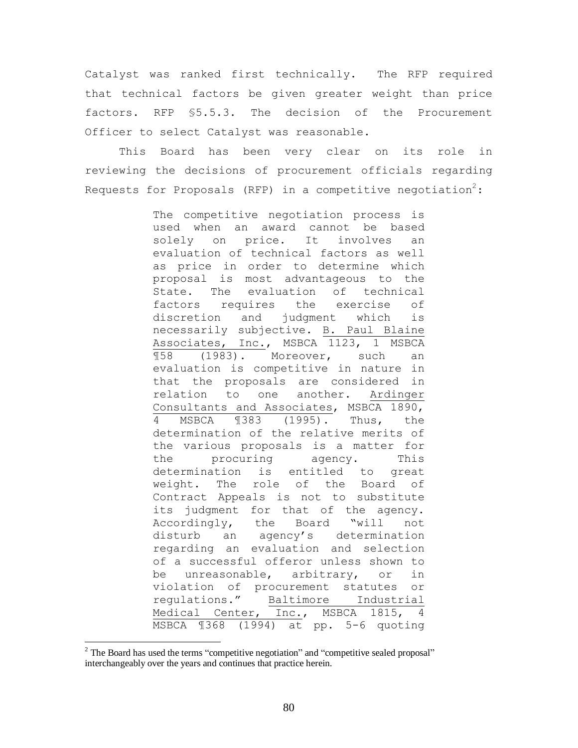Catalyst was ranked first technically. The RFP required that technical factors be given greater weight than price factors. RFP §5.5.3. The decision of the Procurement Officer to select Catalyst was reasonable.

This Board has been very clear on its role in reviewing the decisions of procurement officials regarding Requests for Proposals (RFP) in a competitive negotiation[2]:

> The competitive negotiation process is used when an award cannot be based solely on price. It involves an evaluation of technical factors as well as price in order to determine which proposal is most advantageous to the State. The evaluation of technical factors requires the exercise of discretion and judgment which is necessarily subjective. B. Paul Blaine Associates, Inc., MSBCA 1123, 1 MSBCA ¶58 (1983). Moreover, such an evaluation is competitive in nature in that the proposals are considered in relation to one another. Ardinger Consultants and Associates, MSBCA 1890, 4 MSBCA ¶383 (1995). Thus, the determination of the relative merits of the various proposals is a matter for the procuring agency. This determination is entitled to great weight. The role of the Board of Contract Appeals is not to substitute its judgment for that of the agency. Accordingly, the Board "will not disturb an agency's determination regarding an evaluation and selection of a successful offeror unless shown to be unreasonable, arbitrary, or in violation of procurement statutes or regulations." Baltimore Industrial Medical Center, Inc., MSBCA 1815, 4 MSBCA ¶368 (1994) at pp. 5-6 quoting

[2] The Board has used the terms "competitive negotiation" and "competitive sealed proposal" interchangeably over the years and continues that practice herein.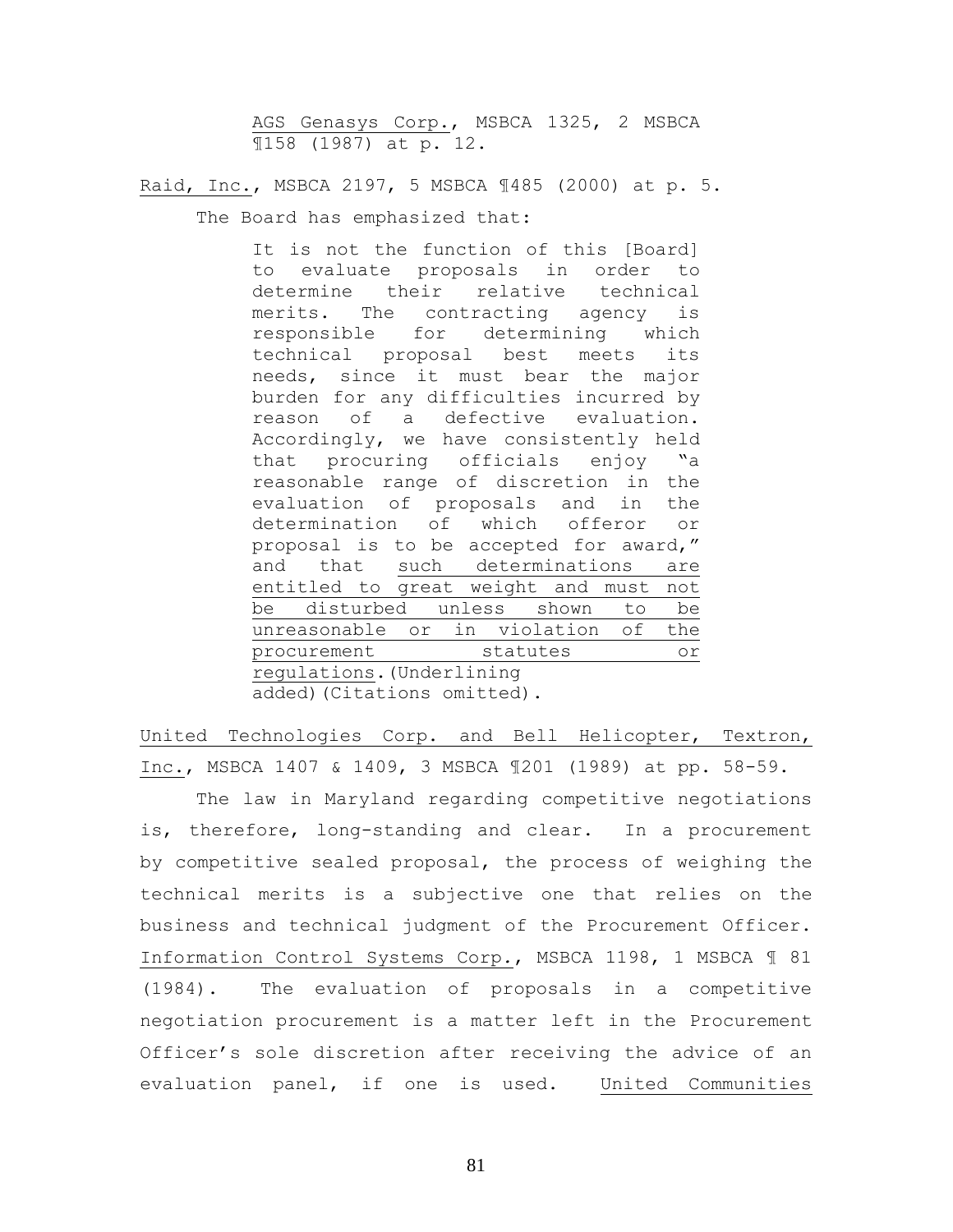> <u>AGS Genasys Corp.</u>, MSBCA 1325, 2 MSBCA ¶158 (1987) at p. 12.

<u>Raid, Inc.</u>, MSBCA 2197, 5 MSBCA ¶485 (2000) at p. 5.

The Board has emphasized that:

> It is not the function of this [Board] to evaluate proposals in order to determine their relative technical merits. The contracting agency is responsible for determining which technical proposal best meets its needs, since it must bear the major burden for any difficulties incurred by reason of a defective evaluation. Accordingly, we have consistently held that procuring officials enjoy "a reasonable range of discretion in the evaluation of proposals and in the determination of which offeror or proposal is to be accepted for award," and that <u>such determinations are entitled to great weight and must not be disturbed unless shown to be unreasonable or in violation of the procurement statutes or regulations</u>.(Underlining added)(Citations omitted).

<u>United Technologies Corp. and Bell Helicopter, Textron, Inc.</u>, MSBCA 1407 & 1409, 3 MSBCA ¶201 (1989) at pp. 58-59.

The law in Maryland regarding competitive negotiations is, therefore, long-standing and clear. In a procurement by competitive sealed proposal, the process of weighing the technical merits is a subjective one that relies on the business and technical judgment of the Procurement Officer. <u>Information Control Systems Corp.</u>, MSBCA 1198, 1 MSBCA ¶ 81 (1984). The evaluation of proposals in a competitive negotiation procurement is a matter left in the Procurement Officer's sole discretion after receiving the advice of an evaluation panel, if one is used. <u>United Communities</u>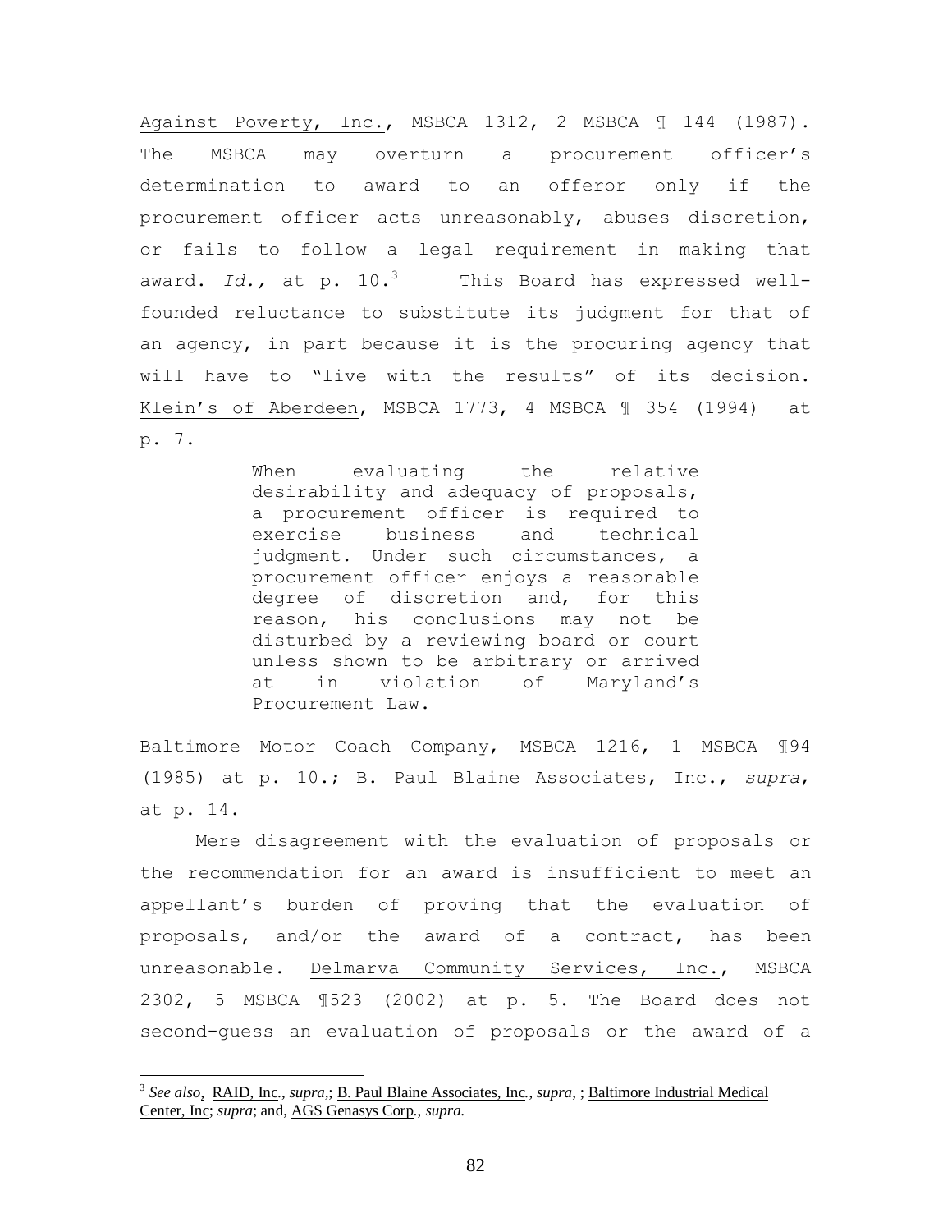Against Poverty, Inc., MSBCA 1312, 2 MSBCA ¶ 144 (1987). The MSBCA may overturn a procurement officer's determination to award to an offeror only if the procurement officer acts unreasonably, abuses discretion, or fails to follow a legal requirement in making that award. *Id.*, at p. 10.[3] This Board has expressed well-founded reluctance to substitute its judgment for that of an agency, in part because it is the procuring agency that will have to "live with the results" of its decision. Klein's of Aberdeen, MSBCA 1773, 4 MSBCA ¶ 354 (1994) at p. 7.

> When evaluating the relative desirability and adequacy of proposals, a procurement officer is required to exercise business and technical judgment. Under such circumstances, a procurement officer enjoys a reasonable degree of discretion and, for this reason, his conclusions may not be disturbed by a reviewing board or court unless shown to be arbitrary or arrived at in violation of Maryland's Procurement Law.

Baltimore Motor Coach Company, MSBCA 1216, 1 MSBCA ¶94 (1985) at p. 10.; B. Paul Blaine Associates, Inc., *supra*, at p. 14.

Mere disagreement with the evaluation of proposals or the recommendation for an award is insufficient to meet an appellant's burden of proving that the evaluation of proposals, and/or the award of a contract, has been unreasonable. Delmarva Community Services, Inc., MSBCA 2302, 5 MSBCA ¶523 (2002) at p. 5. The Board does not second-guess an evaluation of proposals or the award of a

---

[3] *See also*, RAID, Inc., *supra*,; B. Paul Blaine Associates, Inc., *supra*, ; Baltimore Industrial Medical Center, Inc; *supra*; and, AGS Genasys Corp., *supra.*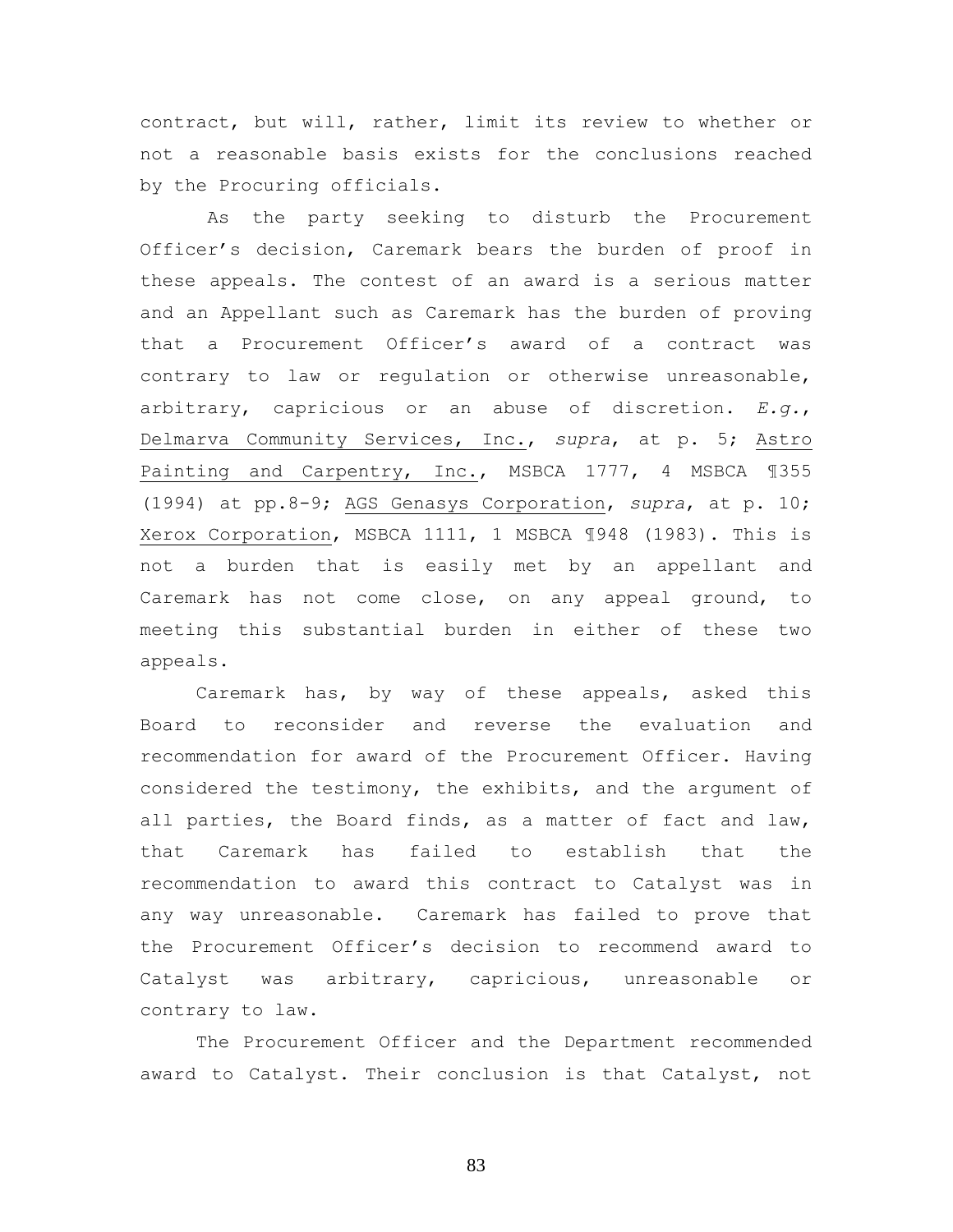contract, but will, rather, limit its review to whether or not a reasonable basis exists for the conclusions reached by the Procuring officials.

As the party seeking to disturb the Procurement Officer's decision, Caremark bears the burden of proof in these appeals. The contest of an award is a serious matter and an Appellant such as Caremark has the burden of proving that a Procurement Officer's award of a contract was contrary to law or regulation or otherwise unreasonable, arbitrary, capricious or an abuse of discretion. *E.g.*, Delmarva Community Services, Inc., *supra*, at p. 5; Astro Painting and Carpentry, Inc., MSBCA 1777, 4 MSBCA ¶355 (1994) at pp.8-9; AGS Genasys Corporation, *supra*, at p. 10; Xerox Corporation, MSBCA 1111, 1 MSBCA ¶948 (1983). This is not a burden that is easily met by an appellant and Caremark has not come close, on any appeal ground, to meeting this substantial burden in either of these two appeals.

Caremark has, by way of these appeals, asked this Board to reconsider and reverse the evaluation and recommendation for award of the Procurement Officer. Having considered the testimony, the exhibits, and the argument of all parties, the Board finds, as a matter of fact and law, that Caremark has failed to establish that the recommendation to award this contract to Catalyst was in any way unreasonable. Caremark has failed to prove that the Procurement Officer's decision to recommend award to Catalyst was arbitrary, capricious, unreasonable or contrary to law.

The Procurement Officer and the Department recommended award to Catalyst. Their conclusion is that Catalyst, not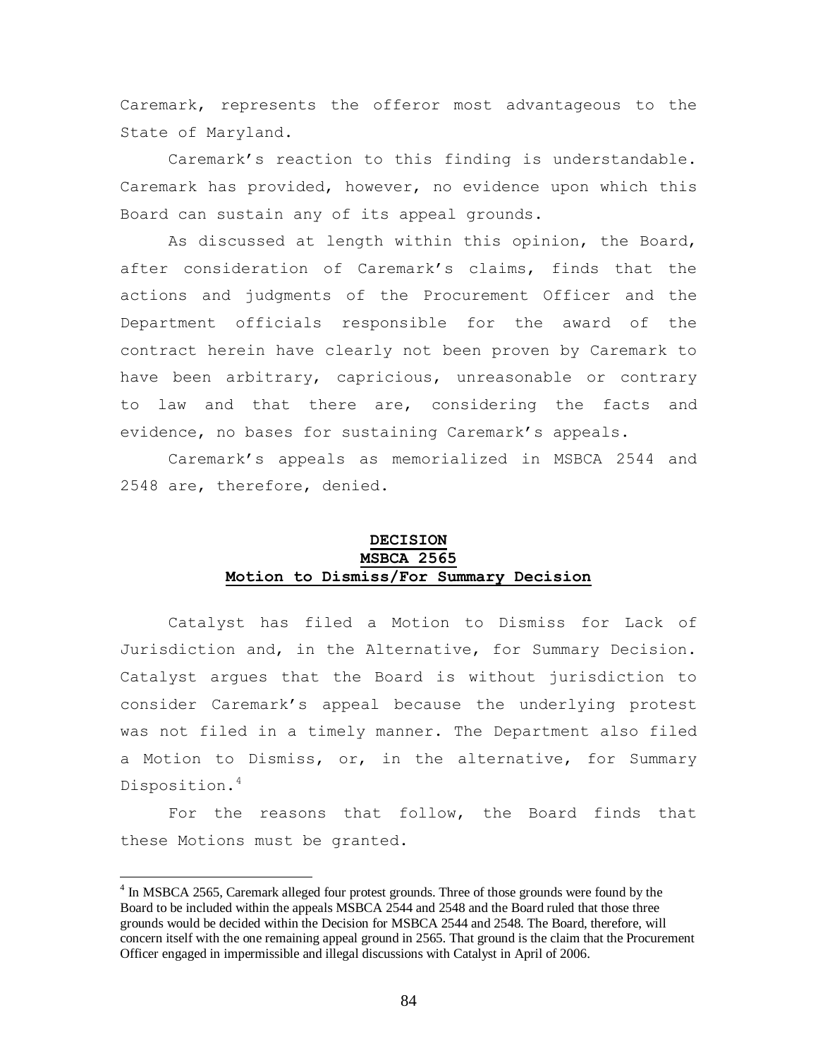Caremark, represents the offeror most advantageous to the State of Maryland.

Caremark's reaction to this finding is understandable. Caremark has provided, however, no evidence upon which this Board can sustain any of its appeal grounds.

As discussed at length within this opinion, the Board, after consideration of Caremark's claims, finds that the actions and judgments of the Procurement Officer and the Department officials responsible for the award of the contract herein have clearly not been proven by Caremark to have been arbitrary, capricious, unreasonable or contrary to law and that there are, considering the facts and evidence, no bases for sustaining Caremark's appeals.

Caremark's appeals as memorialized in MSBCA 2544 and 2548 are, therefore, denied.

## DECISION
## MSBCA 2565
## Motion to Dismiss/For Summary Decision

Catalyst has filed a Motion to Dismiss for Lack of Jurisdiction and, in the Alternative, for Summary Decision. Catalyst argues that the Board is without jurisdiction to consider Caremark's appeal because the underlying protest was not filed in a timely manner. The Department also filed a Motion to Dismiss, or, in the alternative, for Summary Disposition.[4]

For the reasons that follow, the Board finds that these Motions must be granted.

[4] In MSBCA 2565, Caremark alleged four protest grounds. Three of those grounds were found by the Board to be included within the appeals MSBCA 2544 and 2548 and the Board ruled that those three grounds would be decided within the Decision for MSBCA 2544 and 2548. The Board, therefore, will concern itself with the one remaining appeal ground in 2565. That ground is the claim that the Procurement Officer engaged in impermissible and illegal discussions with Catalyst in April of 2006.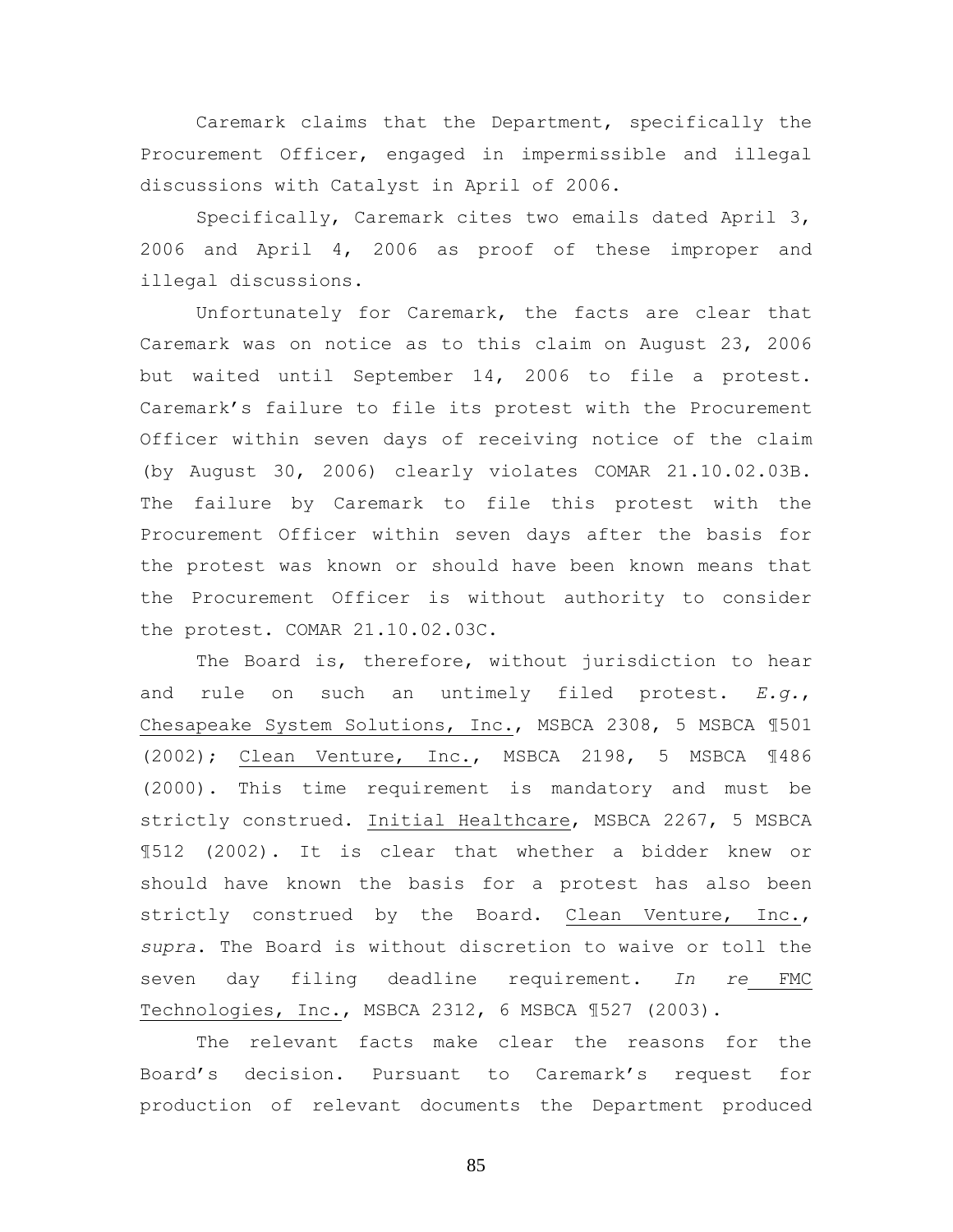Caremark claims that the Department, specifically the Procurement Officer, engaged in impermissible and illegal discussions with Catalyst in April of 2006.

Specifically, Caremark cites two emails dated April 3, 2006 and April 4, 2006 as proof of these improper and illegal discussions.

Unfortunately for Caremark, the facts are clear that Caremark was on notice as to this claim on August 23, 2006 but waited until September 14, 2006 to file a protest. Caremark's failure to file its protest with the Procurement Officer within seven days of receiving notice of the claim (by August 30, 2006) clearly violates COMAR 21.10.02.03B. The failure by Caremark to file this protest with the Procurement Officer within seven days after the basis for the protest was known or should have been known means that the Procurement Officer is without authority to consider the protest. COMAR 21.10.02.03C.

The Board is, therefore, without jurisdiction to hear and rule on such an untimely filed protest. *E.g.*, Chesapeake System Solutions, Inc., MSBCA 2308, 5 MSBCA ¶501 (2002); Clean Venture, Inc., MSBCA 2198, 5 MSBCA ¶486 (2000). This time requirement is mandatory and must be strictly construed. Initial Healthcare, MSBCA 2267, 5 MSBCA ¶512 (2002). It is clear that whether a bidder knew or should have known the basis for a protest has also been strictly construed by the Board. Clean Venture, Inc., *supra*. The Board is without discretion to waive or toll the seven day filing deadline requirement. *In re* FMC Technologies, Inc., MSBCA 2312, 6 MSBCA ¶527 (2003).

The relevant facts make clear the reasons for the Board's decision. Pursuant to Caremark's request for production of relevant documents the Department produced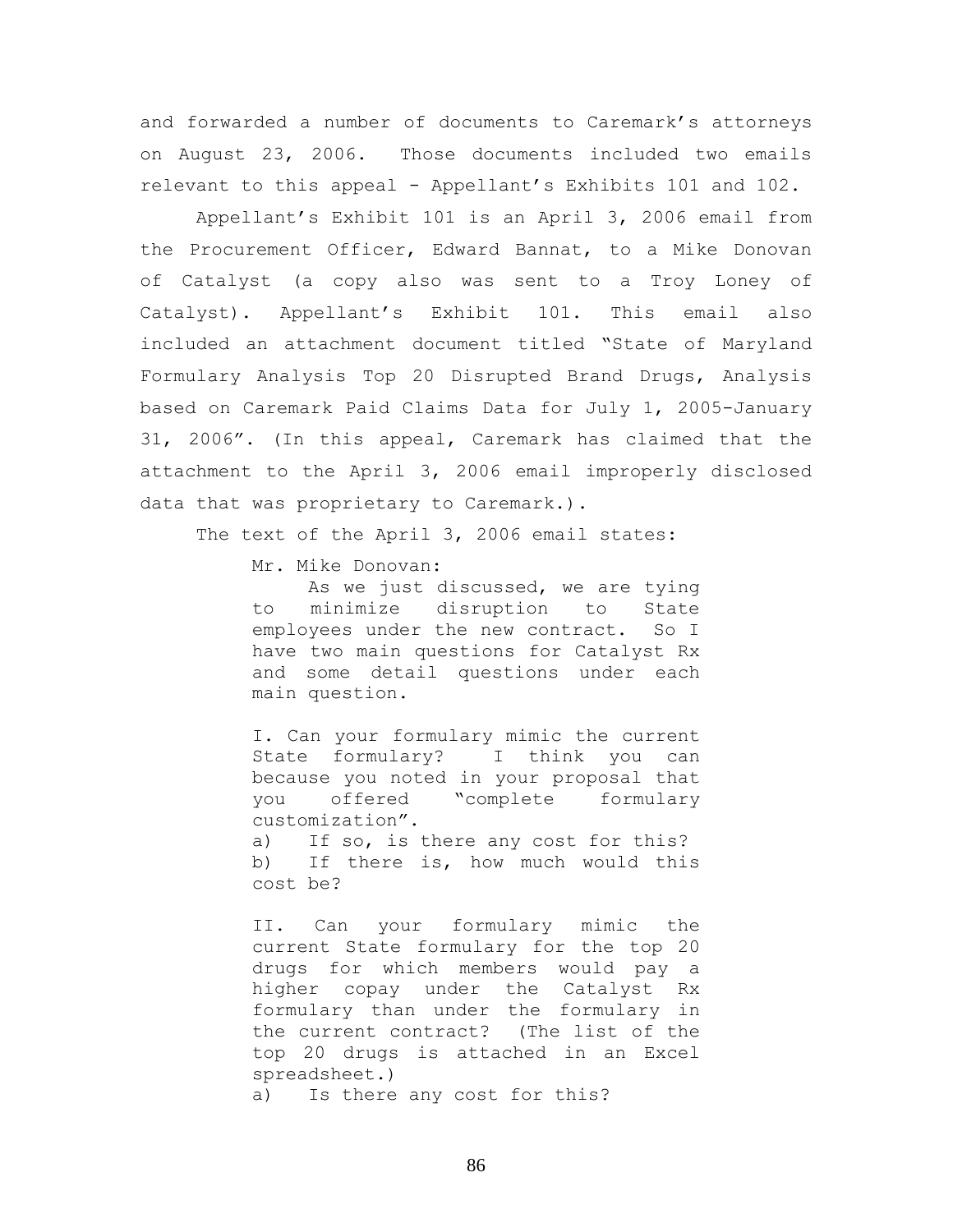and forwarded a number of documents to Caremark's attorneys on August 23, 2006. Those documents included two emails relevant to this appeal - Appellant's Exhibits 101 and 102.

Appellant's Exhibit 101 is an April 3, 2006 email from the Procurement Officer, Edward Bannat, to a Mike Donovan of Catalyst (a copy also was sent to a Troy Loney of Catalyst). Appellant's Exhibit 101. This email also included an attachment document titled "State of Maryland Formulary Analysis Top 20 Disrupted Brand Drugs, Analysis based on Caremark Paid Claims Data for July 1, 2005-January 31, 2006". (In this appeal, Caremark has claimed that the attachment to the April 3, 2006 email improperly disclosed data that was proprietary to Caremark.).

The text of the April 3, 2006 email states:

> Mr. Mike Donovan:
>
> As we just discussed, we are tying to minimize disruption to State employees under the new contract. So I have two main questions for Catalyst Rx and some detail questions under each main question.
>
> I. Can your formulary mimic the current State formulary? I think you can because you noted in your proposal that you offered "complete formulary customization".
> a) If so, is there any cost for this?
> b) If there is, how much would this cost be?
>
> II. Can your formulary mimic the current State formulary for the top 20 drugs for which members would pay a higher copay under the Catalyst Rx formulary than under the formulary in the current contract? (The list of the top 20 drugs is attached in an Excel spreadsheet.)
> a) Is there any cost for this?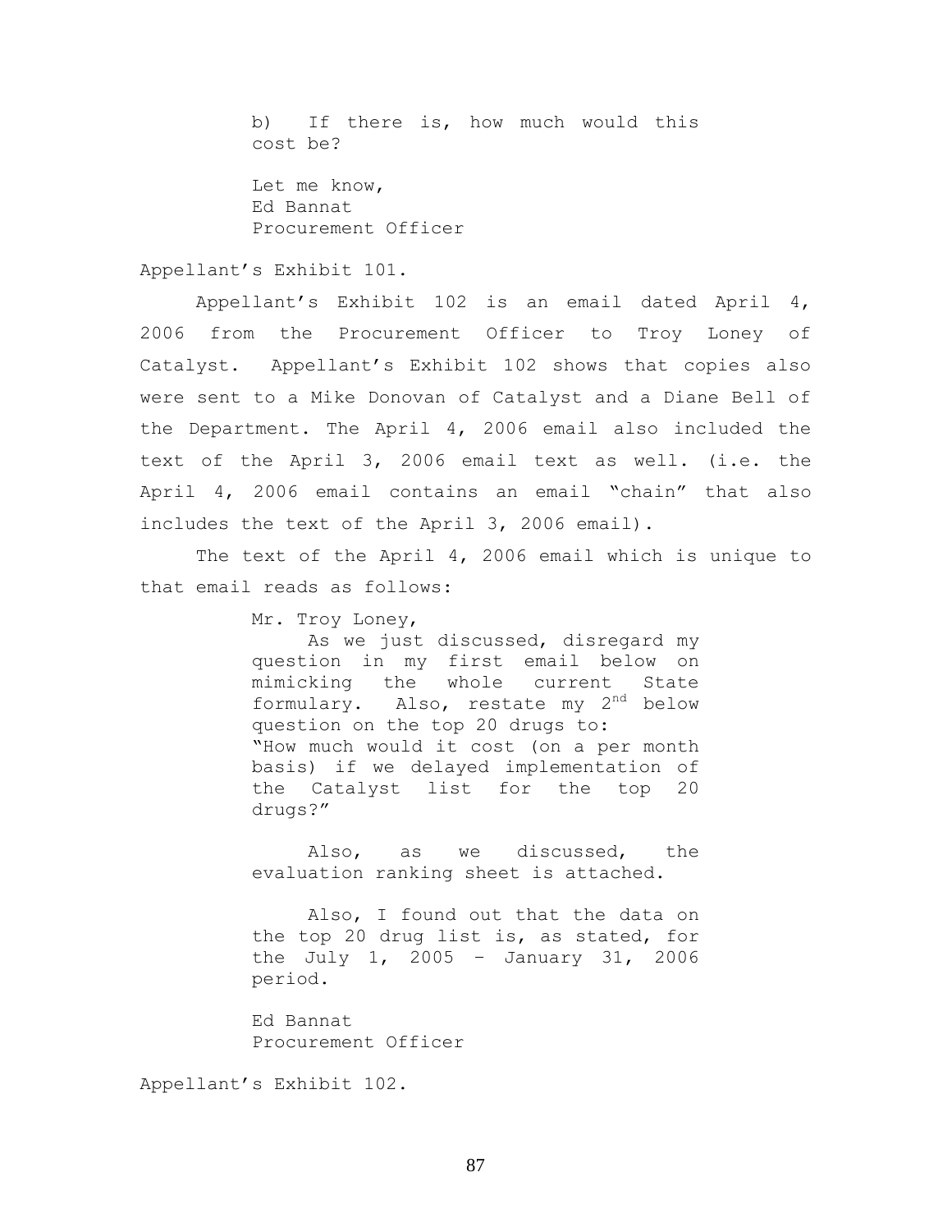> b) If there is, how much would this cost be?
>
> Let me know,
> Ed Bannat
> Procurement Officer

Appellant's Exhibit 101.

Appellant's Exhibit 102 is an email dated April 4, 2006 from the Procurement Officer to Troy Loney of Catalyst. Appellant's Exhibit 102 shows that copies also were sent to a Mike Donovan of Catalyst and a Diane Bell of the Department. The April 4, 2006 email also included the text of the April 3, 2006 email text as well. (i.e. the April 4, 2006 email contains an email "chain" that also includes the text of the April 3, 2006 email).

The text of the April 4, 2006 email which is unique to that email reads as follows:

> Mr. Troy Loney,
>
> As we just discussed, disregard my question in my first email below on mimicking the whole current State formulary. Also, restate my 2nd below question on the top 20 drugs to: "How much would it cost (on a per month basis) if we delayed implementation of the Catalyst list for the top 20 drugs?"
>
> Also, as we discussed, the evaluation ranking sheet is attached.
>
> Also, I found out that the data on the top 20 drug list is, as stated, for the July 1, 2005 – January 31, 2006 period.
>
> Ed Bannat
> Procurement Officer

Appellant's Exhibit 102.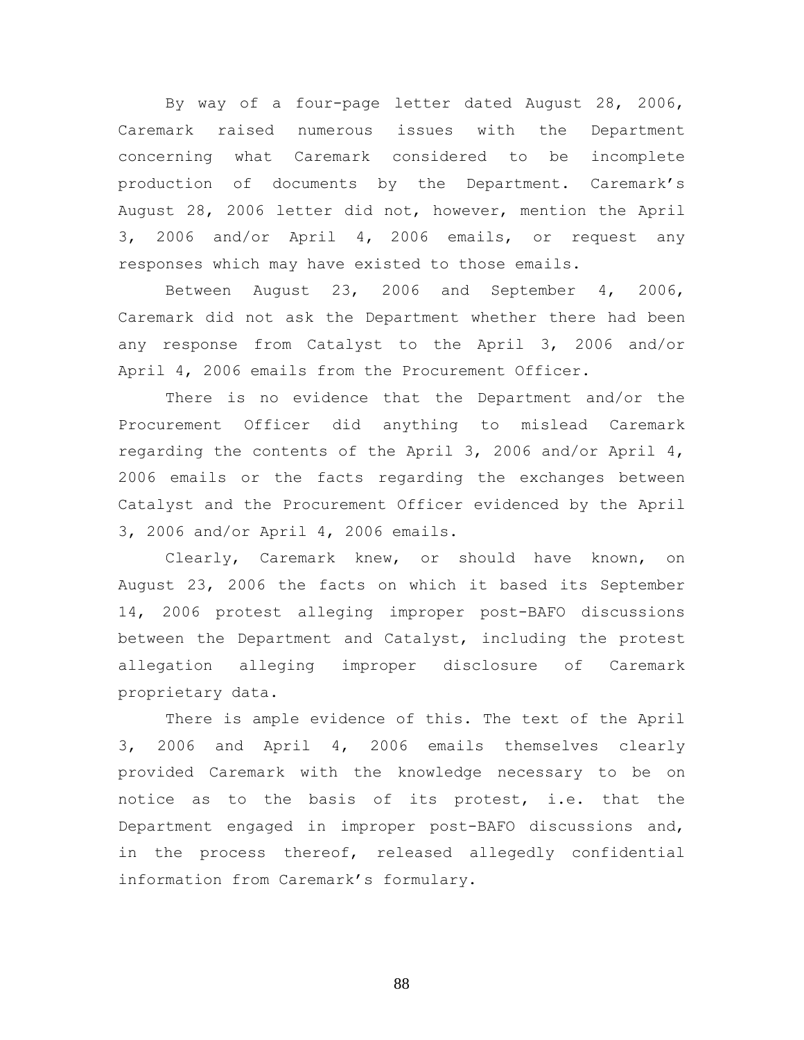By way of a four-page letter dated August 28, 2006, Caremark raised numerous issues with the Department concerning what Caremark considered to be incomplete production of documents by the Department. Caremark's August 28, 2006 letter did not, however, mention the April 3, 2006 and/or April 4, 2006 emails, or request any responses which may have existed to those emails.

Between August 23, 2006 and September 4, 2006, Caremark did not ask the Department whether there had been any response from Catalyst to the April 3, 2006 and/or April 4, 2006 emails from the Procurement Officer.

There is no evidence that the Department and/or the Procurement Officer did anything to mislead Caremark regarding the contents of the April 3, 2006 and/or April 4, 2006 emails or the facts regarding the exchanges between Catalyst and the Procurement Officer evidenced by the April 3, 2006 and/or April 4, 2006 emails.

Clearly, Caremark knew, or should have known, on August 23, 2006 the facts on which it based its September 14, 2006 protest alleging improper post-BAFO discussions between the Department and Catalyst, including the protest allegation alleging improper disclosure of Caremark proprietary data.

There is ample evidence of this. The text of the April 3, 2006 and April 4, 2006 emails themselves clearly provided Caremark with the knowledge necessary to be on notice as to the basis of its protest, i.e. that the Department engaged in improper post-BAFO discussions and, in the process thereof, released allegedly confidential information from Caremark's formulary.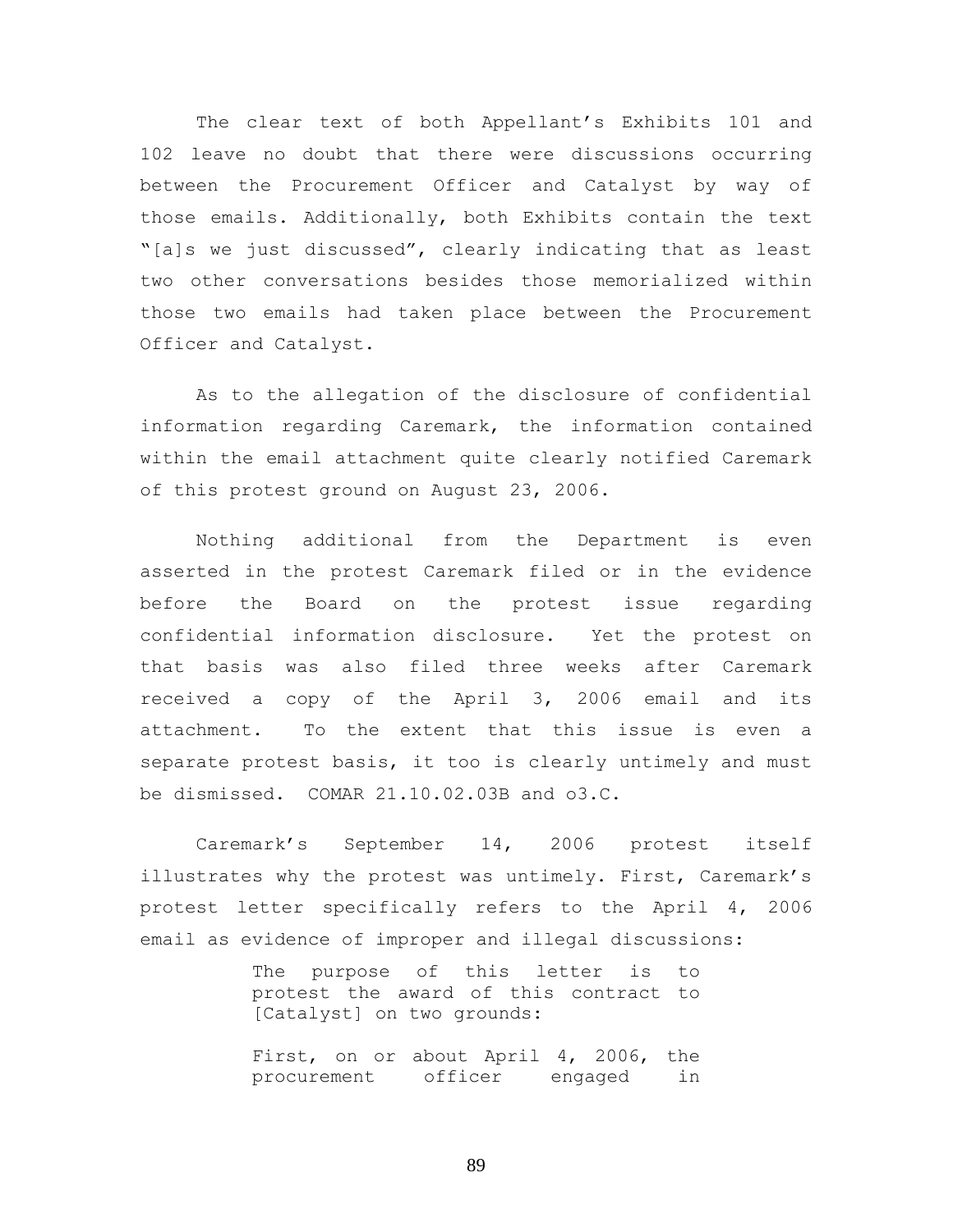The clear text of both Appellant's Exhibits 101 and 102 leave no doubt that there were discussions occurring between the Procurement Officer and Catalyst by way of those emails. Additionally, both Exhibits contain the text "[a]s we just discussed", clearly indicating that as least two other conversations besides those memorialized within those two emails had taken place between the Procurement Officer and Catalyst.

As to the allegation of the disclosure of confidential information regarding Caremark, the information contained within the email attachment quite clearly notified Caremark of this protest ground on August 23, 2006.

Nothing additional from the Department is even asserted in the protest Caremark filed or in the evidence before the Board on the protest issue regarding confidential information disclosure. Yet the protest on that basis was also filed three weeks after Caremark received a copy of the April 3, 2006 email and its attachment. To the extent that this issue is even a separate protest basis, it too is clearly untimely and must be dismissed. COMAR 21.10.02.03B and o3.C.

Caremark's September 14, 2006 protest itself illustrates why the protest was untimely. First, Caremark's protest letter specifically refers to the April 4, 2006 email as evidence of improper and illegal discussions:

> The purpose of this letter is to protest the award of this contract to [Catalyst] on two grounds:
>
> First, on or about April 4, 2006, the procurement officer engaged in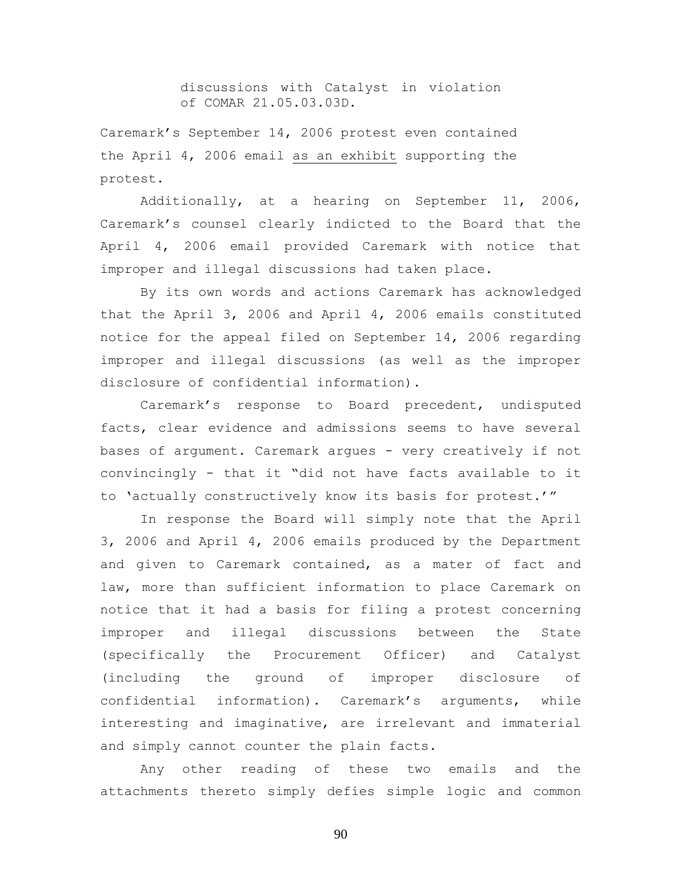> discussions with Catalyst in violation of COMAR 21.05.03.03D.

Caremark's September 14, 2006 protest even contained the April 4, 2006 email <u>as an exhibit</u> supporting the protest.

Additionally, at a hearing on September 11, 2006, Caremark's counsel clearly indicted to the Board that the April 4, 2006 email provided Caremark with notice that improper and illegal discussions had taken place.

By its own words and actions Caremark has acknowledged that the April 3, 2006 and April 4, 2006 emails constituted notice for the appeal filed on September 14, 2006 regarding improper and illegal discussions (as well as the improper disclosure of confidential information).

Caremark's response to Board precedent, undisputed facts, clear evidence and admissions seems to have several bases of argument. Caremark argues - very creatively if not convincingly - that it "did not have facts available to it to 'actually constructively know its basis for protest.'"

In response the Board will simply note that the April 3, 2006 and April 4, 2006 emails produced by the Department and given to Caremark contained, as a mater of fact and law, more than sufficient information to place Caremark on notice that it had a basis for filing a protest concerning improper and illegal discussions between the State (specifically the Procurement Officer) and Catalyst (including the ground of improper disclosure of confidential information). Caremark's arguments, while interesting and imaginative, are irrelevant and immaterial and simply cannot counter the plain facts.

Any other reading of these two emails and the attachments thereto simply defies simple logic and common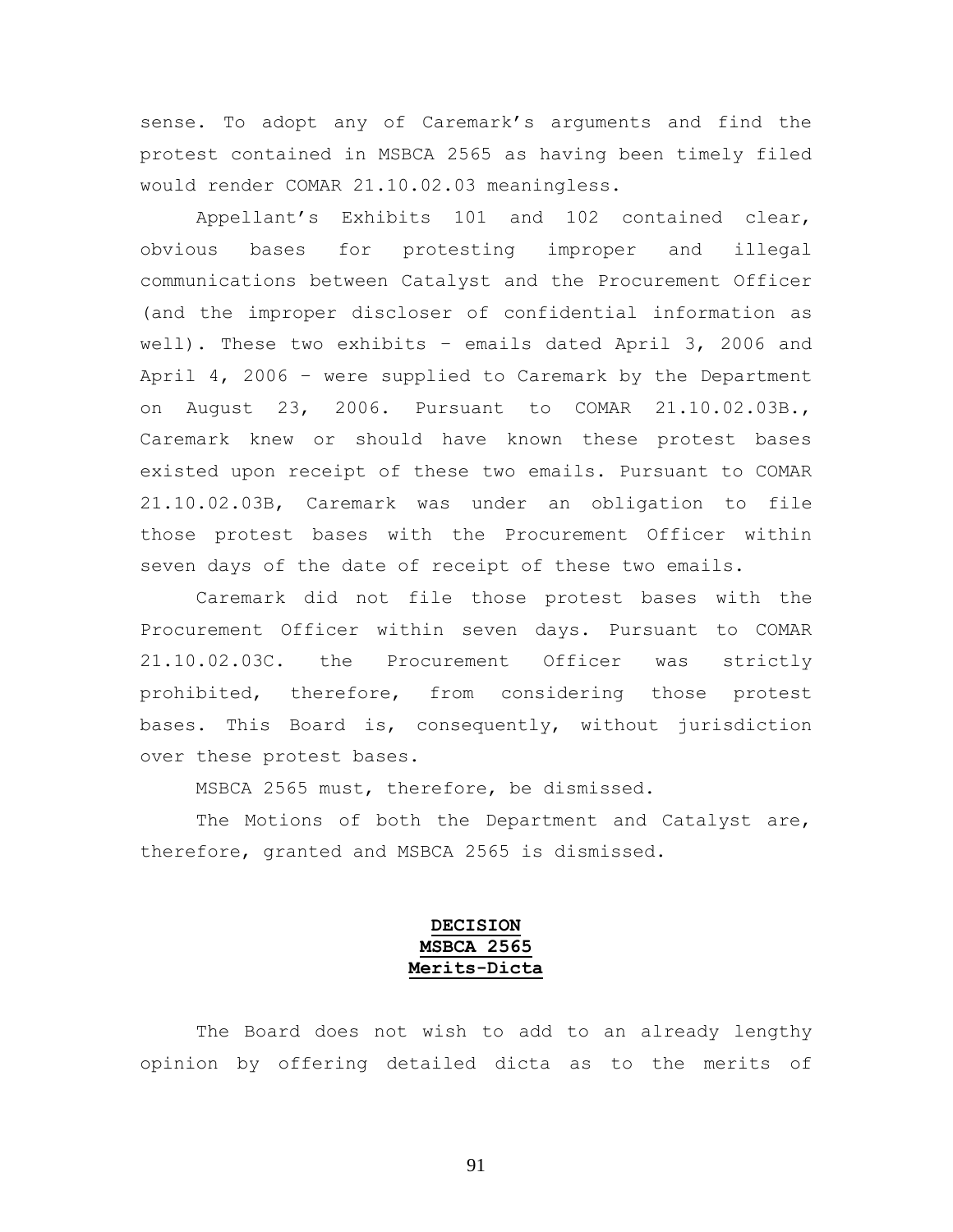sense. To adopt any of Caremark's arguments and find the protest contained in MSBCA 2565 as having been timely filed would render COMAR 21.10.02.03 meaningless.

Appellant's Exhibits 101 and 102 contained clear, obvious bases for protesting improper and illegal communications between Catalyst and the Procurement Officer (and the improper discloser of confidential information as well). These two exhibits – emails dated April 3, 2006 and April 4, 2006 – were supplied to Caremark by the Department on August 23, 2006. Pursuant to COMAR 21.10.02.03B., Caremark knew or should have known these protest bases existed upon receipt of these two emails. Pursuant to COMAR 21.10.02.03B, Caremark was under an obligation to file those protest bases with the Procurement Officer within seven days of the date of receipt of these two emails.

Caremark did not file those protest bases with the Procurement Officer within seven days. Pursuant to COMAR 21.10.02.03C. the Procurement Officer was strictly prohibited, therefore, from considering those protest bases. This Board is, consequently, without jurisdiction over these protest bases.

MSBCA 2565 must, therefore, be dismissed.

The Motions of both the Department and Catalyst are, therefore, granted and MSBCA 2565 is dismissed.

**DECISION**
**MSBCA 2565**
**Merits-Dicta**

The Board does not wish to add to an already lengthy opinion by offering detailed dicta as to the merits of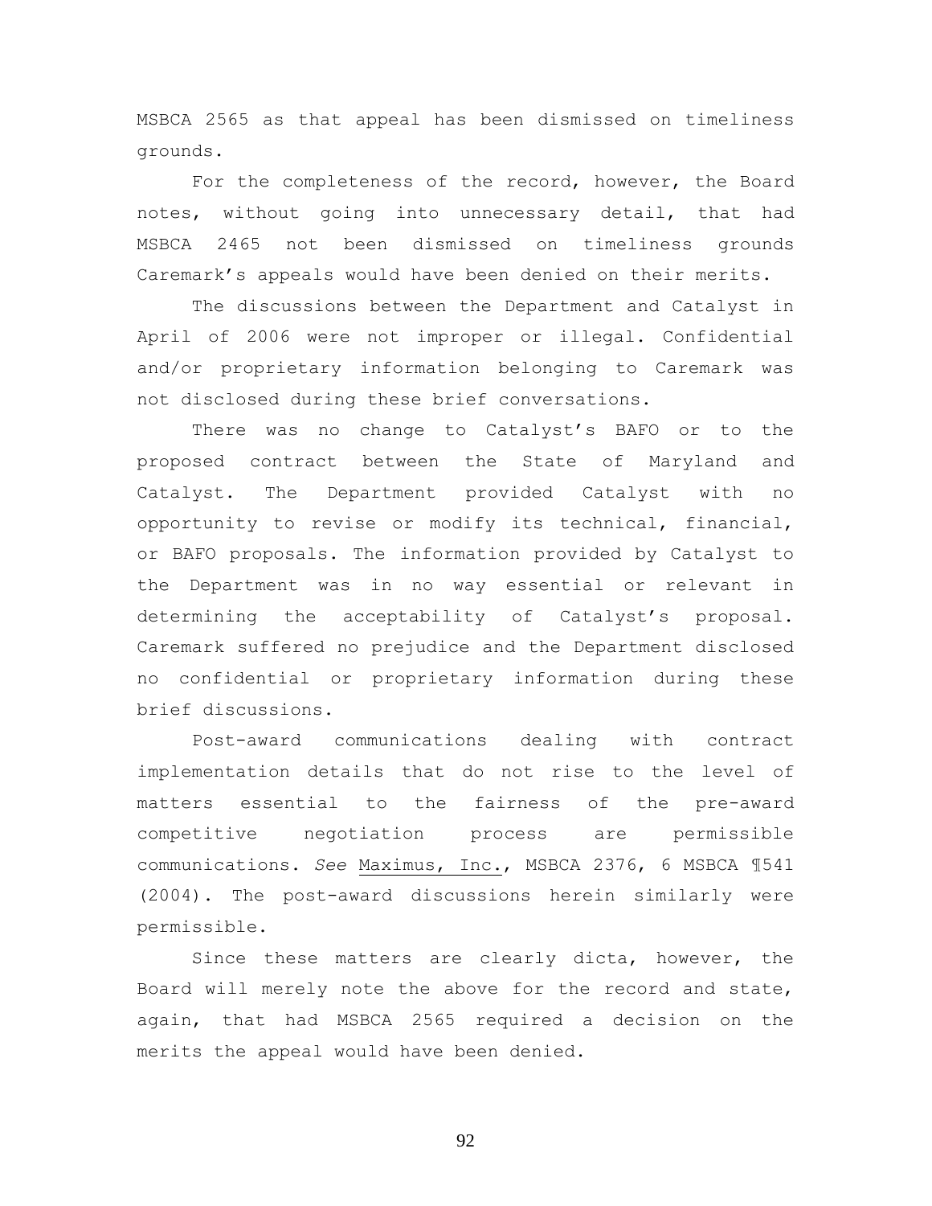MSBCA 2565 as that appeal has been dismissed on timeliness grounds.

For the completeness of the record, however, the Board notes, without going into unnecessary detail, that had MSBCA 2465 not been dismissed on timeliness grounds Caremark's appeals would have been denied on their merits.

The discussions between the Department and Catalyst in April of 2006 were not improper or illegal. Confidential and/or proprietary information belonging to Caremark was not disclosed during these brief conversations.

There was no change to Catalyst's BAFO or to the proposed contract between the State of Maryland and Catalyst. The Department provided Catalyst with no opportunity to revise or modify its technical, financial, or BAFO proposals. The information provided by Catalyst to the Department was in no way essential or relevant in determining the acceptability of Catalyst's proposal. Caremark suffered no prejudice and the Department disclosed no confidential or proprietary information during these brief discussions.

Post-award communications dealing with contract implementation details that do not rise to the level of matters essential to the fairness of the pre-award competitive negotiation process are permissible communications. *See* Maximus, Inc., MSBCA 2376, 6 MSBCA ¶541 (2004). The post-award discussions herein similarly were permissible.

Since these matters are clearly dicta, however, the Board will merely note the above for the record and state, again, that had MSBCA 2565 required a decision on the merits the appeal would have been denied.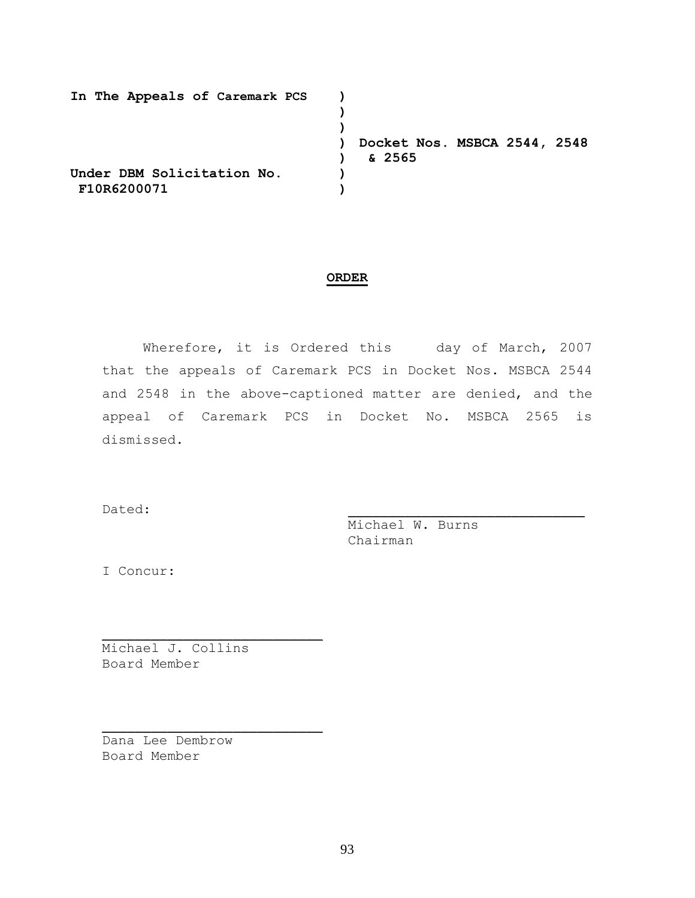**In The Appeals of Caremark PCS** )
)
)
) **Docket Nos. MSBCA 2544, 2548**
) **& 2565**
**Under DBM Solicitation No.** )
**F10R6200071** )

## ORDER

Wherefore, it is Ordered this day of March, 2007 that the appeals of Caremark PCS in Docket Nos. MSBCA 2544 and 2548 in the above-captioned matter are denied, and the appeal of Caremark PCS in Docket No. MSBCA 2565 is dismissed.

Dated:

\_\_\_\_\_\_\_\_\_\_\_\_\_\_\_\_\_\_\_\_\_\_\_\_\_\_\_\_\_\_
Michael W. Burns
Chairman

I Concur:

\_\_\_\_\_\_\_\_\_\_\_\_\_\_\_\_\_\_\_\_\_\_\_\_\_\_\_\_
Michael J. Collins
Board Member

\_\_\_\_\_\_\_\_\_\_\_\_\_\_\_\_\_\_\_\_\_\_\_\_\_\_\_\_
Dana Lee Dembrow
Board Member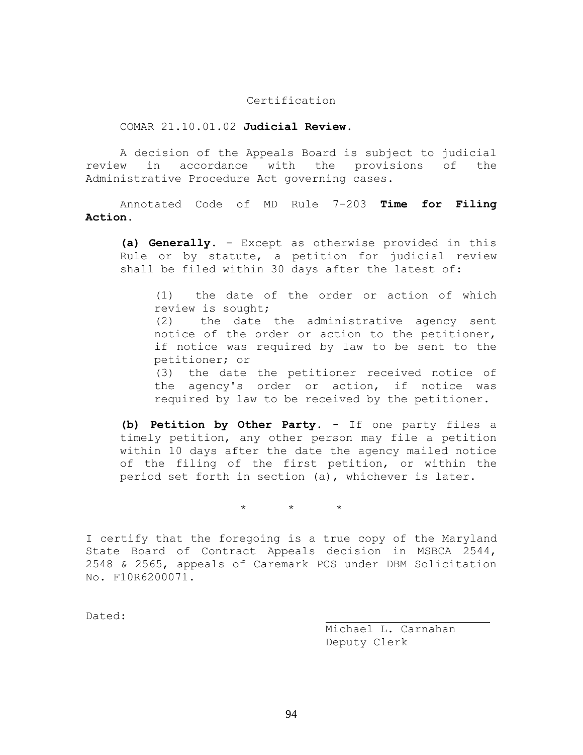Certification

COMAR 21.10.01.02 **Judicial Review.**

A decision of the Appeals Board is subject to judicial review in accordance with the provisions of the Administrative Procedure Act governing cases.

Annotated Code of MD Rule 7-203 **Time for Filing Action.**

> **(a) Generally.** - Except as otherwise provided in this Rule or by statute, a petition for judicial review shall be filed within 30 days after the latest of:
>
> > (1) the date of the order or action of which review is sought;
> > (2) the date the administrative agency sent notice of the order or action to the petitioner, if notice was required by law to be sent to the petitioner; or
> > (3) the date the petitioner received notice of the agency's order or action, if notice was required by law to be received by the petitioner.
>
> **(b) Petition by Other Party.** - If one party files a timely petition, any other person may file a petition within 10 days after the date the agency mailed notice of the filing of the first petition, or within the period set forth in section (a), whichever is later.

\* \* \*

I certify that the foregoing is a true copy of the Maryland State Board of Contract Appeals decision in MSBCA 2544, 2548 & 2565, appeals of Caremark PCS under DBM Solicitation No. F10R6200071.

Dated:

Michael L. Carnahan
Deputy Clerk